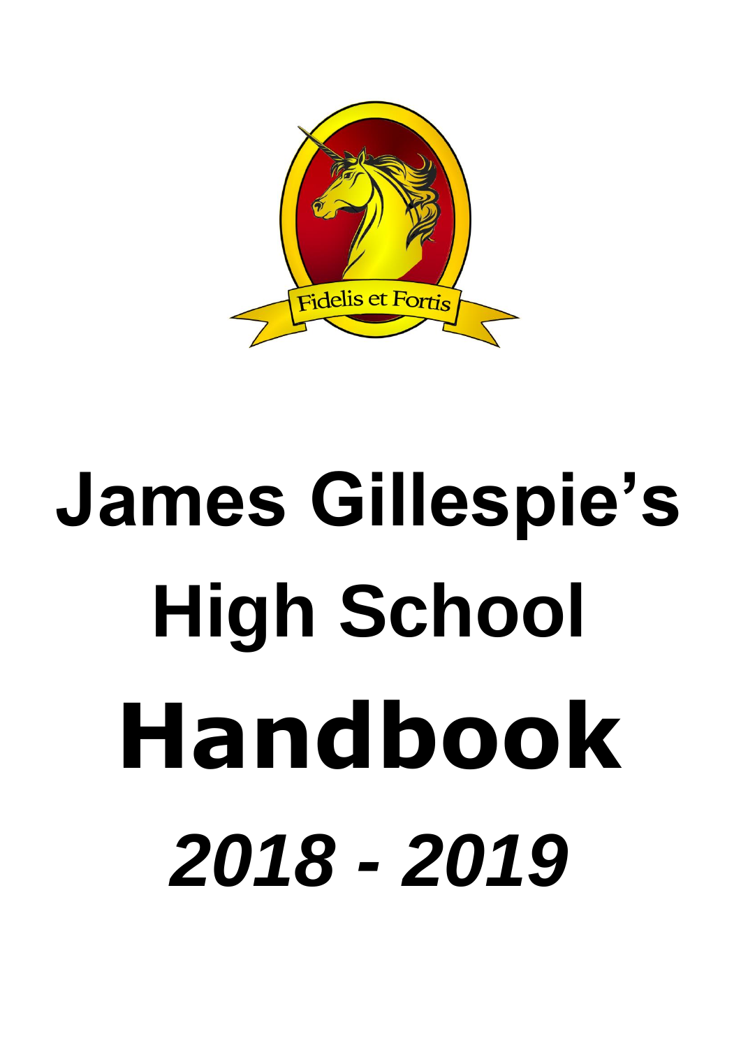Fidelis et Fortis

# James Gillespie's High School

# Handbook

## *2018 - 2019*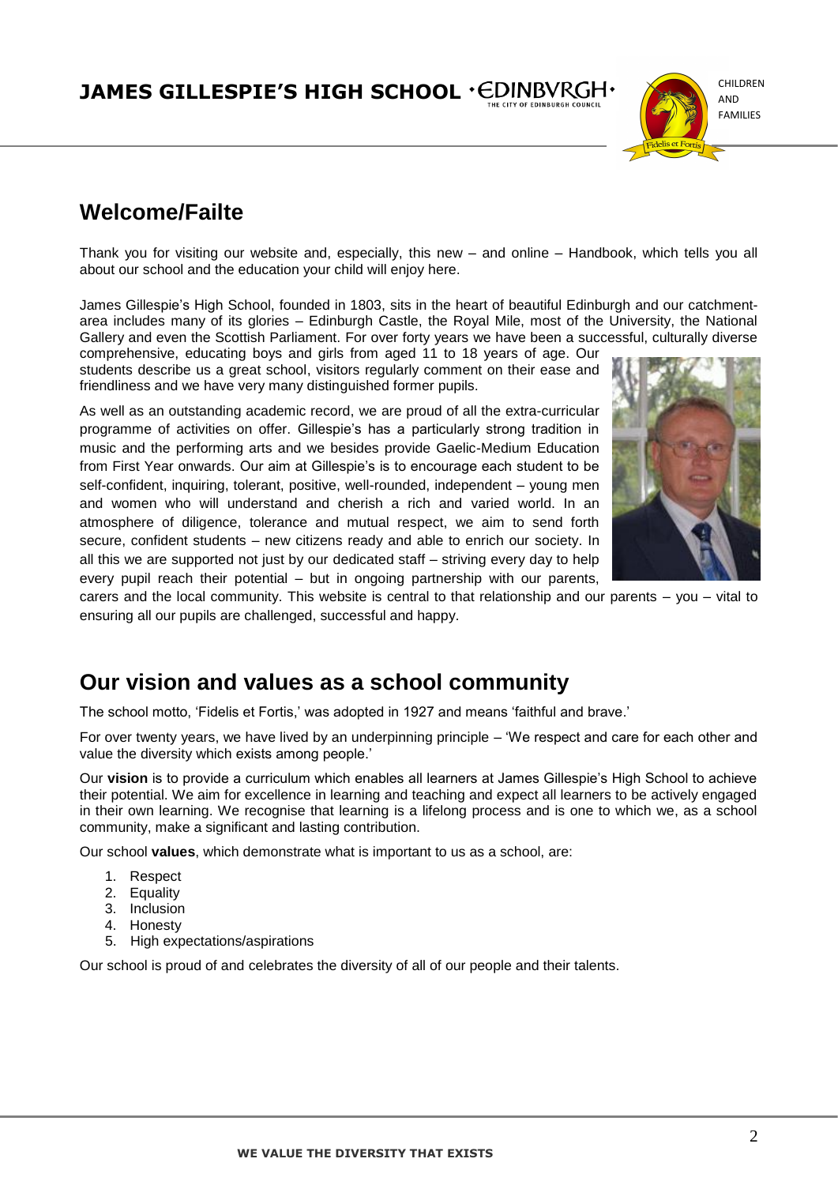## Welcome/Failte

Thank you for visiting our website and, especially, this new – and online – Handbook, which tells you all about our school and the education your child will enjoy here.

James Gillespie's High School, founded in 1803, sits in the heart of beautiful Edinburgh and our catchment-area includes many of its glories – Edinburgh Castle, the Royal Mile, most of the University, the National Gallery and even the Scottish Parliament. For over forty years we have been a successful, culturally diverse comprehensive, educating boys and girls from aged 11 to 18 years of age. Our students describe us a great school, visitors regularly comment on their ease and friendliness and we have very many distinguished former pupils.

As well as an outstanding academic record, we are proud of all the extra-curricular programme of activities on offer. Gillespie's has a particularly strong tradition in music and the performing arts and we besides provide Gaelic-Medium Education from First Year onwards. Our aim at Gillespie's is to encourage each student to be self-confident, inquiring, tolerant, positive, well-rounded, independent – young men and women who will understand and cherish a rich and varied world. In an atmosphere of diligence, tolerance and mutual respect, we aim to send forth secure, confident students – new citizens ready and able to enrich our society. In all this we are supported not just by our dedicated staff – striving every day to help every pupil reach their potential – but in ongoing partnership with our parents, carers and the local community. This website is central to that relationship and our parents – you – vital to ensuring all our pupils are challenged, successful and happy.

## Our vision and values as a school community

The school motto, 'Fidelis et Fortis,' was adopted in 1927 and means 'faithful and brave.'

For over twenty years, we have lived by an underpinning principle – 'We respect and care for each other and value the diversity which exists among people.'

Our **vision** is to provide a curriculum which enables all learners at James Gillespie's High School to achieve their potential. We aim for excellence in learning and teaching and expect all learners to be actively engaged in their own learning. We recognise that learning is a lifelong process and is one to which we, as a school community, make a significant and lasting contribution.

Our school **values**, which demonstrate what is important to us as a school, are:

1. Respect
2. Equality
3. Inclusion
4. Honesty
5. High expectations/aspirations

Our school is proud of and celebrates the diversity of all of our people and their talents.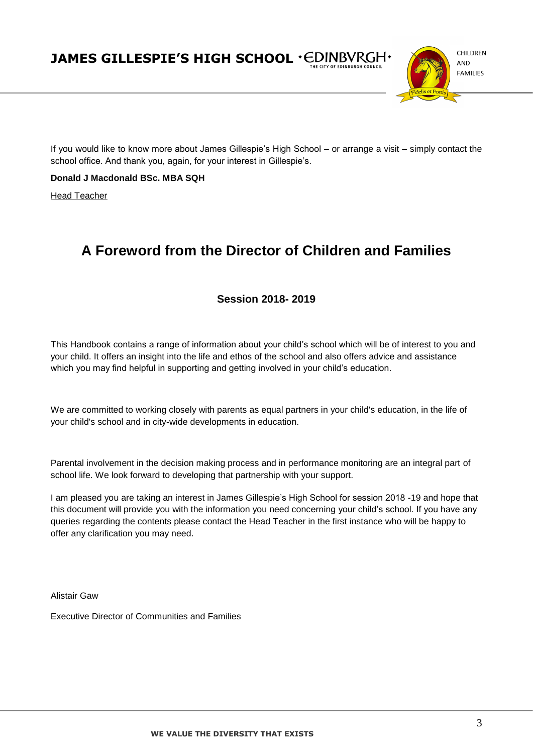If you would like to know more about James Gillespie's High School – or arrange a visit – simply contact the school office. And thank you, again, for your interest in Gillespie's.

**Donald J Macdonald BSc. MBA SQH**

Head Teacher

## A Foreword from the Director of Children and Families

### Session 2018- 2019

This Handbook contains a range of information about your child's school which will be of interest to you and your child. It offers an insight into the life and ethos of the school and also offers advice and assistance which you may find helpful in supporting and getting involved in your child's education.

We are committed to working closely with parents as equal partners in your child's education, in the life of your child's school and in city-wide developments in education.

Parental involvement in the decision making process and in performance monitoring are an integral part of school life. We look forward to developing that partnership with your support.

I am pleased you are taking an interest in James Gillespie's High School for session 2018 -19 and hope that this document will provide you with the information you need concerning your child's school. If you have any queries regarding the contents please contact the Head Teacher in the first instance who will be happy to offer any clarification you may need.

Alistair Gaw

Executive Director of Communities and Families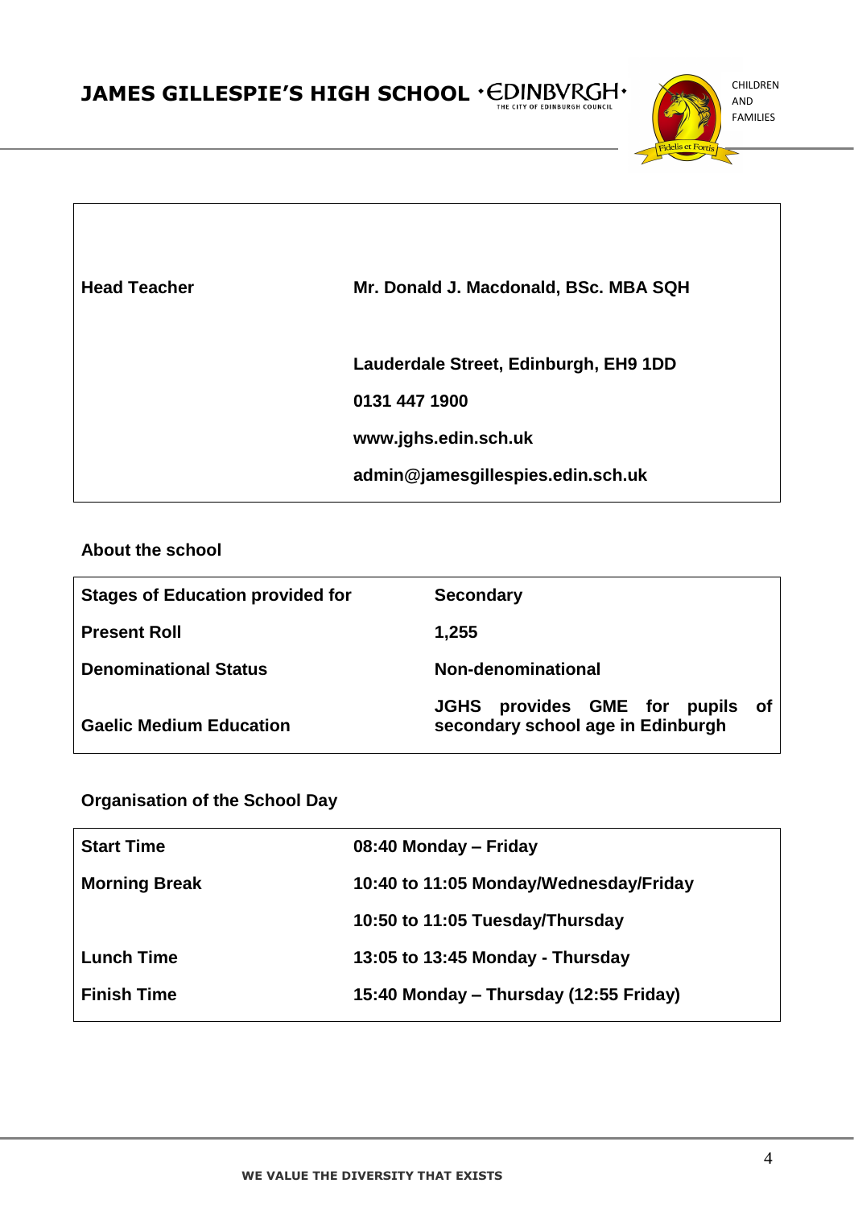| | |
|---|---|
| **Head Teacher** | **Mr. Donald J. Macdonald, BSc. MBA SQH** |
| | **Lauderdale Street, Edinburgh, EH9 1DD** |
| | **0131 447 1900** |
| | **www.jghs.edin.sch.uk** |
| | **admin@jamesgillespies.edin.sch.uk** |

### About the school

| | |
|---|---|
| **Stages of Education provided for** | **Secondary** |
| **Present Roll** | **1,255** |
| **Denominational Status** | **Non-denominational** |
| **Gaelic Medium Education** | **JGHS provides GME for pupils of secondary school age in Edinburgh** |

### Organisation of the School Day

| | |
|---|---|
| **Start Time** | **08:40 Monday – Friday** |
| **Morning Break** | **10:40 to 11:05 Monday/Wednesday/Friday** |
| | **10:50 to 11:05 Tuesday/Thursday** |
| **Lunch Time** | **13:05 to 13:45 Monday - Thursday** |
| **Finish Time** | **15:40 Monday – Thursday (12:55 Friday)** |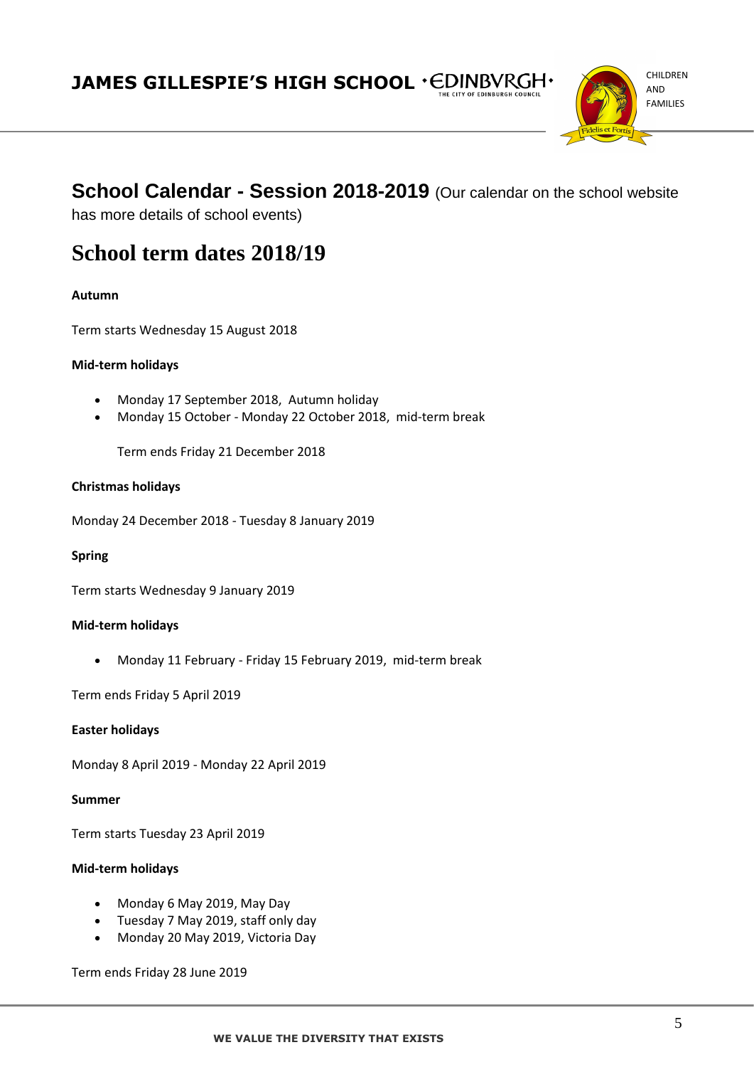## School Calendar - Session 2018-2019 (Our calendar on the school website has more details of school events)

# School term dates 2018/19

**Autumn**

Term starts Wednesday 15 August 2018

**Mid-term holidays**

- Monday 17 September 2018, Autumn holiday
- Monday 15 October - Monday 22 October 2018, mid-term break

Term ends Friday 21 December 2018

**Christmas holidays**

Monday 24 December 2018 - Tuesday 8 January 2019

**Spring**

Term starts Wednesday 9 January 2019

**Mid-term holidays**

- Monday 11 February - Friday 15 February 2019, mid-term break

Term ends Friday 5 April 2019

**Easter holidays**

Monday 8 April 2019 - Monday 22 April 2019

**Summer**

Term starts Tuesday 23 April 2019

**Mid-term holidays**

- Monday 6 May 2019, May Day
- Tuesday 7 May 2019, staff only day
- Monday 20 May 2019, Victoria Day

Term ends Friday 28 June 2019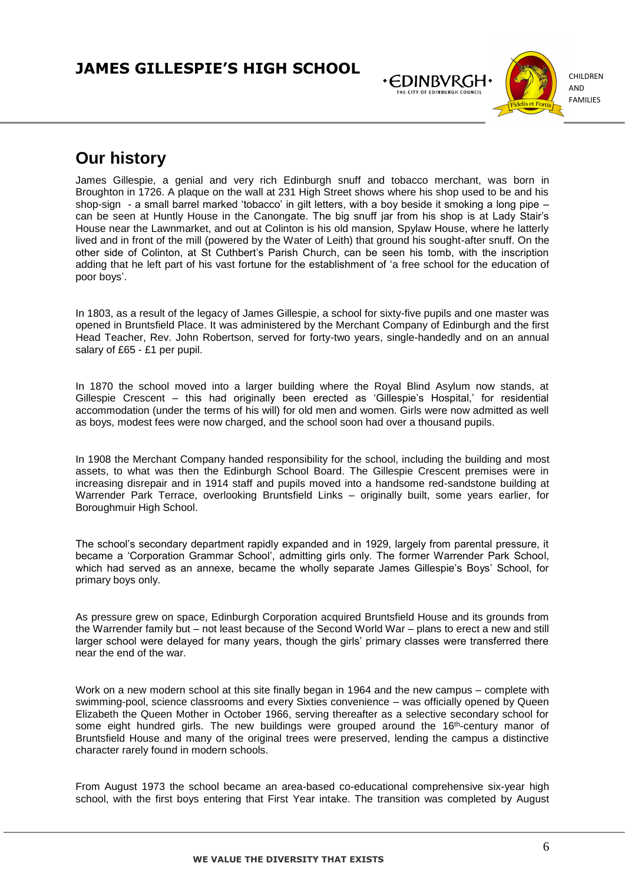## Our history

James Gillespie, a genial and very rich Edinburgh snuff and tobacco merchant, was born in Broughton in 1726. A plaque on the wall at 231 High Street shows where his shop used to be and his shop-sign - a small barrel marked 'tobacco' in gilt letters, with a boy beside it smoking a long pipe – can be seen at Huntly House in the Canongate. The big snuff jar from his shop is at Lady Stair's House near the Lawnmarket, and out at Colinton is his old mansion, Spylaw House, where he latterly lived and in front of the mill (powered by the Water of Leith) that ground his sought-after snuff. On the other side of Colinton, at St Cuthbert's Parish Church, can be seen his tomb, with the inscription adding that he left part of his vast fortune for the establishment of 'a free school for the education of poor boys'.

In 1803, as a result of the legacy of James Gillespie, a school for sixty-five pupils and one master was opened in Bruntsfield Place. It was administered by the Merchant Company of Edinburgh and the first Head Teacher, Rev. John Robertson, served for forty-two years, single-handedly and on an annual salary of £65 - £1 per pupil.

In 1870 the school moved into a larger building where the Royal Blind Asylum now stands, at Gillespie Crescent – this had originally been erected as 'Gillespie's Hospital,' for residential accommodation (under the terms of his will) for old men and women. Girls were now admitted as well as boys, modest fees were now charged, and the school soon had over a thousand pupils.

In 1908 the Merchant Company handed responsibility for the school, including the building and most assets, to what was then the Edinburgh School Board. The Gillespie Crescent premises were in increasing disrepair and in 1914 staff and pupils moved into a handsome red-sandstone building at Warrender Park Terrace, overlooking Bruntsfield Links – originally built, some years earlier, for Boroughmuir High School.

The school's secondary department rapidly expanded and in 1929, largely from parental pressure, it became a 'Corporation Grammar School', admitting girls only. The former Warrender Park School, which had served as an annexe, became the wholly separate James Gillespie's Boys' School, for primary boys only.

As pressure grew on space, Edinburgh Corporation acquired Bruntsfield House and its grounds from the Warrender family but – not least because of the Second World War – plans to erect a new and still larger school were delayed for many years, though the girls' primary classes were transferred there near the end of the war.

Work on a new modern school at this site finally began in 1964 and the new campus – complete with swimming-pool, science classrooms and every Sixties convenience – was officially opened by Queen Elizabeth the Queen Mother in October 1966, serving thereafter as a selective secondary school for some eight hundred girls. The new buildings were grouped around the 16th-century manor of Bruntsfield House and many of the original trees were preserved, lending the campus a distinctive character rarely found in modern schools.

From August 1973 the school became an area-based co-educational comprehensive six-year high school, with the first boys entering that First Year intake. The transition was completed by August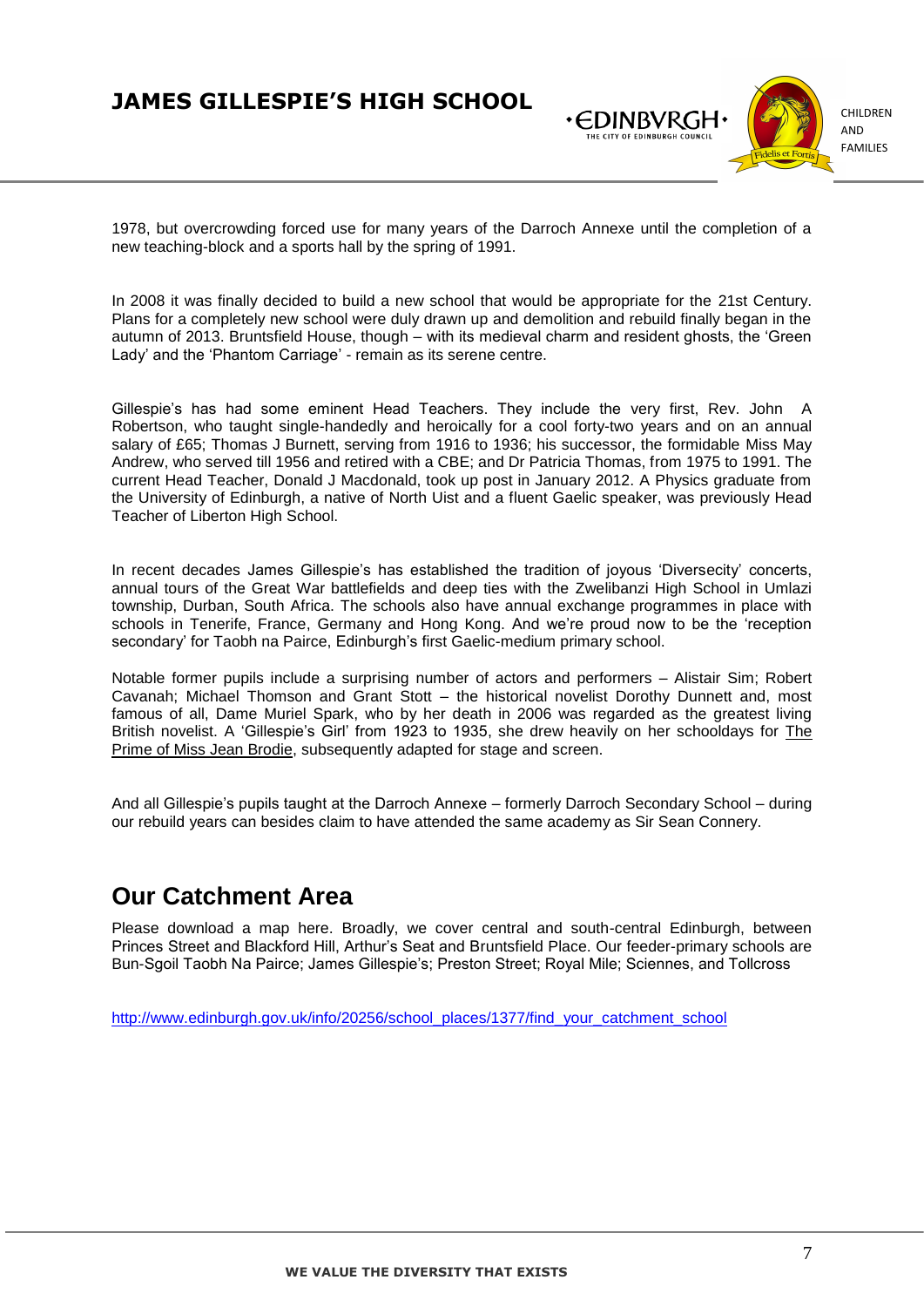1978, but overcrowding forced use for many years of the Darroch Annexe until the completion of a new teaching-block and a sports hall by the spring of 1991.

In 2008 it was finally decided to build a new school that would be appropriate for the 21st Century. Plans for a completely new school were duly drawn up and demolition and rebuild finally began in the autumn of 2013. Bruntsfield House, though – with its medieval charm and resident ghosts, the 'Green Lady' and the 'Phantom Carriage' - remain as its serene centre.

Gillespie's has had some eminent Head Teachers. They include the very first, Rev. John A Robertson, who taught single-handedly and heroically for a cool forty-two years and on an annual salary of £65; Thomas J Burnett, serving from 1916 to 1936; his successor, the formidable Miss May Andrew, who served till 1956 and retired with a CBE; and Dr Patricia Thomas, from 1975 to 1991. The current Head Teacher, Donald J Macdonald, took up post in January 2012. A Physics graduate from the University of Edinburgh, a native of North Uist and a fluent Gaelic speaker, was previously Head Teacher of Liberton High School.

In recent decades James Gillespie's has established the tradition of joyous 'Diversecity' concerts, annual tours of the Great War battlefields and deep ties with the Zwelibanzi High School in Umlazi township, Durban, South Africa. The schools also have annual exchange programmes in place with schools in Tenerife, France, Germany and Hong Kong. And we're proud now to be the 'reception secondary' for Taobh na Pairce, Edinburgh's first Gaelic-medium primary school.

Notable former pupils include a surprising number of actors and performers – Alistair Sim; Robert Cavanah; Michael Thomson and Grant Stott – the historical novelist Dorothy Dunnett and, most famous of all, Dame Muriel Spark, who by her death in 2006 was regarded as the greatest living British novelist. A 'Gillespie's Girl' from 1923 to 1935, she drew heavily on her schooldays for The Prime of Miss Jean Brodie, subsequently adapted for stage and screen.

And all Gillespie's pupils taught at the Darroch Annexe – formerly Darroch Secondary School – during our rebuild years can besides claim to have attended the same academy as Sir Sean Connery.

## Our Catchment Area

Please download a map here. Broadly, we cover central and south-central Edinburgh, between Princes Street and Blackford Hill, Arthur's Seat and Bruntsfield Place. Our feeder-primary schools are Bun-Sgoil Taobh Na Pairce; James Gillespie's; Preston Street; Royal Mile; Sciennes, and Tollcross

http://www.edinburgh.gov.uk/info/20256/school_places/1377/find_your_catchment_school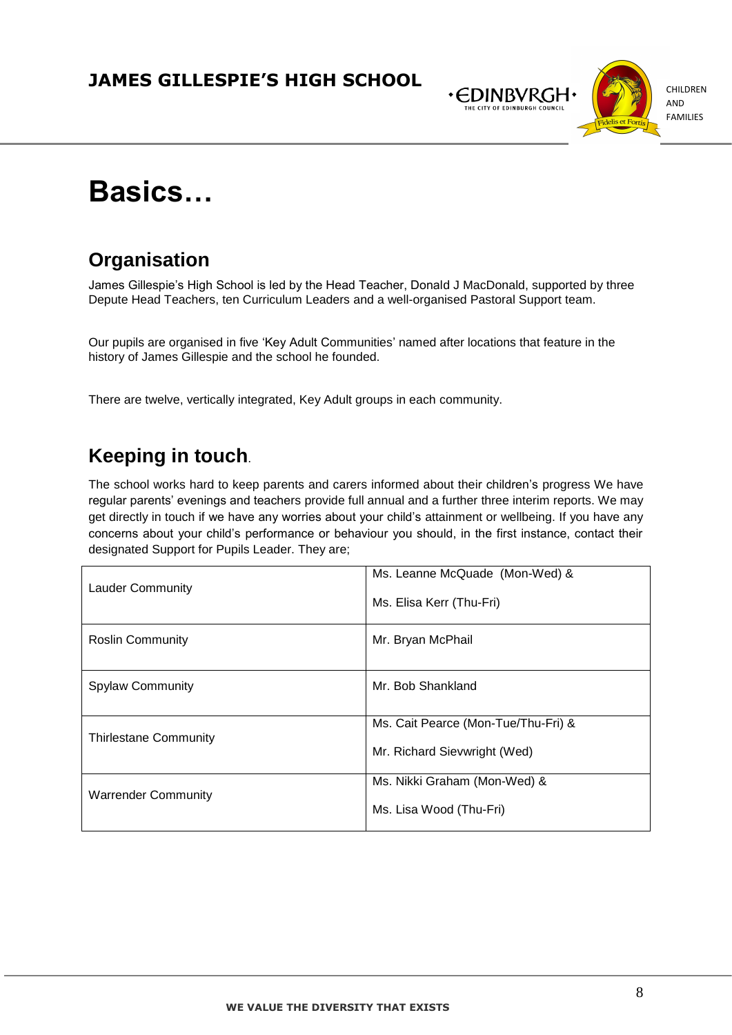# Basics…

## Organisation

James Gillespie's High School is led by the Head Teacher, Donald J MacDonald, supported by three Depute Head Teachers, ten Curriculum Leaders and a well-organised Pastoral Support team.

Our pupils are organised in five 'Key Adult Communities' named after locations that feature in the history of James Gillespie and the school he founded.

There are twelve, vertically integrated, Key Adult groups in each community.

## Keeping in touch.

The school works hard to keep parents and carers informed about their children's progress We have regular parents' evenings and teachers provide full annual and a further three interim reports. We may get directly in touch if we have any worries about your child's attainment or wellbeing. If you have any concerns about your child's performance or behaviour you should, in the first instance, contact their designated Support for Pupils Leader. They are;

| | |
|---|---|
| Lauder Community | Ms. Leanne McQuade (Mon-Wed) &<br>Ms. Elisa Kerr (Thu-Fri) |
| Roslin Community | Mr. Bryan McPhail |
| Spylaw Community | Mr. Bob Shankland |
| Thirlestane Community | Ms. Cait Pearce (Mon-Tue/Thu-Fri) &<br>Mr. Richard Sievwright (Wed) |
| Warrender Community | Ms. Nikki Graham (Mon-Wed) &<br>Ms. Lisa Wood (Thu-Fri) |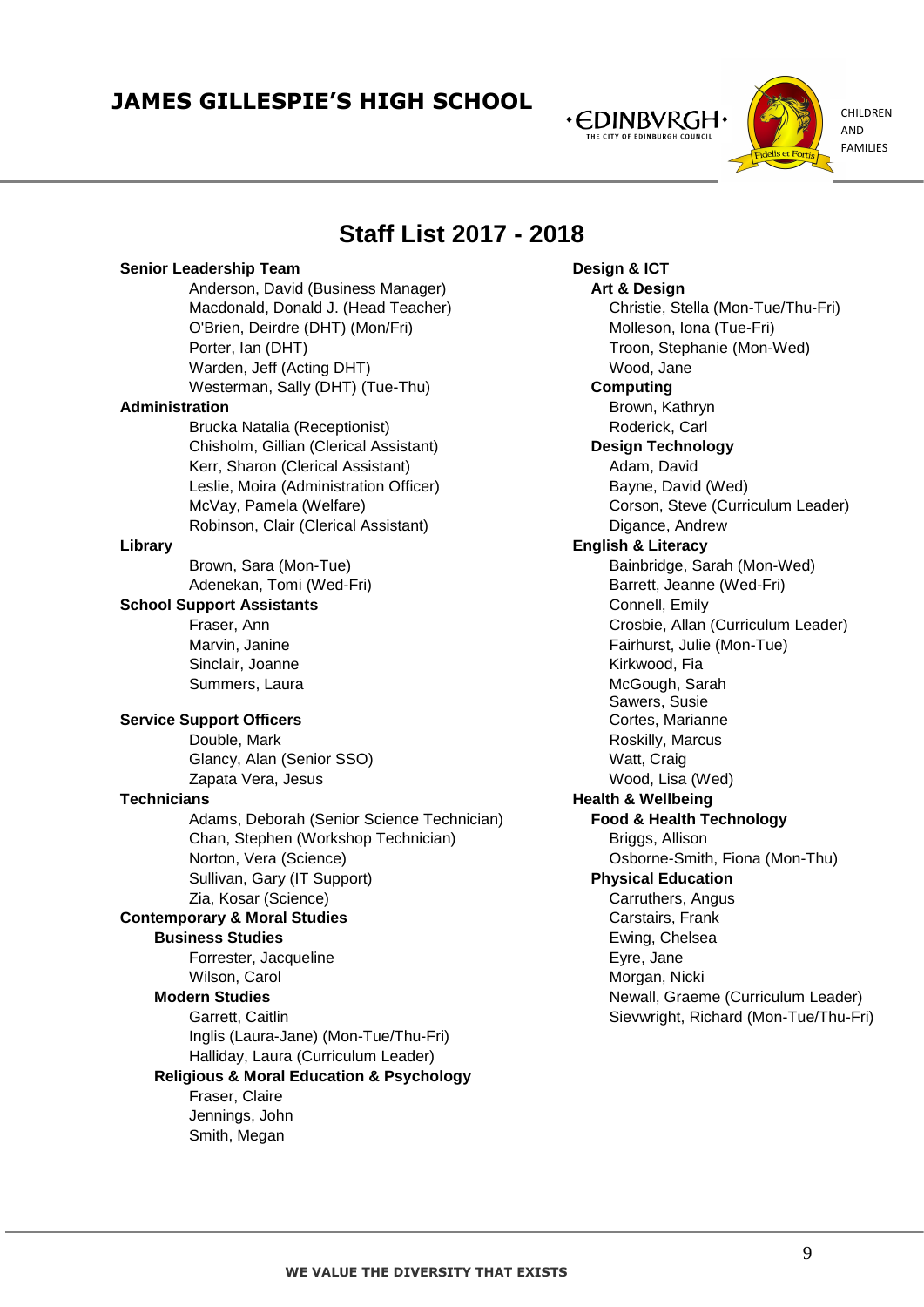# JAMES GILLESPIE'S HIGH SCHOOL

EDINBVRGH THE CITY OF EDINBURGH COUNCIL

CHILDREN AND FAMILIES

## Staff List 2017 - 2018

**Senior Leadership Team**

- Anderson, David (Business Manager)
- Macdonald, Donald J. (Head Teacher)
- O'Brien, Deirdre (DHT) (Mon/Fri)
- Porter, Ian (DHT)
- Warden, Jeff (Acting DHT)
- Westerman, Sally (DHT) (Tue-Thu)

**Administration**

- Brucka Natalia (Receptionist)
- Chisholm, Gillian (Clerical Assistant)
- Kerr, Sharon (Clerical Assistant)
- Leslie, Moira (Administration Officer)
- McVay, Pamela (Welfare)
- Robinson, Clair (Clerical Assistant)

**Library**

- Brown, Sara (Mon-Tue)
- Adenekan, Tomi (Wed-Fri)

**School Support Assistants**

- Fraser, Ann
- Marvin, Janine
- Sinclair, Joanne
- Summers, Laura

**Service Support Officers**

- Double, Mark
- Glancy, Alan (Senior SSO)
- Zapata Vera, Jesus

**Technicians**

- Adams, Deborah (Senior Science Technician)
- Chan, Stephen (Workshop Technician)
- Norton, Vera (Science)
- Sullivan, Gary (IT Support)
- Zia, Kosar (Science)

**Contemporary & Moral Studies**

**Business Studies**

- Forrester, Jacqueline
- Wilson, Carol

**Modern Studies**

- Garrett, Caitlin
- Inglis (Laura-Jane) (Mon-Tue/Thu-Fri)
- Halliday, Laura (Curriculum Leader)

**Religious & Moral Education & Psychology**

- Fraser, Claire
- Jennings, John
- Smith, Megan

**Design & ICT**

**Art & Design**

- Christie, Stella (Mon-Tue/Thu-Fri)
- Molleson, Iona (Tue-Fri)
- Troon, Stephanie (Mon-Wed)
- Wood, Jane

**Computing**

- Brown, Kathryn
- Roderick, Carl

**Design Technology**

- Adam, David
- Bayne, David (Wed)
- Corson, Steve (Curriculum Leader)
- Digance, Andrew

**English & Literacy**

- Bainbridge, Sarah (Mon-Wed)
- Barrett, Jeanne (Wed-Fri)
- Connell, Emily
- Crosbie, Allan (Curriculum Leader)
- Fairhurst, Julie (Mon-Tue)
- Kirkwood, Fia
- McGough, Sarah
- Sawers, Susie
- Cortes, Marianne
- Roskilly, Marcus
- Watt, Craig
- Wood, Lisa (Wed)

**Health & Wellbeing**

**Food & Health Technology**

- Briggs, Allison
- Osborne-Smith, Fiona (Mon-Thu)

**Physical Education**

- Carruthers, Angus
- Carstairs, Frank
- Ewing, Chelsea
- Eyre, Jane
- Morgan, Nicki
- Newall, Graeme (Curriculum Leader)
- Sievwright, Richard (Mon-Tue/Thu-Fri)

**WE VALUE THE DIVERSITY THAT EXISTS**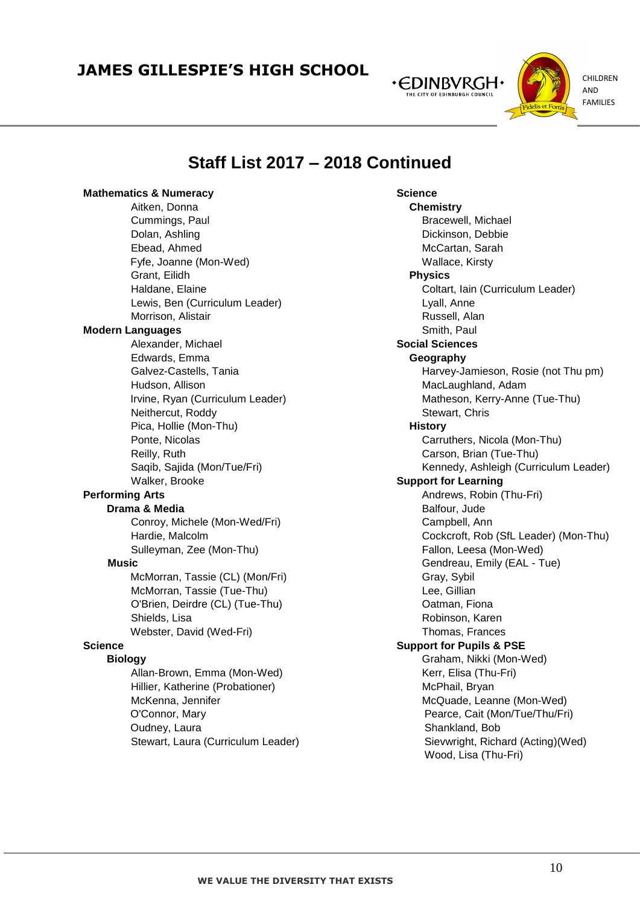# Staff List 2017 – 2018 Continued

**Mathematics & Numeracy**

- Aitken, Donna
- Cummings, Paul
- Dolan, Ashling
- Ebead, Ahmed
- Fyfe, Joanne (Mon-Wed)
- Grant, Eilidh
- Haldane, Elaine
- Lewis, Ben (Curriculum Leader)
- Morrison, Alistair

**Modern Languages**

- Alexander, Michael
- Edwards, Emma
- Galvez-Castells, Tania
- Hudson, Allison
- Irvine, Ryan (Curriculum Leader)
- Neithercut, Roddy
- Pica, Hollie (Mon-Thu)
- Ponte, Nicolas
- Reilly, Ruth
- Saqib, Sajida (Mon/Tue/Fri)
- Walker, Brooke

**Performing Arts**

**Drama & Media**

- Conroy, Michele (Mon-Wed/Fri)
- Hardie, Malcolm
- Sulleyman, Zee (Mon-Thu)

**Music**

- McMorran, Tassie (CL) (Mon/Fri)
- McMorran, Tassie (Tue-Thu)
- O'Brien, Deirdre (CL) (Tue-Thu)
- Shields, Lisa
- Webster, David (Wed-Fri)

**Science**

**Biology**

- Allan-Brown, Emma (Mon-Wed)
- Hillier, Katherine (Probationer)
- McKenna, Jennifer
- O'Connor, Mary
- Oudney, Laura
- Stewart, Laura (Curriculum Leader)

**Science**

**Chemistry**

- Bracewell, Michael
- Dickinson, Debbie
- McCartan, Sarah
- Wallace, Kirsty

**Physics**

- Coltart, Iain (Curriculum Leader)
- Lyall, Anne
- Russell, Alan
- Smith, Paul

**Social Sciences**

**Geography**

- Harvey-Jamieson, Rosie (not Thu pm)
- MacLaughland, Adam
- Matheson, Kerry-Anne (Tue-Thu)
- Stewart, Chris

**History**

- Carruthers, Nicola (Mon-Thu)
- Carson, Brian (Tue-Thu)
- Kennedy, Ashleigh (Curriculum Leader)

**Support for Learning**

- Andrews, Robin (Thu-Fri)
- Balfour, Jude
- Campbell, Ann
- Cockcroft, Rob (SfL Leader) (Mon-Thu)
- Fallon, Leesa (Mon-Wed)
- Gendreau, Emily (EAL - Tue)
- Gray, Sybil
- Lee, Gillian
- Oatman, Fiona
- Robinson, Karen
- Thomas, Frances

**Support for Pupils & PSE**

- Graham, Nikki (Mon-Wed)
- Kerr, Elisa (Thu-Fri)
- McPhail, Bryan
- McQuade, Leanne (Mon-Wed)
- Pearce, Cait (Mon/Tue/Thu/Fri)
- Shankland, Bob
- Sievwright, Richard (Acting)(Wed)
- Wood, Lisa (Thu-Fri)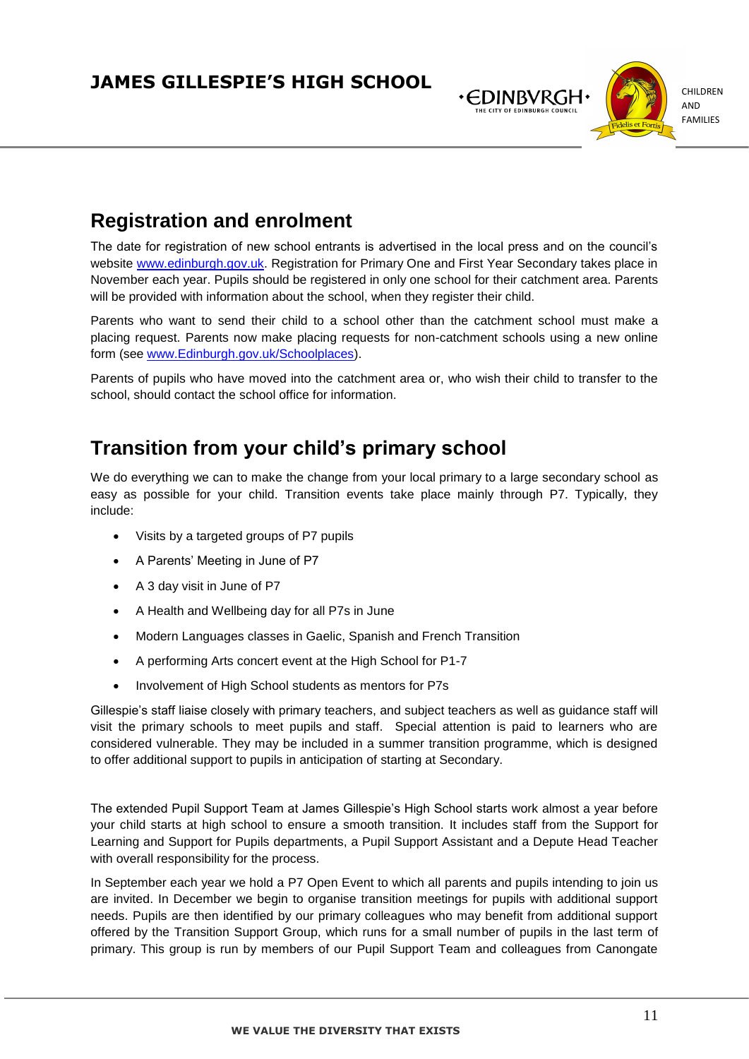## Registration and enrolment

The date for registration of new school entrants is advertised in the local press and on the council's website [www.edinburgh.gov.uk](www.edinburgh.gov.uk). Registration for Primary One and First Year Secondary takes place in November each year. Pupils should be registered in only one school for their catchment area. Parents will be provided with information about the school, when they register their child.

Parents who want to send their child to a school other than the catchment school must make a placing request. Parents now make placing requests for non-catchment schools using a new online form (see [www.Edinburgh.gov.uk/Schoolplaces](www.Edinburgh.gov.uk/Schoolplaces)).

Parents of pupils who have moved into the catchment area or, who wish their child to transfer to the school, should contact the school office for information.

## Transition from your child's primary school

We do everything we can to make the change from your local primary to a large secondary school as easy as possible for your child. Transition events take place mainly through P7. Typically, they include:

- Visits by a targeted groups of P7 pupils
- A Parents' Meeting in June of P7
- A 3 day visit in June of P7
- A Health and Wellbeing day for all P7s in June
- Modern Languages classes in Gaelic, Spanish and French Transition
- A performing Arts concert event at the High School for P1-7
- Involvement of High School students as mentors for P7s

Gillespie's staff liaise closely with primary teachers, and subject teachers as well as guidance staff will visit the primary schools to meet pupils and staff. Special attention is paid to learners who are considered vulnerable. They may be included in a summer transition programme, which is designed to offer additional support to pupils in anticipation of starting at Secondary.

The extended Pupil Support Team at James Gillespie's High School starts work almost a year before your child starts at high school to ensure a smooth transition. It includes staff from the Support for Learning and Support for Pupils departments, a Pupil Support Assistant and a Depute Head Teacher with overall responsibility for the process.

In September each year we hold a P7 Open Event to which all parents and pupils intending to join us are invited. In December we begin to organise transition meetings for pupils with additional support needs. Pupils are then identified by our primary colleagues who may benefit from additional support offered by the Transition Support Group, which runs for a small number of pupils in the last term of primary. This group is run by members of our Pupil Support Team and colleagues from Canongate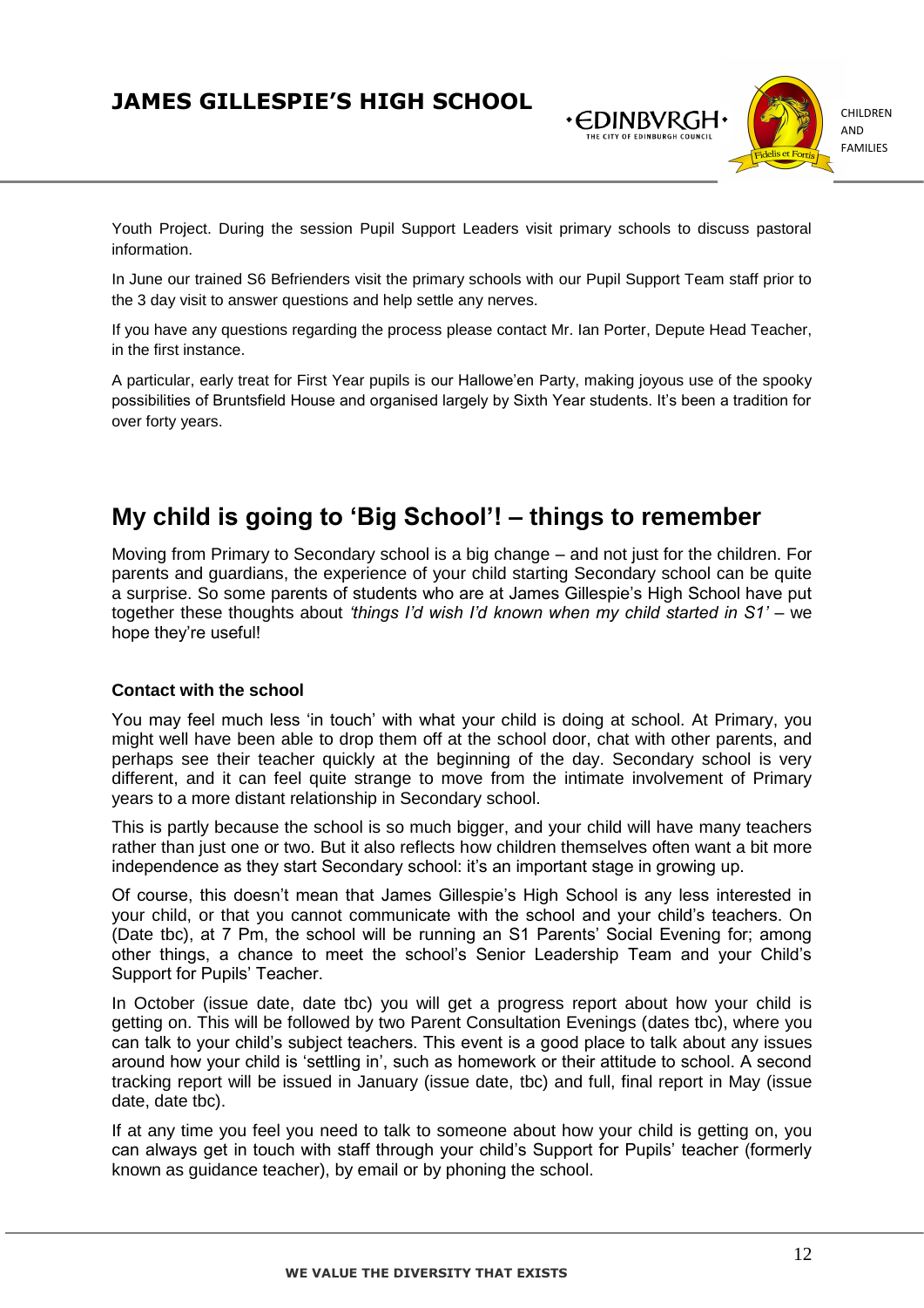Youth Project. During the session Pupil Support Leaders visit primary schools to discuss pastoral information.

In June our trained S6 Befrienders visit the primary schools with our Pupil Support Team staff prior to the 3 day visit to answer questions and help settle any nerves.

If you have any questions regarding the process please contact Mr. Ian Porter, Depute Head Teacher, in the first instance.

A particular, early treat for First Year pupils is our Hallowe'en Party, making joyous use of the spooky possibilities of Bruntsfield House and organised largely by Sixth Year students. It's been a tradition for over forty years.

## My child is going to 'Big School'! – things to remember

Moving from Primary to Secondary school is a big change – and not just for the children. For parents and guardians, the experience of your child starting Secondary school can be quite a surprise. So some parents of students who are at James Gillespie's High School have put together these thoughts about *'things I'd wish I'd known when my child started in S1'* – we hope they're useful!

### Contact with the school

You may feel much less 'in touch' with what your child is doing at school. At Primary, you might well have been able to drop them off at the school door, chat with other parents, and perhaps see their teacher quickly at the beginning of the day. Secondary school is very different, and it can feel quite strange to move from the intimate involvement of Primary years to a more distant relationship in Secondary school.

This is partly because the school is so much bigger, and your child will have many teachers rather than just one or two. But it also reflects how children themselves often want a bit more independence as they start Secondary school: it's an important stage in growing up.

Of course, this doesn't mean that James Gillespie's High School is any less interested in your child, or that you cannot communicate with the school and your child's teachers. On (Date tbc), at 7 Pm, the school will be running an S1 Parents' Social Evening for; among other things, a chance to meet the school's Senior Leadership Team and your Child's Support for Pupils' Teacher.

In October (issue date, date tbc) you will get a progress report about how your child is getting on. This will be followed by two Parent Consultation Evenings (dates tbc), where you can talk to your child's subject teachers. This event is a good place to talk about any issues around how your child is 'settling in', such as homework or their attitude to school. A second tracking report will be issued in January (issue date, tbc) and full, final report in May (issue date, date tbc).

If at any time you feel you need to talk to someone about how your child is getting on, you can always get in touch with staff through your child's Support for Pupils' teacher (formerly known as guidance teacher), by email or by phoning the school.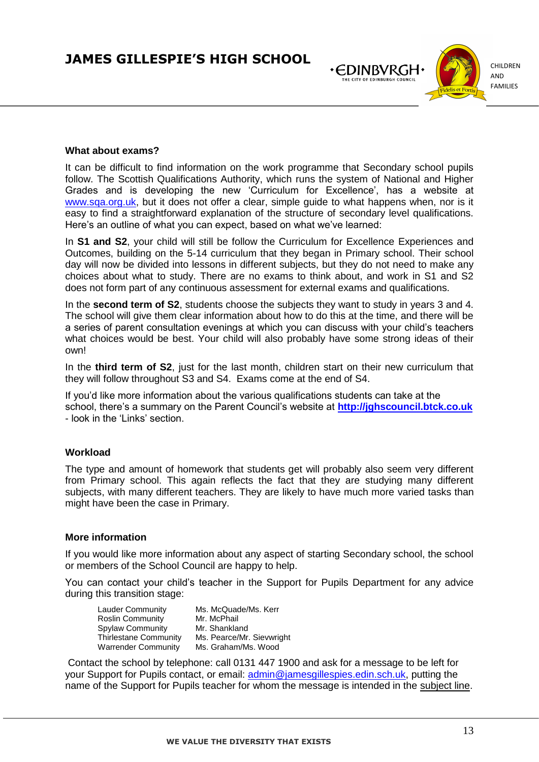### What about exams?

It can be difficult to find information on the work programme that Secondary school pupils follow. The Scottish Qualifications Authority, which runs the system of National and Higher Grades and is developing the new 'Curriculum for Excellence', has a website at www.sqa.org.uk, but it does not offer a clear, simple guide to what happens when, nor is it easy to find a straightforward explanation of the structure of secondary level qualifications. Here's an outline of what you can expect, based on what we've learned:

In **S1 and S2**, your child will still be follow the Curriculum for Excellence Experiences and Outcomes, building on the 5-14 curriculum that they began in Primary school. Their school day will now be divided into lessons in different subjects, but they do not need to make any choices about what to study. There are no exams to think about, and work in S1 and S2 does not form part of any continuous assessment for external exams and qualifications.

In the **second term of S2**, students choose the subjects they want to study in years 3 and 4. The school will give them clear information about how to do this at the time, and there will be a series of parent consultation evenings at which you can discuss with your child's teachers what choices would be best. Your child will also probably have some strong ideas of their own!

In the **third term of S2**, just for the last month, children start on their new curriculum that they will follow throughout S3 and S4. Exams come at the end of S4.

If you'd like more information about the various qualifications students can take at the school, there's a summary on the Parent Council's website at **http://jghscouncil.btck.co.uk** - look in the 'Links' section.

### Workload

The type and amount of homework that students get will probably also seem very different from Primary school. This again reflects the fact that they are studying many different subjects, with many different teachers. They are likely to have much more varied tasks than might have been the case in Primary.

### More information

If you would like more information about any aspect of starting Secondary school, the school or members of the School Council are happy to help.

You can contact your child's teacher in the Support for Pupils Department for any advice during this transition stage:

| | |
|---|---|
| Lauder Community | Ms. McQuade/Ms. Kerr |
| Roslin Community | Mr. McPhail |
| Spylaw Community | Mr. Shankland |
| Thirlestane Community | Ms. Pearce/Mr. Sievwright |
| Warrender Community | Ms. Graham/Ms. Wood |

Contact the school by telephone: call 0131 447 1900 and ask for a message to be left for your Support for Pupils contact, or email: admin@jamesgillespies.edin.sch.uk, putting the name of the Support for Pupils teacher for whom the message is intended in the subject line.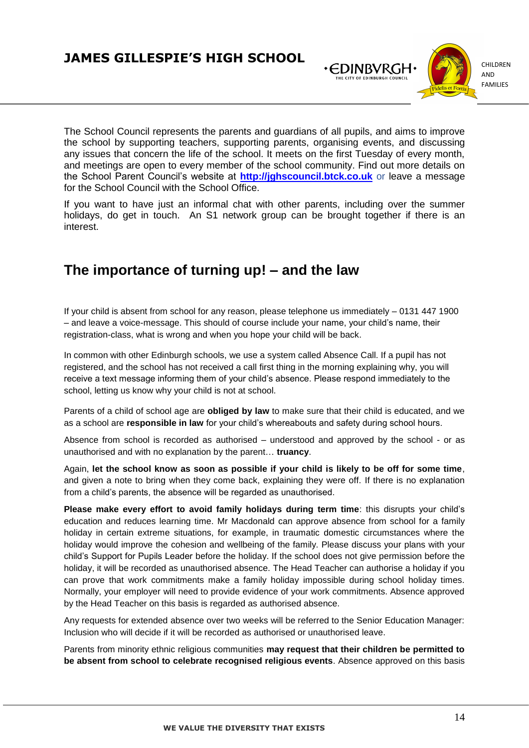The School Council represents the parents and guardians of all pupils, and aims to improve the school by supporting teachers, supporting parents, organising events, and discussing any issues that concern the life of the school. It meets on the first Tuesday of every month, and meetings are open to every member of the school community. Find out more details on the School Parent Council's website at **http://jghscouncil.btck.co.uk** or leave a message for the School Council with the School Office.

If you want to have just an informal chat with other parents, including over the summer holidays, do get in touch. An S1 network group can be brought together if there is an interest.

## The importance of turning up! – and the law

If your child is absent from school for any reason, please telephone us immediately – 0131 447 1900 – and leave a voice-message. This should of course include your name, your child's name, their registration-class, what is wrong and when you hope your child will be back.

In common with other Edinburgh schools, we use a system called Absence Call. If a pupil has not registered, and the school has not received a call first thing in the morning explaining why, you will receive a text message informing them of your child's absence. Please respond immediately to the school, letting us know why your child is not at school.

Parents of a child of school age are **obliged by law** to make sure that their child is educated, and we as a school are **responsible in law** for your child's whereabouts and safety during school hours.

Absence from school is recorded as authorised – understood and approved by the school - or as unauthorised and with no explanation by the parent… **truancy**.

Again, **let the school know as soon as possible if your child is likely to be off for some time**, and given a note to bring when they come back, explaining they were off. If there is no explanation from a child's parents, the absence will be regarded as unauthorised.

**Please make every effort to avoid family holidays during term time**: this disrupts your child's education and reduces learning time. Mr Macdonald can approve absence from school for a family holiday in certain extreme situations, for example, in traumatic domestic circumstances where the holiday would improve the cohesion and wellbeing of the family. Please discuss your plans with your child's Support for Pupils Leader before the holiday. If the school does not give permission before the holiday, it will be recorded as unauthorised absence. The Head Teacher can authorise a holiday if you can prove that work commitments make a family holiday impossible during school holiday times. Normally, your employer will need to provide evidence of your work commitments. Absence approved by the Head Teacher on this basis is regarded as authorised absence.

Any requests for extended absence over two weeks will be referred to the Senior Education Manager: Inclusion who will decide if it will be recorded as authorised or unauthorised leave.

Parents from minority ethnic religious communities **may request that their children be permitted to be absent from school to celebrate recognised religious events**. Absence approved on this basis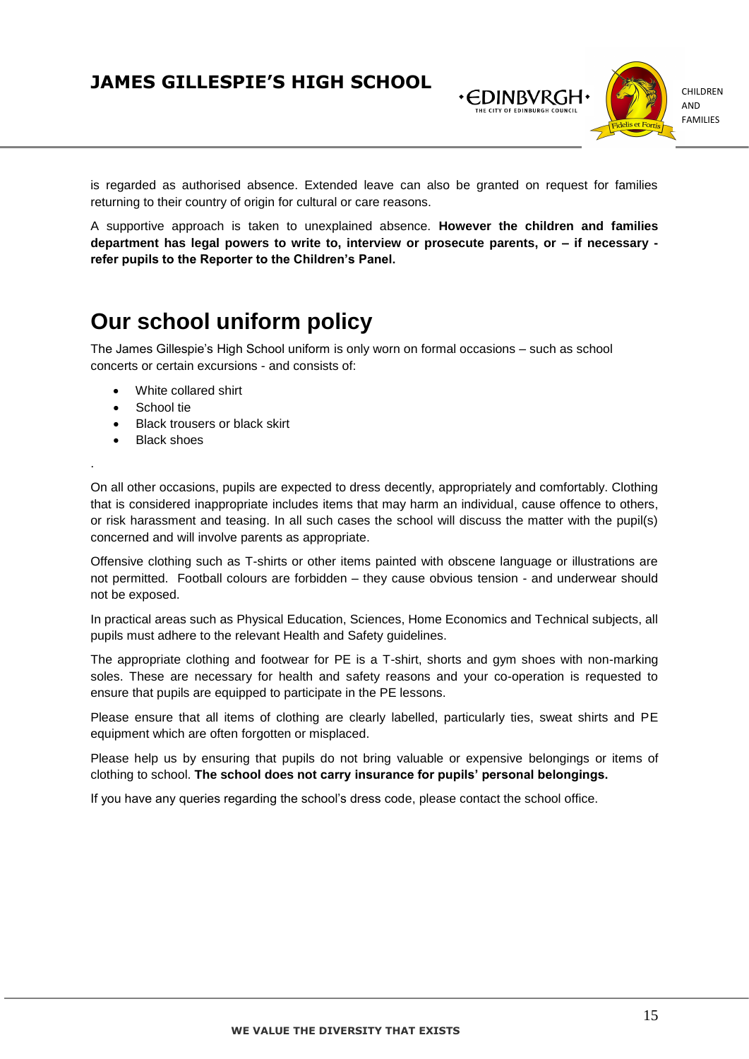is regarded as authorised absence. Extended leave can also be granted on request for families returning to their country of origin for cultural or care reasons.

A supportive approach is taken to unexplained absence. **However the children and families department has legal powers to write to, interview or prosecute parents, or – if necessary - refer pupils to the Reporter to the Children's Panel.**

# Our school uniform policy

The James Gillespie's High School uniform is only worn on formal occasions – such as school concerts or certain excursions - and consists of:

- White collared shirt
- School tie
- Black trousers or black skirt
- Black shoes

On all other occasions, pupils are expected to dress decently, appropriately and comfortably. Clothing that is considered inappropriate includes items that may harm an individual, cause offence to others, or risk harassment and teasing. In all such cases the school will discuss the matter with the pupil(s) concerned and will involve parents as appropriate.

Offensive clothing such as T-shirts or other items painted with obscene language or illustrations are not permitted. Football colours are forbidden – they cause obvious tension - and underwear should not be exposed.

In practical areas such as Physical Education, Sciences, Home Economics and Technical subjects, all pupils must adhere to the relevant Health and Safety guidelines.

The appropriate clothing and footwear for PE is a T-shirt, shorts and gym shoes with non-marking soles. These are necessary for health and safety reasons and your co-operation is requested to ensure that pupils are equipped to participate in the PE lessons.

Please ensure that all items of clothing are clearly labelled, particularly ties, sweat shirts and PE equipment which are often forgotten or misplaced.

Please help us by ensuring that pupils do not bring valuable or expensive belongings or items of clothing to school. **The school does not carry insurance for pupils' personal belongings.**

If you have any queries regarding the school's dress code, please contact the school office.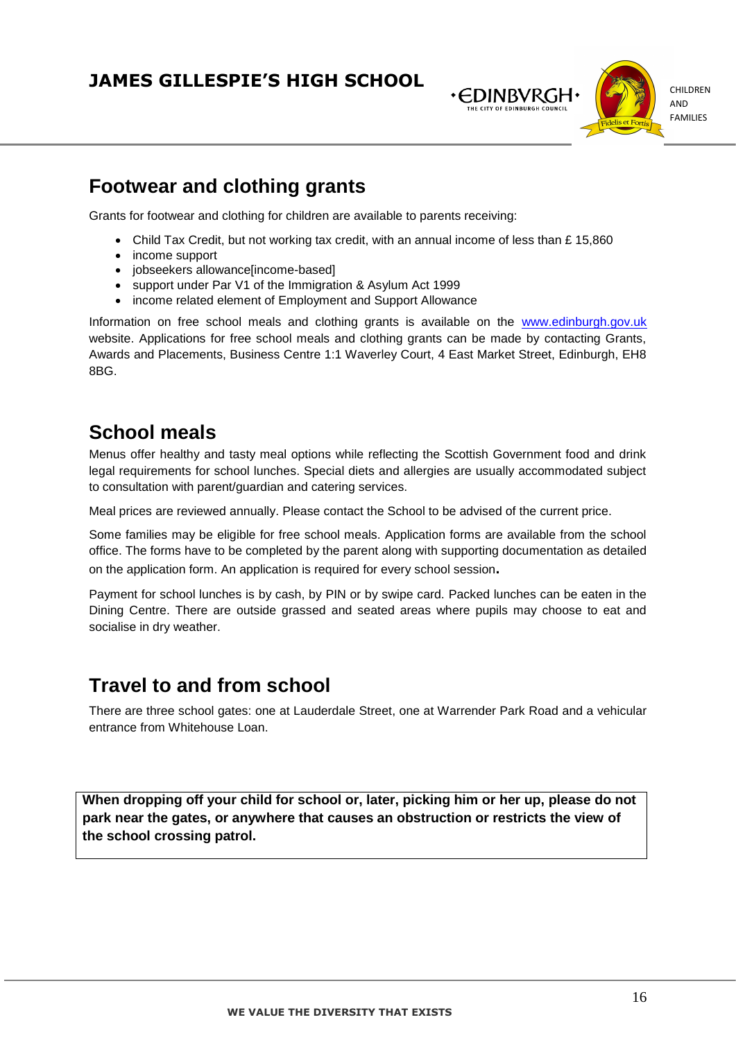## Footwear and clothing grants

Grants for footwear and clothing for children are available to parents receiving:

- Child Tax Credit, but not working tax credit, with an annual income of less than £ 15,860
- income support
- jobseekers allowance[income-based]
- support under Par V1 of the Immigration & Asylum Act 1999
- income related element of Employment and Support Allowance

Information on free school meals and clothing grants is available on the www.edinburgh.gov.uk website. Applications for free school meals and clothing grants can be made by contacting Grants, Awards and Placements, Business Centre 1:1 Waverley Court, 4 East Market Street, Edinburgh, EH8 8BG.

## School meals

Menus offer healthy and tasty meal options while reflecting the Scottish Government food and drink legal requirements for school lunches. Special diets and allergies are usually accommodated subject to consultation with parent/guardian and catering services.

Meal prices are reviewed annually. Please contact the School to be advised of the current price.

Some families may be eligible for free school meals. Application forms are available from the school office. The forms have to be completed by the parent along with supporting documentation as detailed on the application form. An application is required for every school session.

Payment for school lunches is by cash, by PIN or by swipe card. Packed lunches can be eaten in the Dining Centre. There are outside grassed and seated areas where pupils may choose to eat and socialise in dry weather.

## Travel to and from school

There are three school gates: one at Lauderdale Street, one at Warrender Park Road and a vehicular entrance from Whitehouse Loan.

**When dropping off your child for school or, later, picking him or her up, please do not park near the gates, or anywhere that causes an obstruction or restricts the view of the school crossing patrol.**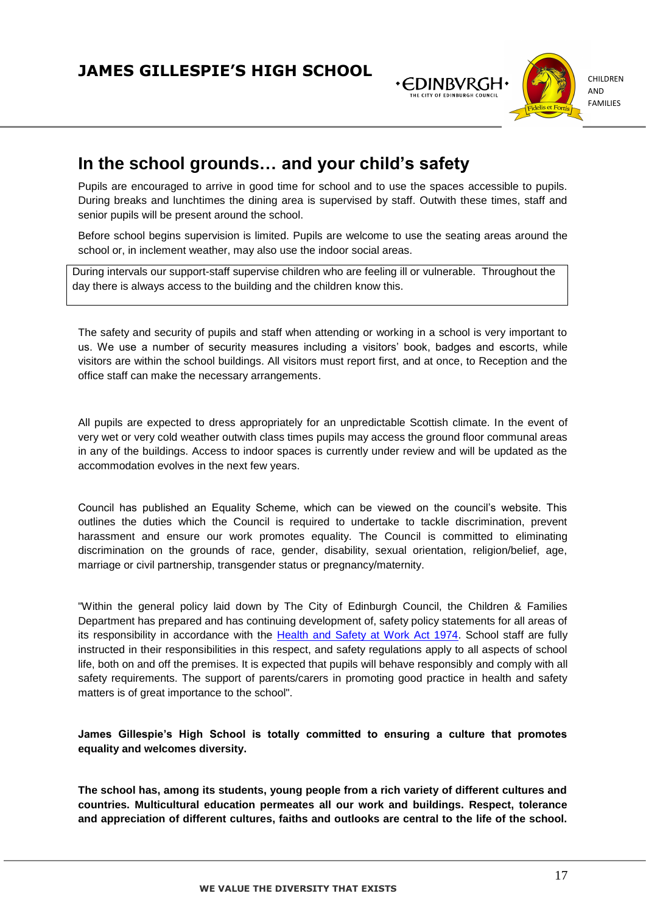## In the school grounds… and your child's safety

Pupils are encouraged to arrive in good time for school and to use the spaces accessible to pupils. During breaks and lunchtimes the dining area is supervised by staff. Outwith these times, staff and senior pupils will be present around the school.

Before school begins supervision is limited. Pupils are welcome to use the seating areas around the school or, in inclement weather, may also use the indoor social areas.

During intervals our support-staff supervise children who are feeling ill or vulnerable. Throughout the day there is always access to the building and the children know this.

The safety and security of pupils and staff when attending or working in a school is very important to us. We use a number of security measures including a visitors' book, badges and escorts, while visitors are within the school buildings. All visitors must report first, and at once, to Reception and the office staff can make the necessary arrangements.

All pupils are expected to dress appropriately for an unpredictable Scottish climate. In the event of very wet or very cold weather outwith class times pupils may access the ground floor communal areas in any of the buildings. Access to indoor spaces is currently under review and will be updated as the accommodation evolves in the next few years.

Council has published an Equality Scheme, which can be viewed on the council's website. This outlines the duties which the Council is required to undertake to tackle discrimination, prevent harassment and ensure our work promotes equality. The Council is committed to eliminating discrimination on the grounds of race, gender, disability, sexual orientation, religion/belief, age, marriage or civil partnership, transgender status or pregnancy/maternity.

"Within the general policy laid down by The City of Edinburgh Council, the Children & Families Department has prepared and has continuing development of, safety policy statements for all areas of its responsibility in accordance with the Health and Safety at Work Act 1974. School staff are fully instructed in their responsibilities in this respect, and safety regulations apply to all aspects of school life, both on and off the premises. It is expected that pupils will behave responsibly and comply with all safety requirements. The support of parents/carers in promoting good practice in health and safety matters is of great importance to the school".

**James Gillespie's High School is totally committed to ensuring a culture that promotes equality and welcomes diversity.**

**The school has, among its students, young people from a rich variety of different cultures and countries. Multicultural education permeates all our work and buildings. Respect, tolerance and appreciation of different cultures, faiths and outlooks are central to the life of the school.**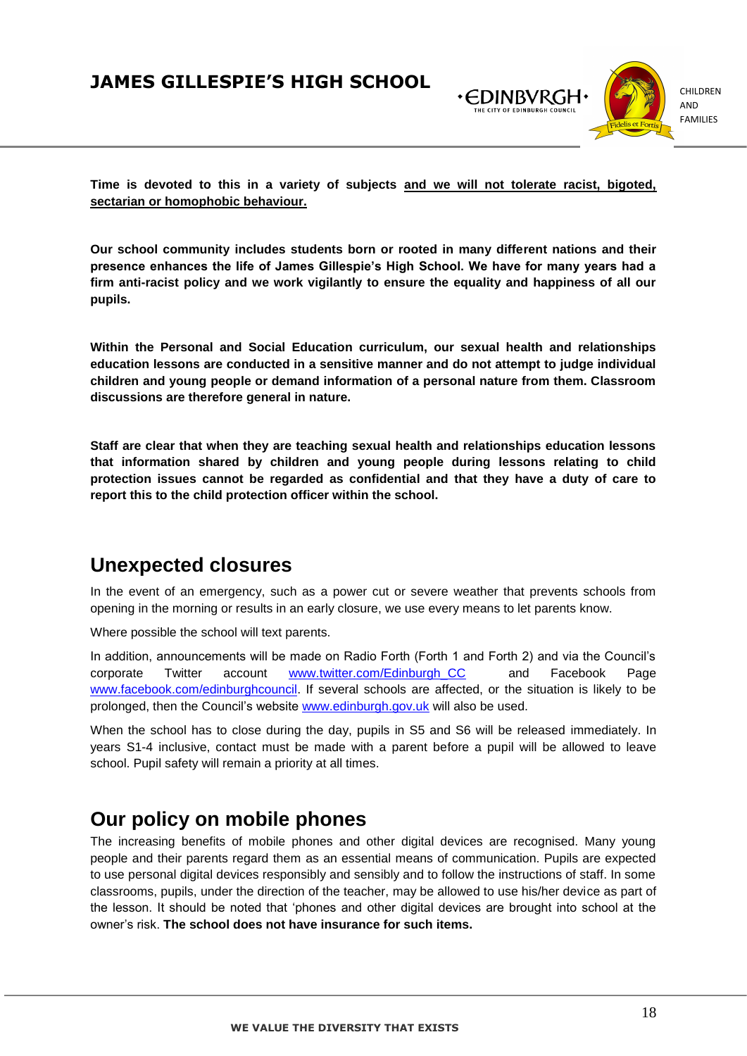**Time is devoted to this in a variety of subjects <u>and we will not tolerate racist, bigoted, sectarian or homophobic behaviour.</u>**

**Our school community includes students born or rooted in many different nations and their presence enhances the life of James Gillespie's High School. We have for many years had a firm anti-racist policy and we work vigilantly to ensure the equality and happiness of all our pupils.**

**Within the Personal and Social Education curriculum, our sexual health and relationships education lessons are conducted in a sensitive manner and do not attempt to judge individual children and young people or demand information of a personal nature from them. Classroom discussions are therefore general in nature.**

**Staff are clear that when they are teaching sexual health and relationships education lessons that information shared by children and young people during lessons relating to child protection issues cannot be regarded as confidential and that they have a duty of care to report this to the child protection officer within the school.**

## Unexpected closures

In the event of an emergency, such as a power cut or severe weather that prevents schools from opening in the morning or results in an early closure, we use every means to let parents know.

Where possible the school will text parents.

In addition, announcements will be made on Radio Forth (Forth 1 and Forth 2) and via the Council's corporate Twitter account www.twitter.com/Edinburgh_CC and Facebook Page www.facebook.com/edinburghcouncil. If several schools are affected, or the situation is likely to be prolonged, then the Council's website www.edinburgh.gov.uk will also be used.

When the school has to close during the day, pupils in S5 and S6 will be released immediately. In years S1-4 inclusive, contact must be made with a parent before a pupil will be allowed to leave school. Pupil safety will remain a priority at all times.

## Our policy on mobile phones

The increasing benefits of mobile phones and other digital devices are recognised. Many young people and their parents regard them as an essential means of communication. Pupils are expected to use personal digital devices responsibly and sensibly and to follow the instructions of staff. In some classrooms, pupils, under the direction of the teacher, may be allowed to use his/her device as part of the lesson. It should be noted that 'phones and other digital devices are brought into school at the owner's risk. **The school does not have insurance for such items.**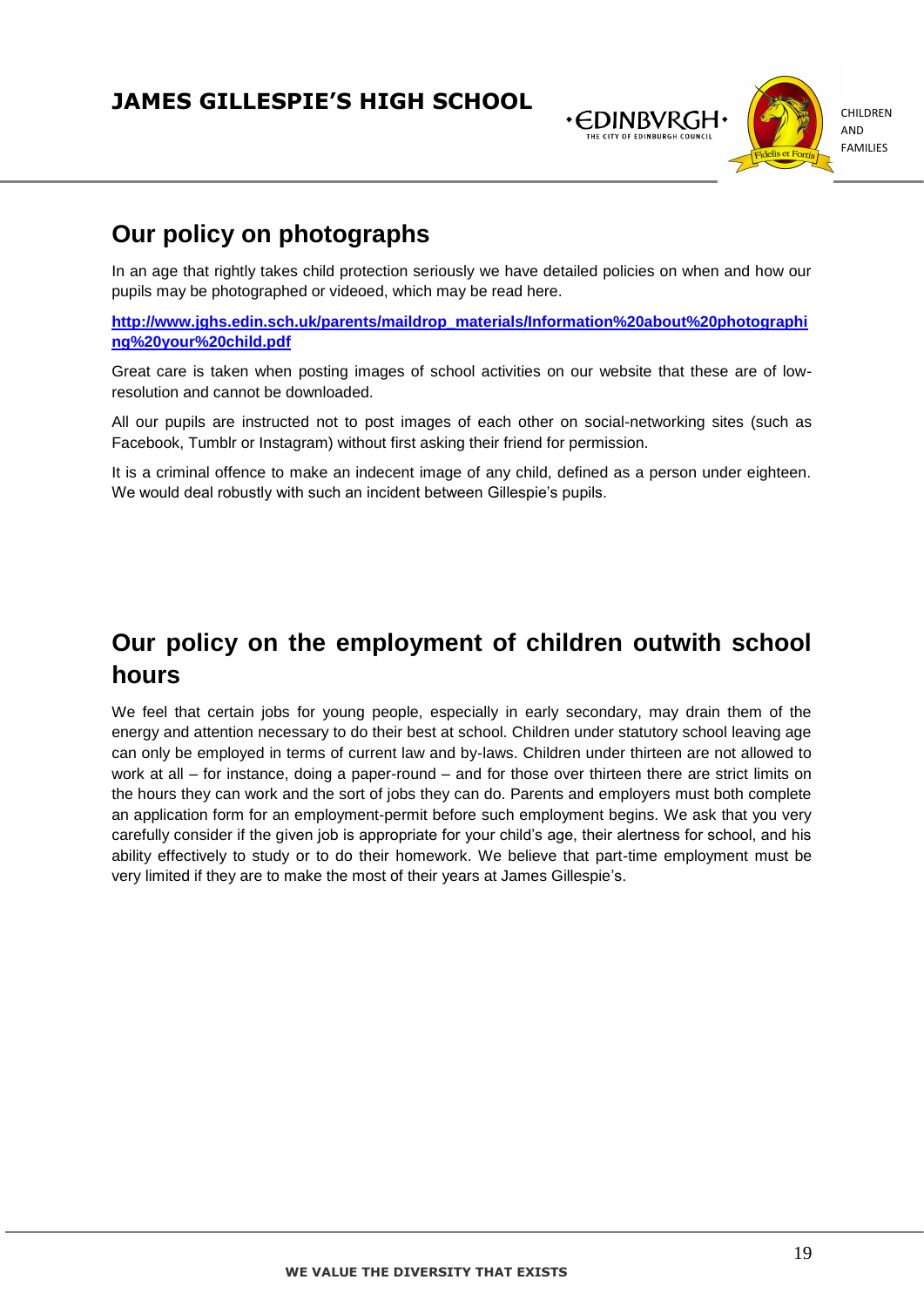## Our policy on photographs

In an age that rightly takes child protection seriously we have detailed policies on when and how our pupils may be photographed or videoed, which may be read here.

**[http://www.jghs.edin.sch.uk/parents/maildrop_materials/Information%20about%20photographing%20your%20child.pdf](http://www.jghs.edin.sch.uk/parents/maildrop_materials/Information%20about%20photographing%20your%20child.pdf)**

Great care is taken when posting images of school activities on our website that these are of low-resolution and cannot be downloaded.

All our pupils are instructed not to post images of each other on social-networking sites (such as Facebook, Tumblr or Instagram) without first asking their friend for permission.

It is a criminal offence to make an indecent image of any child, defined as a person under eighteen. We would deal robustly with such an incident between Gillespie's pupils.

## Our policy on the employment of children outwith school hours

We feel that certain jobs for young people, especially in early secondary, may drain them of the energy and attention necessary to do their best at school. Children under statutory school leaving age can only be employed in terms of current law and by-laws. Children under thirteen are not allowed to work at all – for instance, doing a paper-round – and for those over thirteen there are strict limits on the hours they can work and the sort of jobs they can do. Parents and employers must both complete an application form for an employment-permit before such employment begins. We ask that you very carefully consider if the given job is appropriate for your child's age, their alertness for school, and his ability effectively to study or to do their homework. We believe that part-time employment must be very limited if they are to make the most of their years at James Gillespie's.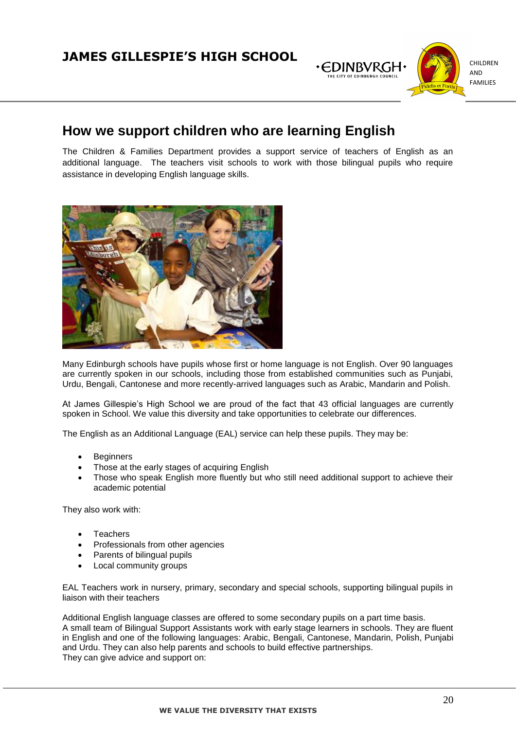## How we support children who are learning English

The Children & Families Department provides a support service of teachers of English as an additional language. The teachers visit schools to work with those bilingual pupils who require assistance in developing English language skills.

Many Edinburgh schools have pupils whose first or home language is not English. Over 90 languages are currently spoken in our schools, including those from established communities such as Punjabi, Urdu, Bengali, Cantonese and more recently-arrived languages such as Arabic, Mandarin and Polish.

At James Gillespie's High School we are proud of the fact that 43 official languages are currently spoken in School. We value this diversity and take opportunities to celebrate our differences.

The English as an Additional Language (EAL) service can help these pupils. They may be:

- Beginners
- Those at the early stages of acquiring English
- Those who speak English more fluently but who still need additional support to achieve their academic potential

They also work with:

- Teachers
- Professionals from other agencies
- Parents of bilingual pupils
- Local community groups

EAL Teachers work in nursery, primary, secondary and special schools, supporting bilingual pupils in liaison with their teachers

Additional English language classes are offered to some secondary pupils on a part time basis.
A small team of Bilingual Support Assistants work with early stage learners in schools. They are fluent in English and one of the following languages: Arabic, Bengali, Cantonese, Mandarin, Polish, Punjabi and Urdu. They can also help parents and schools to build effective partnerships.
They can give advice and support on: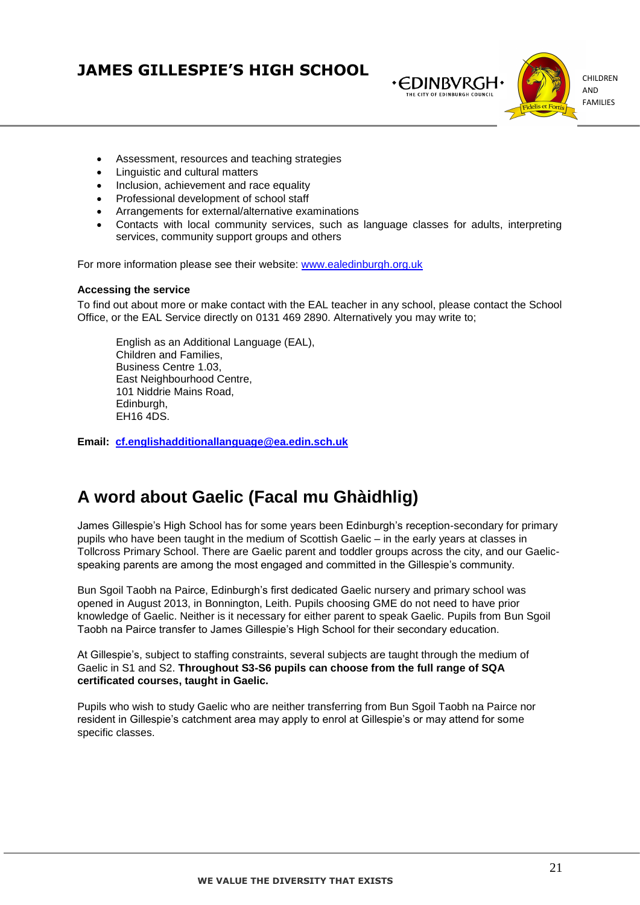- Assessment, resources and teaching strategies
- Linguistic and cultural matters
- Inclusion, achievement and race equality
- Professional development of school staff
- Arrangements for external/alternative examinations
- Contacts with local community services, such as language classes for adults, interpreting services, community support groups and others

For more information please see their website: www.ealedinburgh.org.uk

**Accessing the service**

To find out about more or make contact with the EAL teacher in any school, please contact the School Office, or the EAL Service directly on 0131 469 2890. Alternatively you may write to;

English as an Additional Language (EAL),
Children and Families,
Business Centre 1.03,
East Neighbourhood Centre,
101 Niddrie Mains Road,
Edinburgh,
EH16 4DS.

**Email: cf.englishadditionallanguage@ea.edin.sch.uk**

## A word about Gaelic (Facal mu Ghàidhlig)

James Gillespie's High School has for some years been Edinburgh's reception-secondary for primary pupils who have been taught in the medium of Scottish Gaelic – in the early years at classes in Tollcross Primary School. There are Gaelic parent and toddler groups across the city, and our Gaelic-speaking parents are among the most engaged and committed in the Gillespie's community.

Bun Sgoil Taobh na Pairce, Edinburgh's first dedicated Gaelic nursery and primary school was opened in August 2013, in Bonnington, Leith. Pupils choosing GME do not need to have prior knowledge of Gaelic. Neither is it necessary for either parent to speak Gaelic. Pupils from Bun Sgoil Taobh na Pairce transfer to James Gillespie's High School for their secondary education.

At Gillespie's, subject to staffing constraints, several subjects are taught through the medium of Gaelic in S1 and S2. **Throughout S3-S6 pupils can choose from the full range of SQA certificated courses, taught in Gaelic.**

Pupils who wish to study Gaelic who are neither transferring from Bun Sgoil Taobh na Pairce nor resident in Gillespie's catchment area may apply to enrol at Gillespie's or may attend for some specific classes.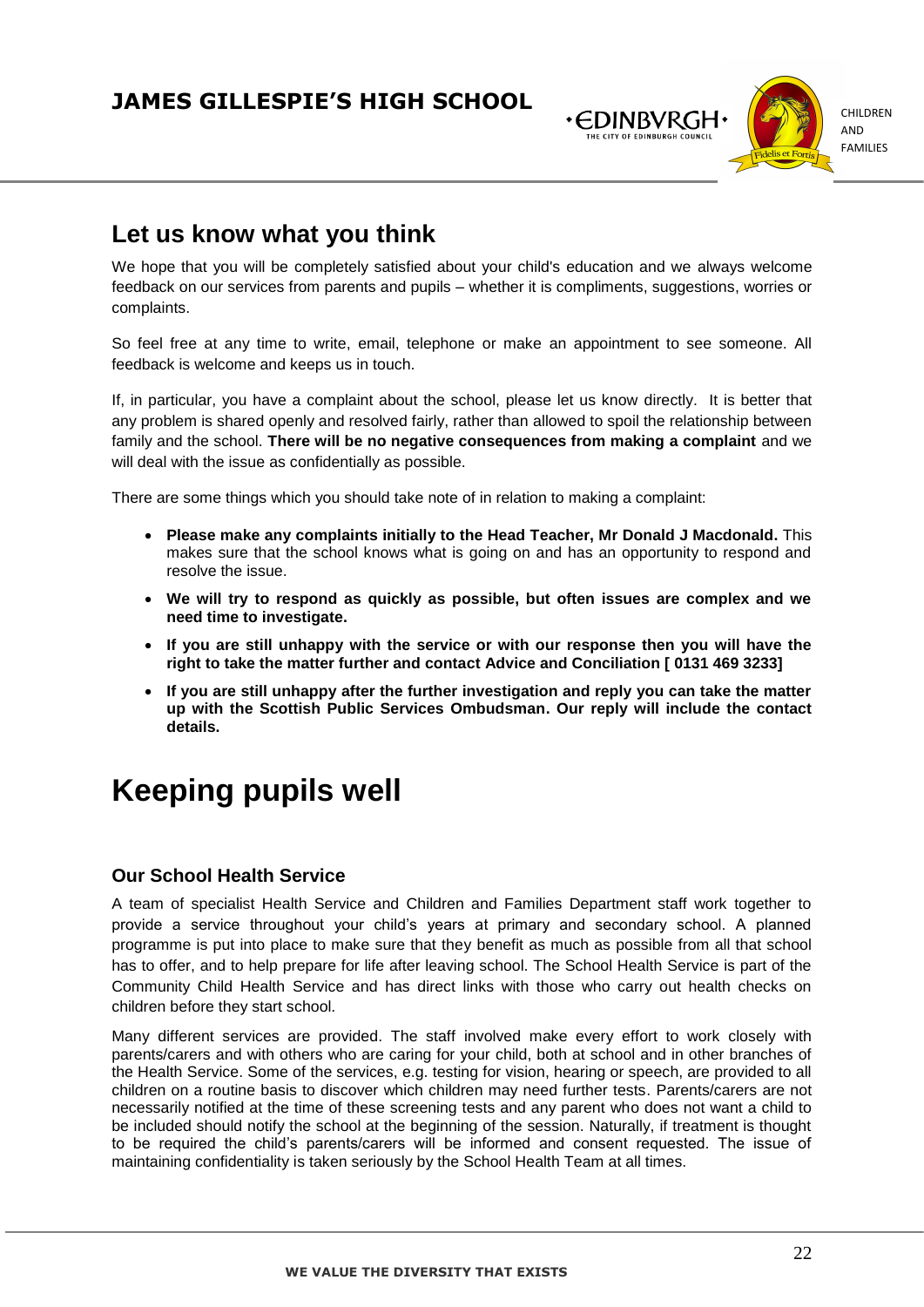## Let us know what you think

We hope that you will be completely satisfied about your child's education and we always welcome feedback on our services from parents and pupils – whether it is compliments, suggestions, worries or complaints.

So feel free at any time to write, email, telephone or make an appointment to see someone. All feedback is welcome and keeps us in touch.

If, in particular, you have a complaint about the school, please let us know directly. It is better that any problem is shared openly and resolved fairly, rather than allowed to spoil the relationship between family and the school. **There will be no negative consequences from making a complaint** and we will deal with the issue as confidentially as possible.

There are some things which you should take note of in relation to making a complaint:

- **Please make any complaints initially to the Head Teacher, Mr Donald J Macdonald.** This makes sure that the school knows what is going on and has an opportunity to respond and resolve the issue.
- **We will try to respond as quickly as possible, but often issues are complex and we need time to investigate.**
- **If you are still unhappy with the service or with our response then you will have the right to take the matter further and contact Advice and Conciliation [ 0131 469 3233]**
- **If you are still unhappy after the further investigation and reply you can take the matter up with the Scottish Public Services Ombudsman. Our reply will include the contact details.**

# Keeping pupils well

### Our School Health Service

A team of specialist Health Service and Children and Families Department staff work together to provide a service throughout your child's years at primary and secondary school. A planned programme is put into place to make sure that they benefit as much as possible from all that school has to offer, and to help prepare for life after leaving school. The School Health Service is part of the Community Child Health Service and has direct links with those who carry out health checks on children before they start school.

Many different services are provided. The staff involved make every effort to work closely with parents/carers and with others who are caring for your child, both at school and in other branches of the Health Service. Some of the services, e.g. testing for vision, hearing or speech, are provided to all children on a routine basis to discover which children may need further tests. Parents/carers are not necessarily notified at the time of these screening tests and any parent who does not want a child to be included should notify the school at the beginning of the session. Naturally, if treatment is thought to be required the child's parents/carers will be informed and consent requested. The issue of maintaining confidentiality is taken seriously by the School Health Team at all times.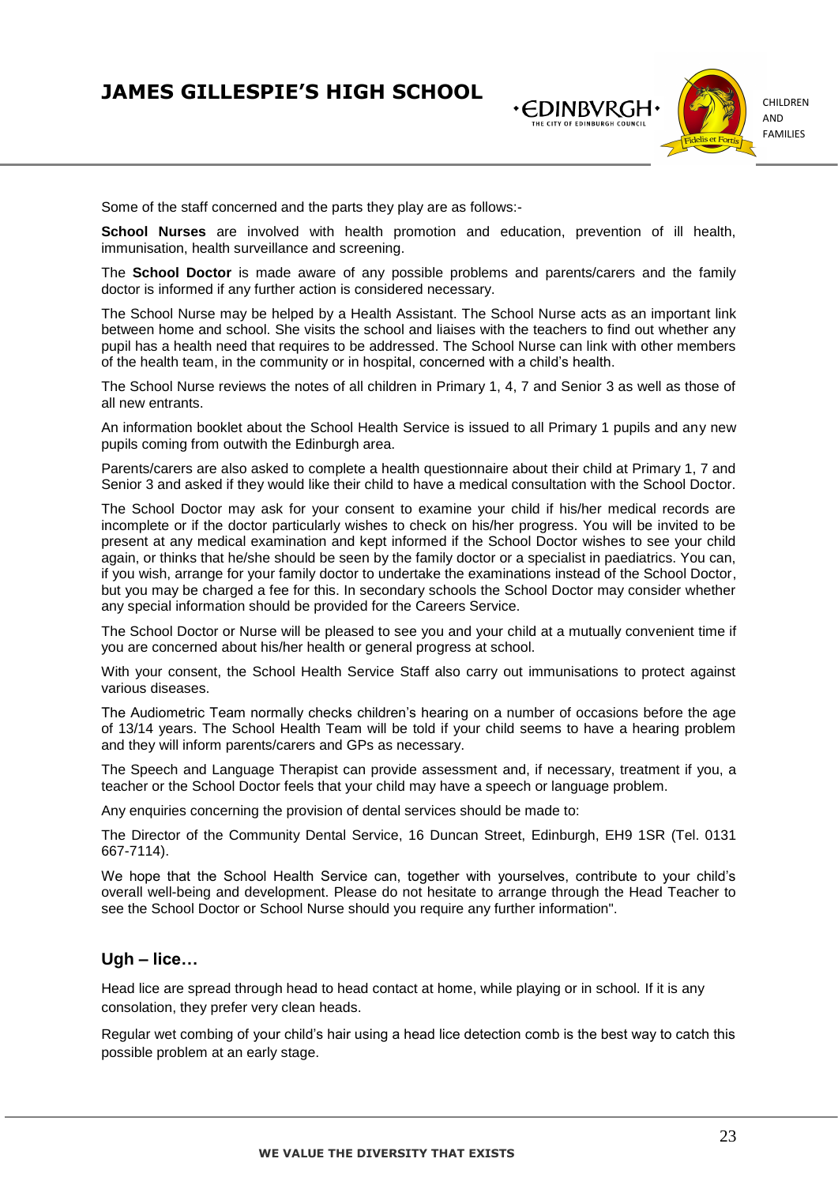Some of the staff concerned and the parts they play are as follows:-

**School Nurses** are involved with health promotion and education, prevention of ill health, immunisation, health surveillance and screening.

The **School Doctor** is made aware of any possible problems and parents/carers and the family doctor is informed if any further action is considered necessary.

The School Nurse may be helped by a Health Assistant. The School Nurse acts as an important link between home and school. She visits the school and liaises with the teachers to find out whether any pupil has a health need that requires to be addressed. The School Nurse can link with other members of the health team, in the community or in hospital, concerned with a child's health.

The School Nurse reviews the notes of all children in Primary 1, 4, 7 and Senior 3 as well as those of all new entrants.

An information booklet about the School Health Service is issued to all Primary 1 pupils and any new pupils coming from outwith the Edinburgh area.

Parents/carers are also asked to complete a health questionnaire about their child at Primary 1, 7 and Senior 3 and asked if they would like their child to have a medical consultation with the School Doctor.

The School Doctor may ask for your consent to examine your child if his/her medical records are incomplete or if the doctor particularly wishes to check on his/her progress. You will be invited to be present at any medical examination and kept informed if the School Doctor wishes to see your child again, or thinks that he/she should be seen by the family doctor or a specialist in paediatrics. You can, if you wish, arrange for your family doctor to undertake the examinations instead of the School Doctor, but you may be charged a fee for this. In secondary schools the School Doctor may consider whether any special information should be provided for the Careers Service.

The School Doctor or Nurse will be pleased to see you and your child at a mutually convenient time if you are concerned about his/her health or general progress at school.

With your consent, the School Health Service Staff also carry out immunisations to protect against various diseases.

The Audiometric Team normally checks children's hearing on a number of occasions before the age of 13/14 years. The School Health Team will be told if your child seems to have a hearing problem and they will inform parents/carers and GPs as necessary.

The Speech and Language Therapist can provide assessment and, if necessary, treatment if you, a teacher or the School Doctor feels that your child may have a speech or language problem.

Any enquiries concerning the provision of dental services should be made to:

The Director of the Community Dental Service, 16 Duncan Street, Edinburgh, EH9 1SR (Tel. 0131 667-7114).

We hope that the School Health Service can, together with yourselves, contribute to your child's overall well-being and development. Please do not hesitate to arrange through the Head Teacher to see the School Doctor or School Nurse should you require any further information".

## Ugh – lice…

Head lice are spread through head to head contact at home, while playing or in school. If it is any consolation, they prefer very clean heads.

Regular wet combing of your child's hair using a head lice detection comb is the best way to catch this possible problem at an early stage.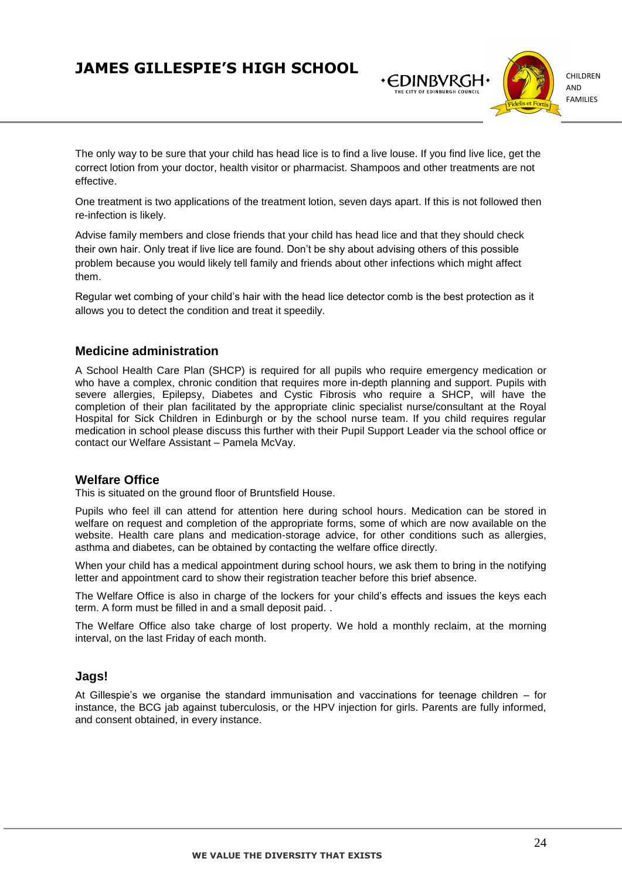The only way to be sure that your child has head lice is to find a live louse. If you find live lice, get the correct lotion from your doctor, health visitor or pharmacist. Shampoos and other treatments are not effective.

One treatment is two applications of the treatment lotion, seven days apart. If this is not followed then re-infection is likely.

Advise family members and close friends that your child has head lice and that they should check their own hair. Only treat if live lice are found. Don't be shy about advising others of this possible problem because you would likely tell family and friends about other infections which might affect them.

Regular wet combing of your child's hair with the head lice detector comb is the best protection as it allows you to detect the condition and treat it speedily.

## Medicine administration

A School Health Care Plan (SHCP) is required for all pupils who require emergency medication or who have a complex, chronic condition that requires more in-depth planning and support. Pupils with severe allergies, Epilepsy, Diabetes and Cystic Fibrosis who require a SHCP, will have the completion of their plan facilitated by the appropriate clinic specialist nurse/consultant at the Royal Hospital for Sick Children in Edinburgh or by the school nurse team. If you child requires regular medication in school please discuss this further with their Pupil Support Leader via the school office or contact our Welfare Assistant – Pamela McVay.

## Welfare Office

This is situated on the ground floor of Bruntsfield House.

Pupils who feel ill can attend for attention here during school hours. Medication can be stored in welfare on request and completion of the appropriate forms, some of which are now available on the website. Health care plans and medication-storage advice, for other conditions such as allergies, asthma and diabetes, can be obtained by contacting the welfare office directly.

When your child has a medical appointment during school hours, we ask them to bring in the notifying letter and appointment card to show their registration teacher before this brief absence.

The Welfare Office is also in charge of the lockers for your child's effects and issues the keys each term. A form must be filled in and a small deposit paid. .

The Welfare Office also take charge of lost property. We hold a monthly reclaim, at the morning interval, on the last Friday of each month.

## Jags!

At Gillespie's we organise the standard immunisation and vaccinations for teenage children – for instance, the BCG jab against tuberculosis, or the HPV injection for girls. Parents are fully informed, and consent obtained, in every instance.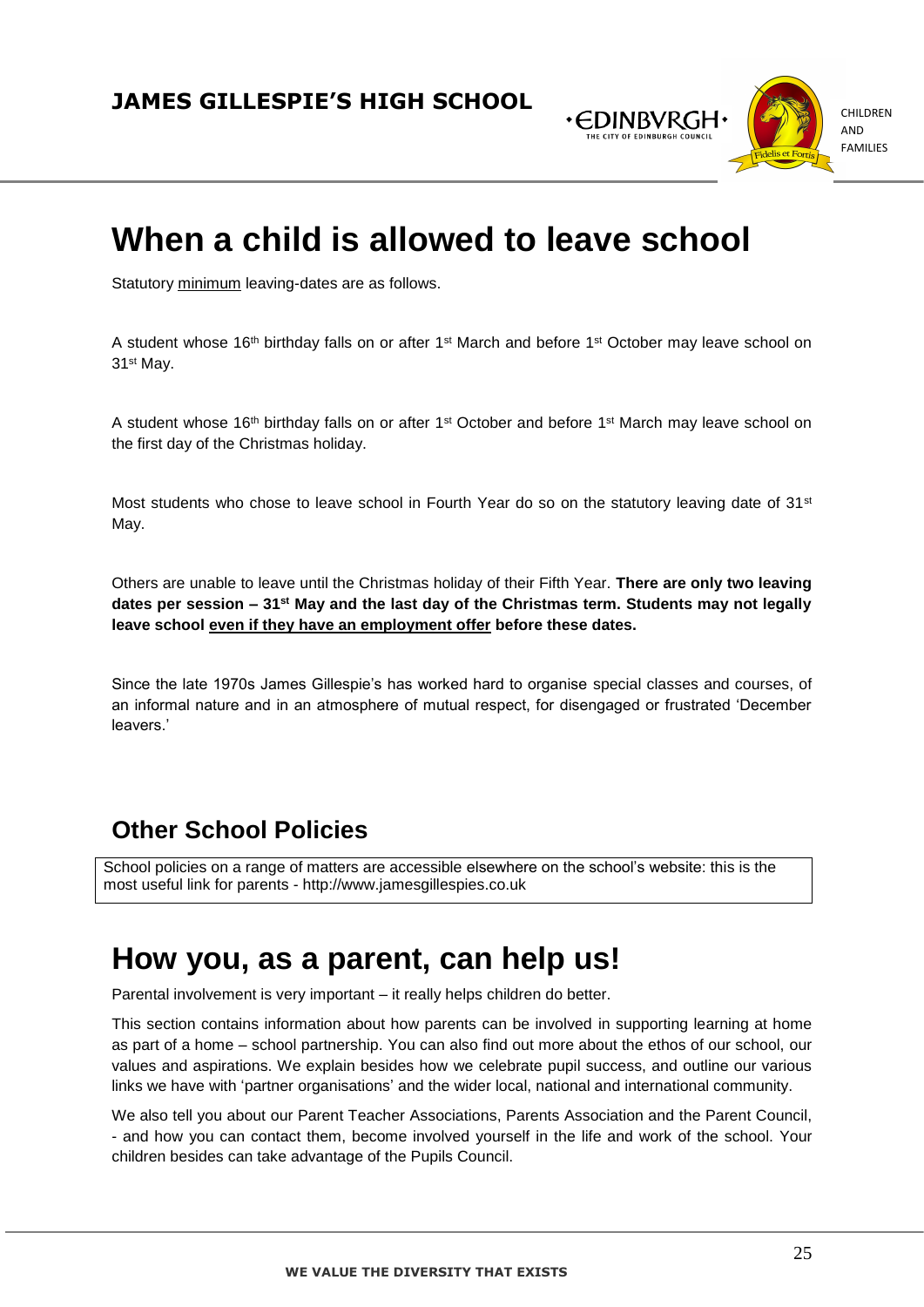# When a child is allowed to leave school

Statutory minimum leaving-dates are as follows.

A student whose 16th birthday falls on or after 1st March and before 1st October may leave school on 31st May.

A student whose 16th birthday falls on or after 1st October and before 1st March may leave school on the first day of the Christmas holiday.

Most students who chose to leave school in Fourth Year do so on the statutory leaving date of 31st May.

Others are unable to leave until the Christmas holiday of their Fifth Year. **There are only two leaving dates per session – 31st May and the last day of the Christmas term. Students may not legally leave school even if they have an employment offer before these dates.**

Since the late 1970s James Gillespie's has worked hard to organise special classes and courses, of an informal nature and in an atmosphere of mutual respect, for disengaged or frustrated 'December leavers.'

## Other School Policies

School policies on a range of matters are accessible elsewhere on the school's website: this is the most useful link for parents - http://www.jamesgillespies.co.uk

# How you, as a parent, can help us!

Parental involvement is very important – it really helps children do better.

This section contains information about how parents can be involved in supporting learning at home as part of a home – school partnership. You can also find out more about the ethos of our school, our values and aspirations. We explain besides how we celebrate pupil success, and outline our various links we have with 'partner organisations' and the wider local, national and international community.

We also tell you about our Parent Teacher Associations, Parents Association and the Parent Council, - and how you can contact them, become involved yourself in the life and work of the school. Your children besides can take advantage of the Pupils Council.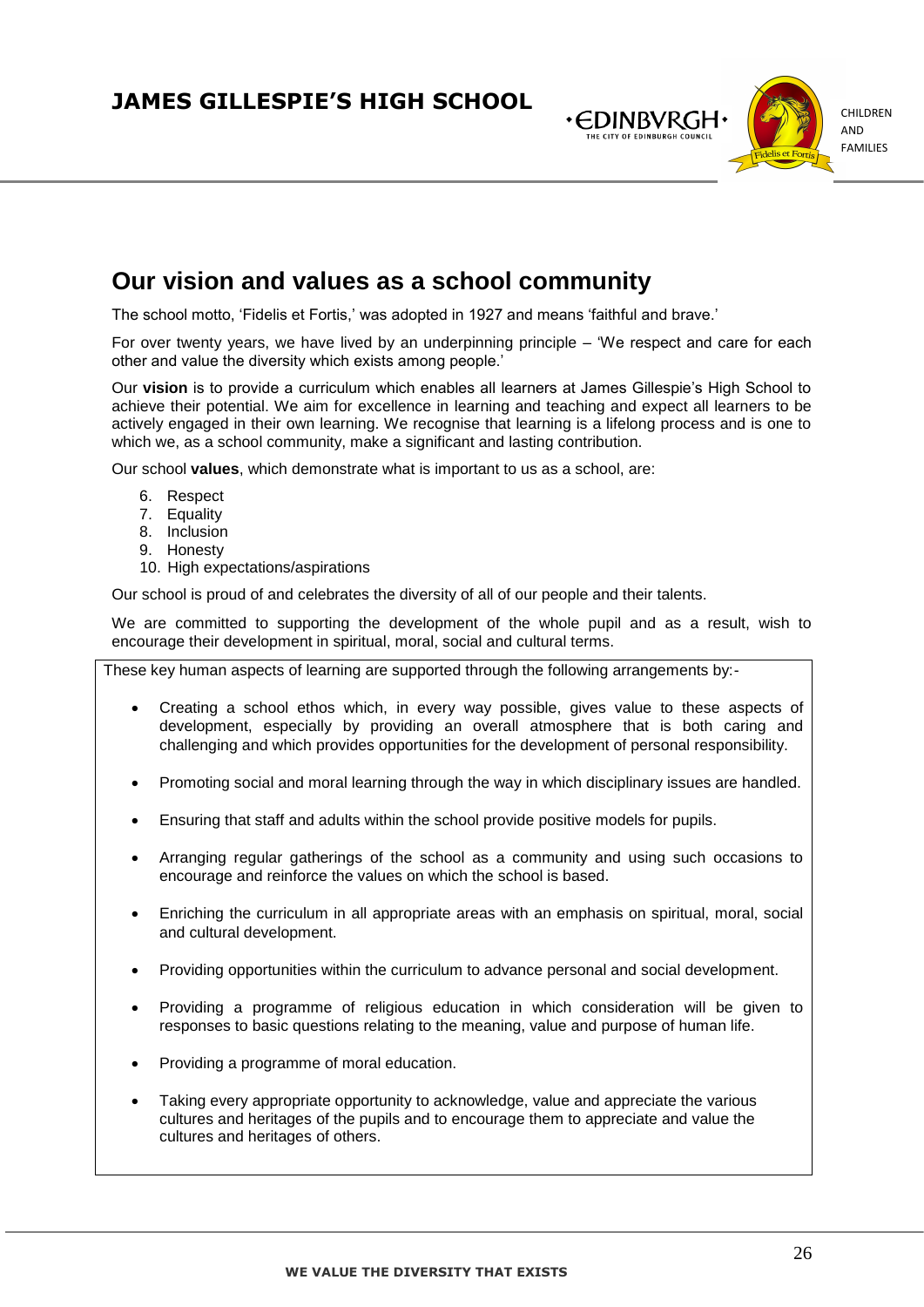## Our vision and values as a school community

The school motto, 'Fidelis et Fortis,' was adopted in 1927 and means 'faithful and brave.'

For over twenty years, we have lived by an underpinning principle – 'We respect and care for each other and value the diversity which exists among people.'

Our **vision** is to provide a curriculum which enables all learners at James Gillespie's High School to achieve their potential. We aim for excellence in learning and teaching and expect all learners to be actively engaged in their own learning. We recognise that learning is a lifelong process and is one to which we, as a school community, make a significant and lasting contribution.

Our school **values**, which demonstrate what is important to us as a school, are:

6. Respect
7. Equality
8. Inclusion
9. Honesty
10. High expectations/aspirations

Our school is proud of and celebrates the diversity of all of our people and their talents.

We are committed to supporting the development of the whole pupil and as a result, wish to encourage their development in spiritual, moral, social and cultural terms.

These key human aspects of learning are supported through the following arrangements by:-

- Creating a school ethos which, in every way possible, gives value to these aspects of development, especially by providing an overall atmosphere that is both caring and challenging and which provides opportunities for the development of personal responsibility.
- Promoting social and moral learning through the way in which disciplinary issues are handled.
- Ensuring that staff and adults within the school provide positive models for pupils.
- Arranging regular gatherings of the school as a community and using such occasions to encourage and reinforce the values on which the school is based.
- Enriching the curriculum in all appropriate areas with an emphasis on spiritual, moral, social and cultural development.
- Providing opportunities within the curriculum to advance personal and social development.
- Providing a programme of religious education in which consideration will be given to responses to basic questions relating to the meaning, value and purpose of human life.
- Providing a programme of moral education.
- Taking every appropriate opportunity to acknowledge, value and appreciate the various cultures and heritages of the pupils and to encourage them to appreciate and value the cultures and heritages of others.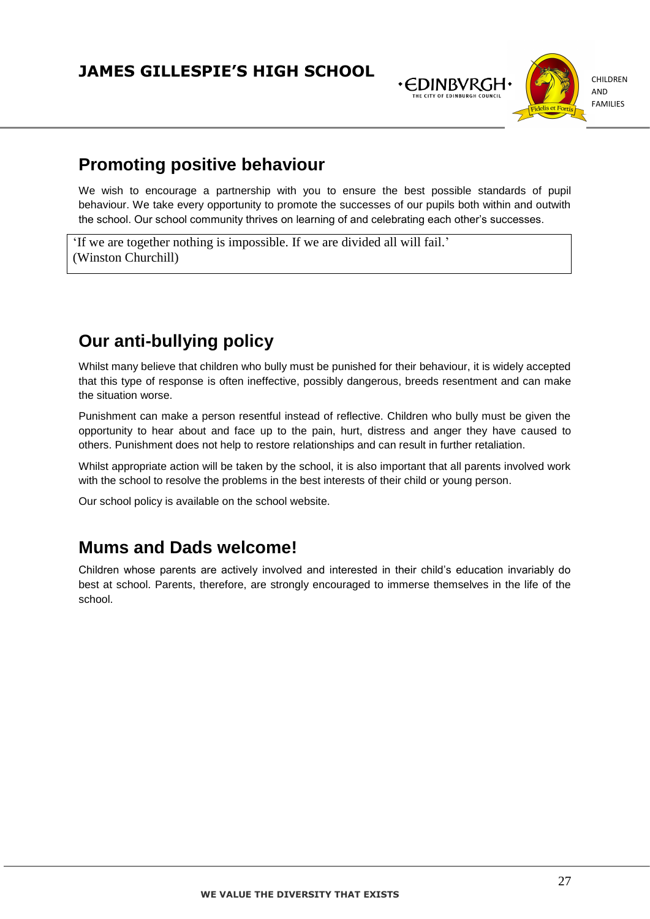## Promoting positive behaviour

We wish to encourage a partnership with you to ensure the best possible standards of pupil behaviour. We take every opportunity to promote the successes of our pupils both within and outwith the school. Our school community thrives on learning of and celebrating each other's successes.

> 'If we are together nothing is impossible. If we are divided all will fail.'
> (Winston Churchill)

## Our anti-bullying policy

Whilst many believe that children who bully must be punished for their behaviour, it is widely accepted that this type of response is often ineffective, possibly dangerous, breeds resentment and can make the situation worse.

Punishment can make a person resentful instead of reflective. Children who bully must be given the opportunity to hear about and face up to the pain, hurt, distress and anger they have caused to others. Punishment does not help to restore relationships and can result in further retaliation.

Whilst appropriate action will be taken by the school, it is also important that all parents involved work with the school to resolve the problems in the best interests of their child or young person.

Our school policy is available on the school website.

## Mums and Dads welcome!

Children whose parents are actively involved and interested in their child's education invariably do best at school. Parents, therefore, are strongly encouraged to immerse themselves in the life of the school.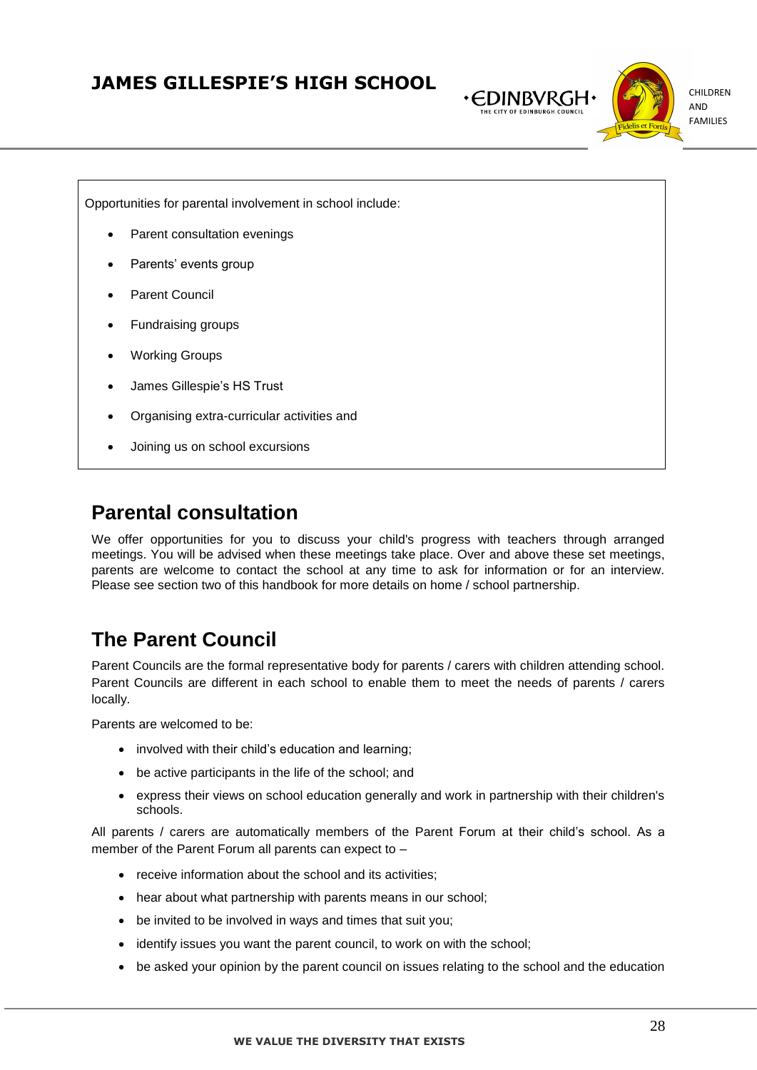Opportunities for parental involvement in school include:

- Parent consultation evenings
- Parents' events group
- Parent Council
- Fundraising groups
- Working Groups
- James Gillespie's HS Trust
- Organising extra-curricular activities and
- Joining us on school excursions

## Parental consultation

We offer opportunities for you to discuss your child's progress with teachers through arranged meetings. You will be advised when these meetings take place. Over and above these set meetings, parents are welcome to contact the school at any time to ask for information or for an interview. Please see section two of this handbook for more details on home / school partnership.

## The Parent Council

Parent Councils are the formal representative body for parents / carers with children attending school. Parent Councils are different in each school to enable them to meet the needs of parents / carers locally.

Parents are welcomed to be:

- involved with their child's education and learning;
- be active participants in the life of the school; and
- express their views on school education generally and work in partnership with their children's schools.

All parents / carers are automatically members of the Parent Forum at their child's school. As a member of the Parent Forum all parents can expect to –

- receive information about the school and its activities;
- hear about what partnership with parents means in our school;
- be invited to be involved in ways and times that suit you;
- identify issues you want the parent council, to work on with the school;
- be asked your opinion by the parent council on issues relating to the school and the education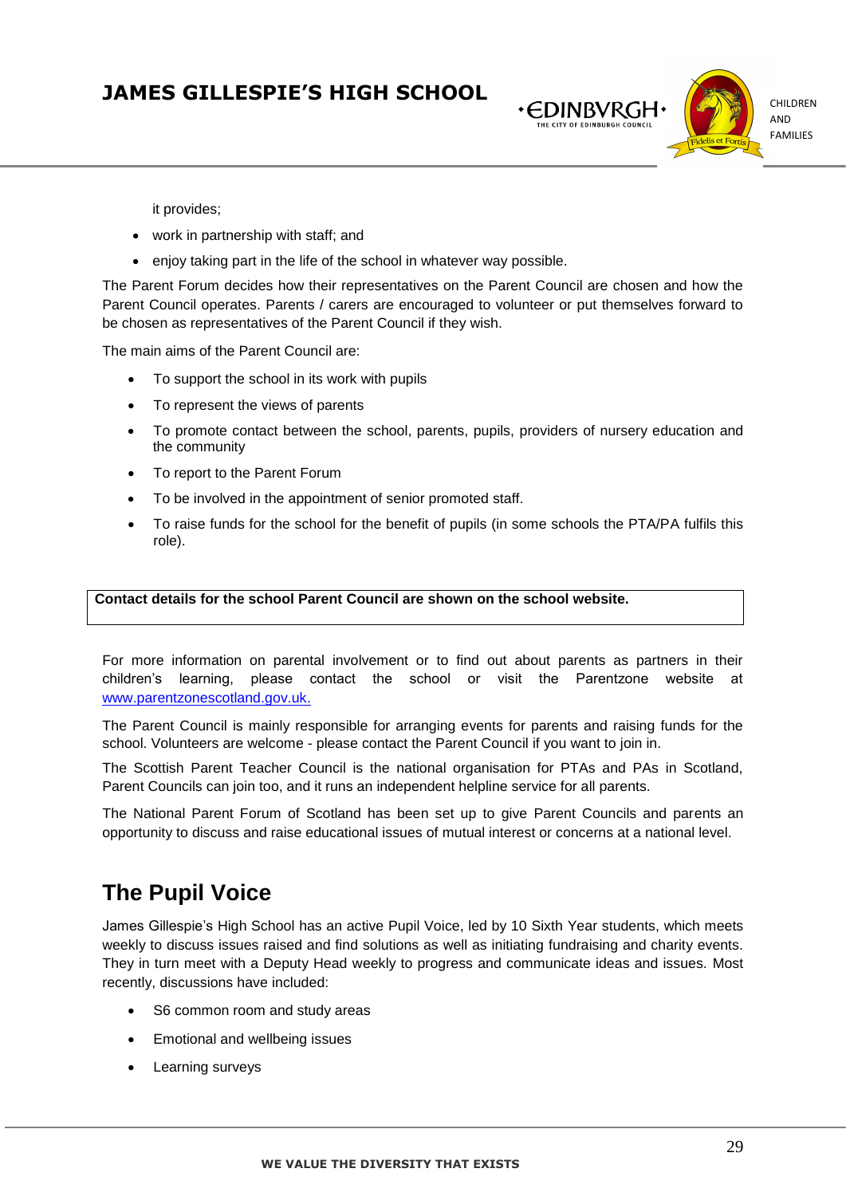it provides;

- work in partnership with staff; and
- enjoy taking part in the life of the school in whatever way possible.

The Parent Forum decides how their representatives on the Parent Council are chosen and how the Parent Council operates. Parents / carers are encouraged to volunteer or put themselves forward to be chosen as representatives of the Parent Council if they wish.

The main aims of the Parent Council are:

- To support the school in its work with pupils
- To represent the views of parents
- To promote contact between the school, parents, pupils, providers of nursery education and the community
- To report to the Parent Forum
- To be involved in the appointment of senior promoted staff.
- To raise funds for the school for the benefit of pupils (in some schools the PTA/PA fulfils this role).

**Contact details for the school Parent Council are shown on the school website.**

For more information on parental involvement or to find out about parents as partners in their children's learning, please contact the school or visit the Parentzone website at www.parentzonescotland.gov.uk.

The Parent Council is mainly responsible for arranging events for parents and raising funds for the school. Volunteers are welcome - please contact the Parent Council if you want to join in.

The Scottish Parent Teacher Council is the national organisation for PTAs and PAs in Scotland, Parent Councils can join too, and it runs an independent helpline service for all parents.

The National Parent Forum of Scotland has been set up to give Parent Councils and parents an opportunity to discuss and raise educational issues of mutual interest or concerns at a national level.

## The Pupil Voice

James Gillespie's High School has an active Pupil Voice, led by 10 Sixth Year students, which meets weekly to discuss issues raised and find solutions as well as initiating fundraising and charity events. They in turn meet with a Deputy Head weekly to progress and communicate ideas and issues. Most recently, discussions have included:

- S6 common room and study areas
- Emotional and wellbeing issues
- Learning surveys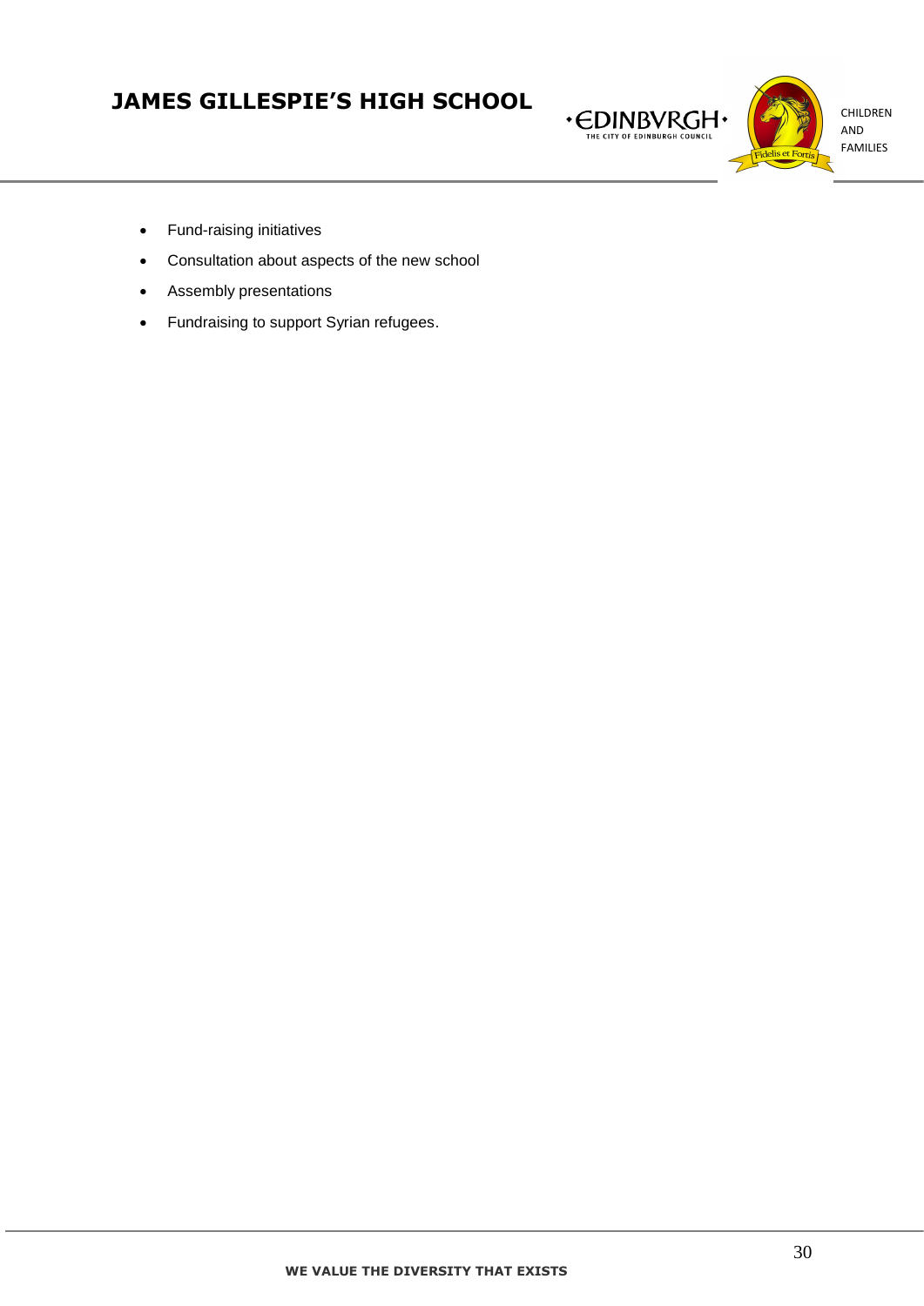- Fund-raising initiatives
- Consultation about aspects of the new school
- Assembly presentations
- Fundraising to support Syrian refugees.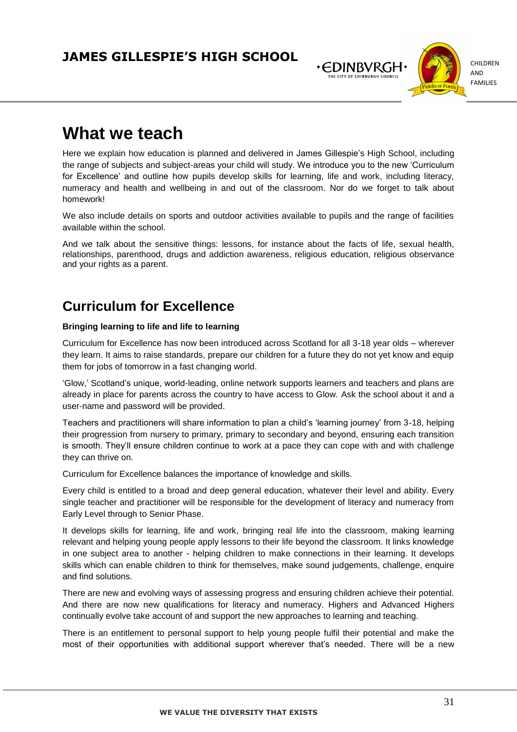# What we teach

Here we explain how education is planned and delivered in James Gillespie's High School, including the range of subjects and subject-areas your child will study. We introduce you to the new 'Curriculum for Excellence' and outline how pupils develop skills for learning, life and work, including literacy, numeracy and health and wellbeing in and out of the classroom. Nor do we forget to talk about homework!

We also include details on sports and outdoor activities available to pupils and the range of facilities available within the school.

And we talk about the sensitive things: lessons, for instance about the facts of life, sexual health, relationships, parenthood, drugs and addiction awareness, religious education, religious observance and your rights as a parent.

## Curriculum for Excellence

**Bringing learning to life and life to learning**

Curriculum for Excellence has now been introduced across Scotland for all 3-18 year olds – wherever they learn. It aims to raise standards, prepare our children for a future they do not yet know and equip them for jobs of tomorrow in a fast changing world.

'Glow,' Scotland's unique, world-leading, online network supports learners and teachers and plans are already in place for parents across the country to have access to Glow. Ask the school about it and a user-name and password will be provided.

Teachers and practitioners will share information to plan a child's 'learning journey' from 3-18, helping their progression from nursery to primary, primary to secondary and beyond, ensuring each transition is smooth. They'll ensure children continue to work at a pace they can cope with and with challenge they can thrive on.

Curriculum for Excellence balances the importance of knowledge and skills.

Every child is entitled to a broad and deep general education, whatever their level and ability. Every single teacher and practitioner will be responsible for the development of literacy and numeracy from Early Level through to Senior Phase.

It develops skills for learning, life and work, bringing real life into the classroom, making learning relevant and helping young people apply lessons to their life beyond the classroom. It links knowledge in one subject area to another - helping children to make connections in their learning. It develops skills which can enable children to think for themselves, make sound judgements, challenge, enquire and find solutions.

There are new and evolving ways of assessing progress and ensuring children achieve their potential. And there are now new qualifications for literacy and numeracy. Highers and Advanced Highers continually evolve take account of and support the new approaches to learning and teaching.

There is an entitlement to personal support to help young people fulfil their potential and make the most of their opportunities with additional support wherever that's needed. There will be a new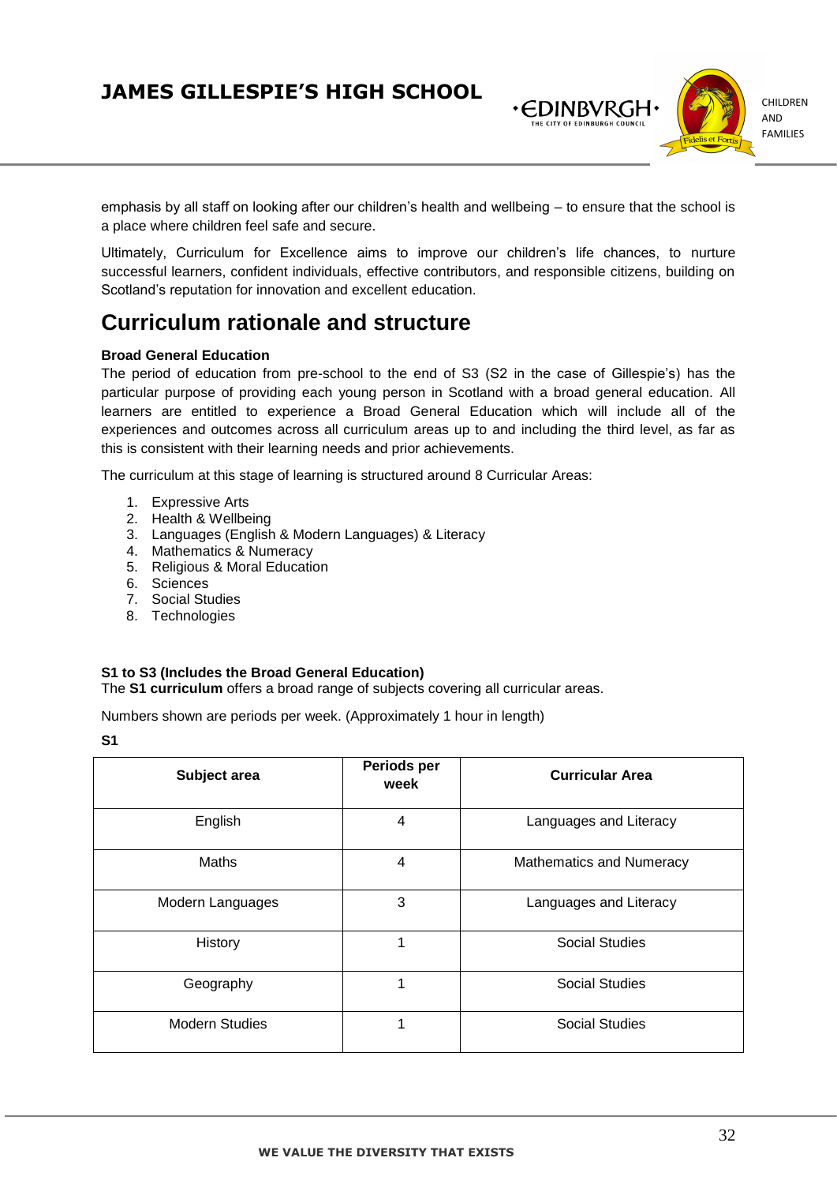emphasis by all staff on looking after our children's health and wellbeing – to ensure that the school is a place where children feel safe and secure.

Ultimately, Curriculum for Excellence aims to improve our children's life chances, to nurture successful learners, confident individuals, effective contributors, and responsible citizens, building on Scotland's reputation for innovation and excellent education.

# Curriculum rationale and structure

**Broad General Education**

The period of education from pre-school to the end of S3 (S2 in the case of Gillespie's) has the particular purpose of providing each young person in Scotland with a broad general education. All learners are entitled to experience a Broad General Education which will include all of the experiences and outcomes across all curriculum areas up to and including the third level, as far as this is consistent with their learning needs and prior achievements.

The curriculum at this stage of learning is structured around 8 Curricular Areas:

1. Expressive Arts
2. Health & Wellbeing
3. Languages (English & Modern Languages) & Literacy
4. Mathematics & Numeracy
5. Religious & Moral Education
6. Sciences
7. Social Studies
8. Technologies

**S1 to S3 (Includes the Broad General Education)**

The **S1 curriculum** offers a broad range of subjects covering all curricular areas.

Numbers shown are periods per week. (Approximately 1 hour in length)

**S1**

| Subject area | Periods per week | Curricular Area |
|---|---|---|
| English | 4 | Languages and Literacy |
| Maths | 4 | Mathematics and Numeracy |
| Modern Languages | 3 | Languages and Literacy |
| History | 1 | Social Studies |
| Geography | 1 | Social Studies |
| Modern Studies | 1 | Social Studies |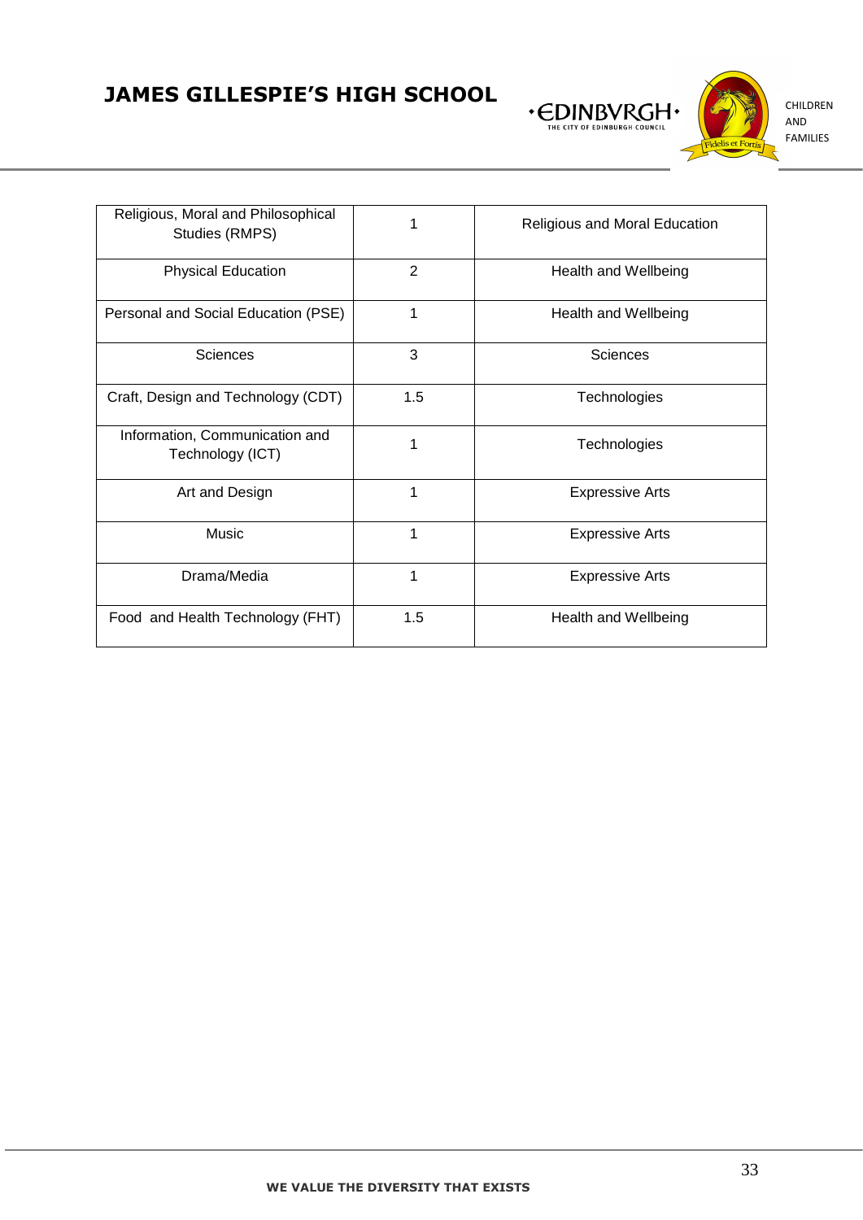| Religious, Moral and Philosophical Studies (RMPS) | 1 | Religious and Moral Education |
|---|---|---|
| Physical Education | 2 | Health and Wellbeing |
| Personal and Social Education (PSE) | 1 | Health and Wellbeing |
| Sciences | 3 | Sciences |
| Craft, Design and Technology (CDT) | 1.5 | Technologies |
| Information, Communication and Technology (ICT) | 1 | Technologies |
| Art and Design | 1 | Expressive Arts |
| Music | 1 | Expressive Arts |
| Drama/Media | 1 | Expressive Arts |
| Food and Health Technology (FHT) | 1.5 | Health and Wellbeing |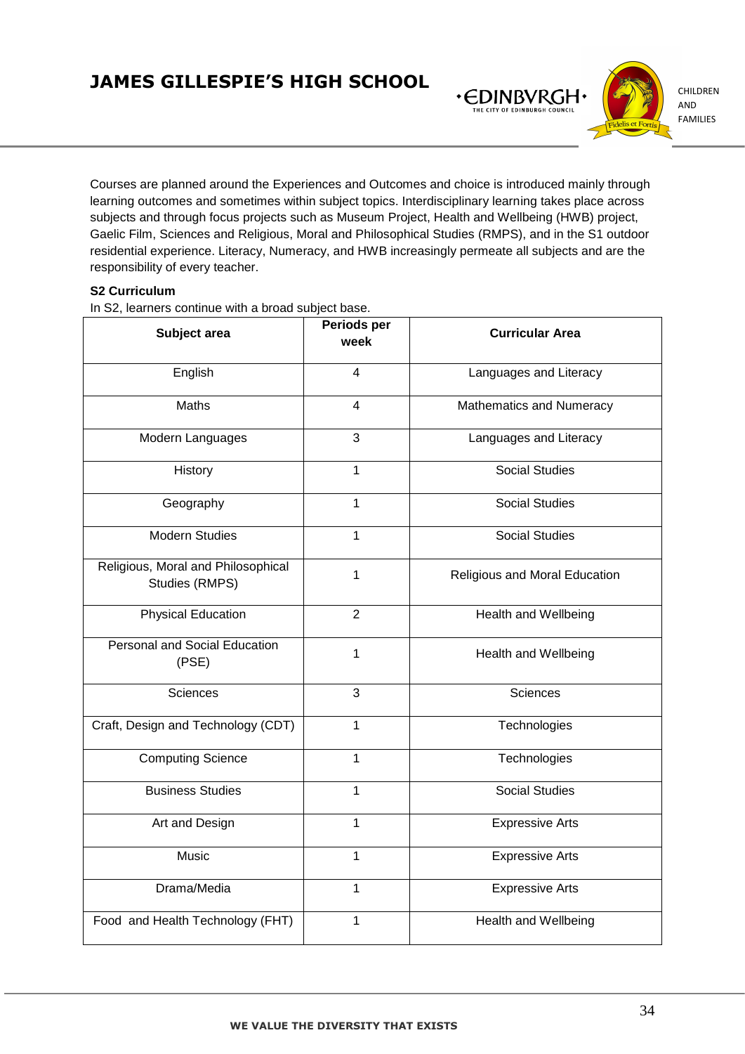Courses are planned around the Experiences and Outcomes and choice is introduced mainly through learning outcomes and sometimes within subject topics. Interdisciplinary learning takes place across subjects and through focus projects such as Museum Project, Health and Wellbeing (HWB) project, Gaelic Film, Sciences and Religious, Moral and Philosophical Studies (RMPS), and in the S1 outdoor residential experience. Literacy, Numeracy, and HWB increasingly permeate all subjects and are the responsibility of every teacher.

**S2 Curriculum**

In S2, learners continue with a broad subject base.

| Subject area | Periods per week | Curricular Area |
|---|---|---|
| English | 4 | Languages and Literacy |
| Maths | 4 | Mathematics and Numeracy |
| Modern Languages | 3 | Languages and Literacy |
| History | 1 | Social Studies |
| Geography | 1 | Social Studies |
| Modern Studies | 1 | Social Studies |
| Religious, Moral and Philosophical Studies (RMPS) | 1 | Religious and Moral Education |
| Physical Education | 2 | Health and Wellbeing |
| Personal and Social Education (PSE) | 1 | Health and Wellbeing |
| Sciences | 3 | Sciences |
| Craft, Design and Technology (CDT) | 1 | Technologies |
| Computing Science | 1 | Technologies |
| Business Studies | 1 | Social Studies |
| Art and Design | 1 | Expressive Arts |
| Music | 1 | Expressive Arts |
| Drama/Media | 1 | Expressive Arts |
| Food and Health Technology (FHT) | 1 | Health and Wellbeing |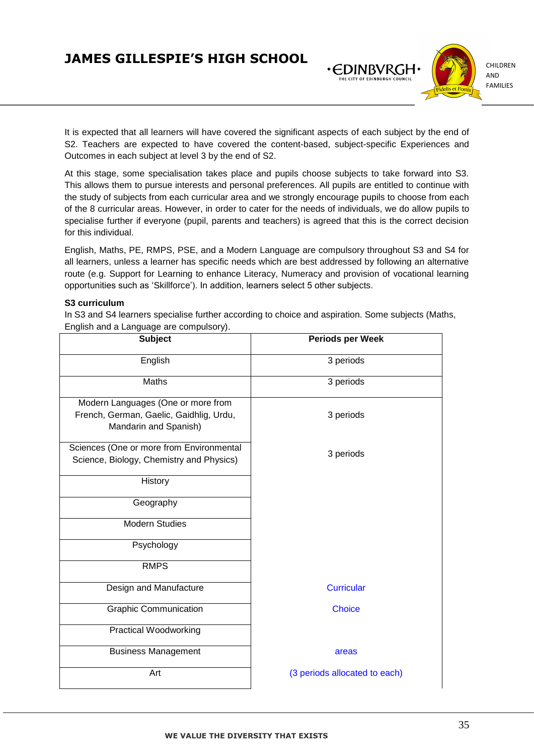It is expected that all learners will have covered the significant aspects of each subject by the end of S2. Teachers are expected to have covered the content-based, subject-specific Experiences and Outcomes in each subject at level 3 by the end of S2.

At this stage, some specialisation takes place and pupils choose subjects to take forward into S3. This allows them to pursue interests and personal preferences. All pupils are entitled to continue with the study of subjects from each curricular area and we strongly encourage pupils to choose from each of the 8 curricular areas. However, in order to cater for the needs of individuals, we do allow pupils to specialise further if everyone (pupil, parents and teachers) is agreed that this is the correct decision for this individual.

English, Maths, PE, RMPS, PSE, and a Modern Language are compulsory throughout S3 and S4 for all learners, unless a learner has specific needs which are best addressed by following an alternative route (e.g. Support for Learning to enhance Literacy, Numeracy and provision of vocational learning opportunities such as 'Skillforce'). In addition, learners select 5 other subjects.

**S3 curriculum**

In S3 and S4 learners specialise further according to choice and aspiration. Some subjects (Maths, English and a Language are compulsory).

| Subject | Periods per Week |
|---|---|
| English | 3 periods |
| Maths | 3 periods |
| Modern Languages (One or more from French, German, Gaelic, Gaidhlig, Urdu, Mandarin and Spanish) | 3 periods |
| Sciences (One or more from Environmental Science, Biology, Chemistry and Physics) | 3 periods |
| History | |
| Geography | |
| Modern Studies | |
| Psychology | |
| RMPS | |
| Design and Manufacture | Curricular |
| Graphic Communication | Choice |
| Practical Woodworking | |
| Business Management | areas |
| Art | (3 periods allocated to each) |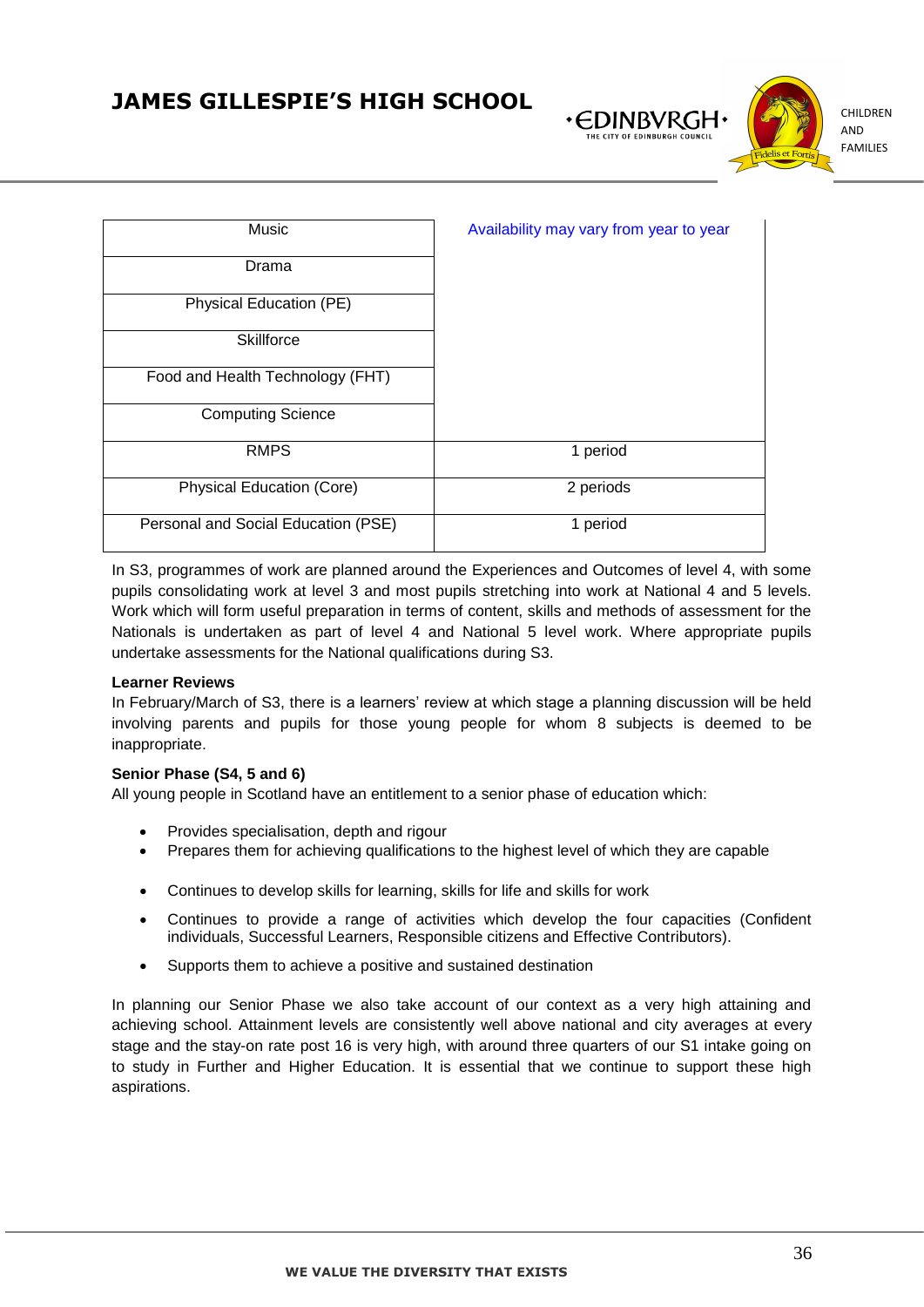| | |
|---|---|
| Music | Availability may vary from year to year |
| Drama | |
| Physical Education (PE) | |
| Skillforce | |
| Food and Health Technology (FHT) | |
| Computing Science | |
| RMPS | 1 period |
| Physical Education (Core) | 2 periods |
| Personal and Social Education (PSE) | 1 period |

In S3, programmes of work are planned around the Experiences and Outcomes of level 4, with some pupils consolidating work at level 3 and most pupils stretching into work at National 4 and 5 levels. Work which will form useful preparation in terms of content, skills and methods of assessment for the Nationals is undertaken as part of level 4 and National 5 level work. Where appropriate pupils undertake assessments for the National qualifications during S3.

**Learner Reviews**

In February/March of S3, there is a learners' review at which stage a planning discussion will be held involving parents and pupils for those young people for whom 8 subjects is deemed to be inappropriate.

**Senior Phase (S4, 5 and 6)**

All young people in Scotland have an entitlement to a senior phase of education which:

- Provides specialisation, depth and rigour
- Prepares them for achieving qualifications to the highest level of which they are capable
- Continues to develop skills for learning, skills for life and skills for work
- Continues to provide a range of activities which develop the four capacities (Confident individuals, Successful Learners, Responsible citizens and Effective Contributors).
- Supports them to achieve a positive and sustained destination

In planning our Senior Phase we also take account of our context as a very high attaining and achieving school. Attainment levels are consistently well above national and city averages at every stage and the stay-on rate post 16 is very high, with around three quarters of our S1 intake going on to study in Further and Higher Education. It is essential that we continue to support these high aspirations.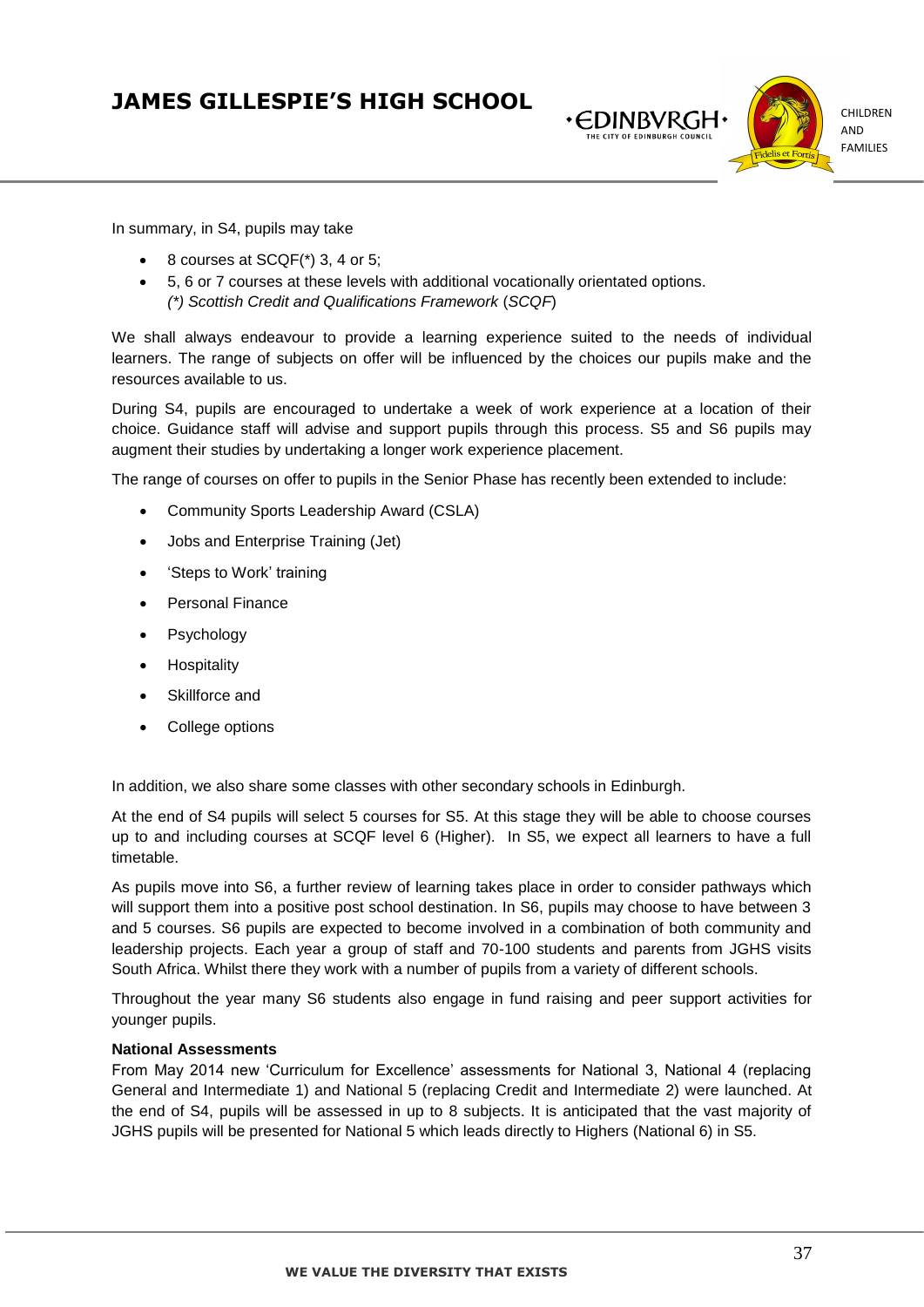In summary, in S4, pupils may take

- 8 courses at SCQF(*) 3, 4 or 5;
- 5, 6 or 7 courses at these levels with additional vocationally orientated options.
  *(*) Scottish Credit and Qualifications Framework* (*SCQF*)

We shall always endeavour to provide a learning experience suited to the needs of individual learners. The range of subjects on offer will be influenced by the choices our pupils make and the resources available to us.

During S4, pupils are encouraged to undertake a week of work experience at a location of their choice. Guidance staff will advise and support pupils through this process. S5 and S6 pupils may augment their studies by undertaking a longer work experience placement.

The range of courses on offer to pupils in the Senior Phase has recently been extended to include:

- Community Sports Leadership Award (CSLA)
- Jobs and Enterprise Training (Jet)
- 'Steps to Work' training
- Personal Finance
- Psychology
- Hospitality
- Skillforce and
- College options

In addition, we also share some classes with other secondary schools in Edinburgh.

At the end of S4 pupils will select 5 courses for S5. At this stage they will be able to choose courses up to and including courses at SCQF level 6 (Higher). In S5, we expect all learners to have a full timetable.

As pupils move into S6, a further review of learning takes place in order to consider pathways which will support them into a positive post school destination. In S6, pupils may choose to have between 3 and 5 courses. S6 pupils are expected to become involved in a combination of both community and leadership projects. Each year a group of staff and 70-100 students and parents from JGHS visits South Africa. Whilst there they work with a number of pupils from a variety of different schools.

Throughout the year many S6 students also engage in fund raising and peer support activities for younger pupils.

**National Assessments**

From May 2014 new 'Curriculum for Excellence' assessments for National 3, National 4 (replacing General and Intermediate 1) and National 5 (replacing Credit and Intermediate 2) were launched. At the end of S4, pupils will be assessed in up to 8 subjects. It is anticipated that the vast majority of JGHS pupils will be presented for National 5 which leads directly to Highers (National 6) in S5.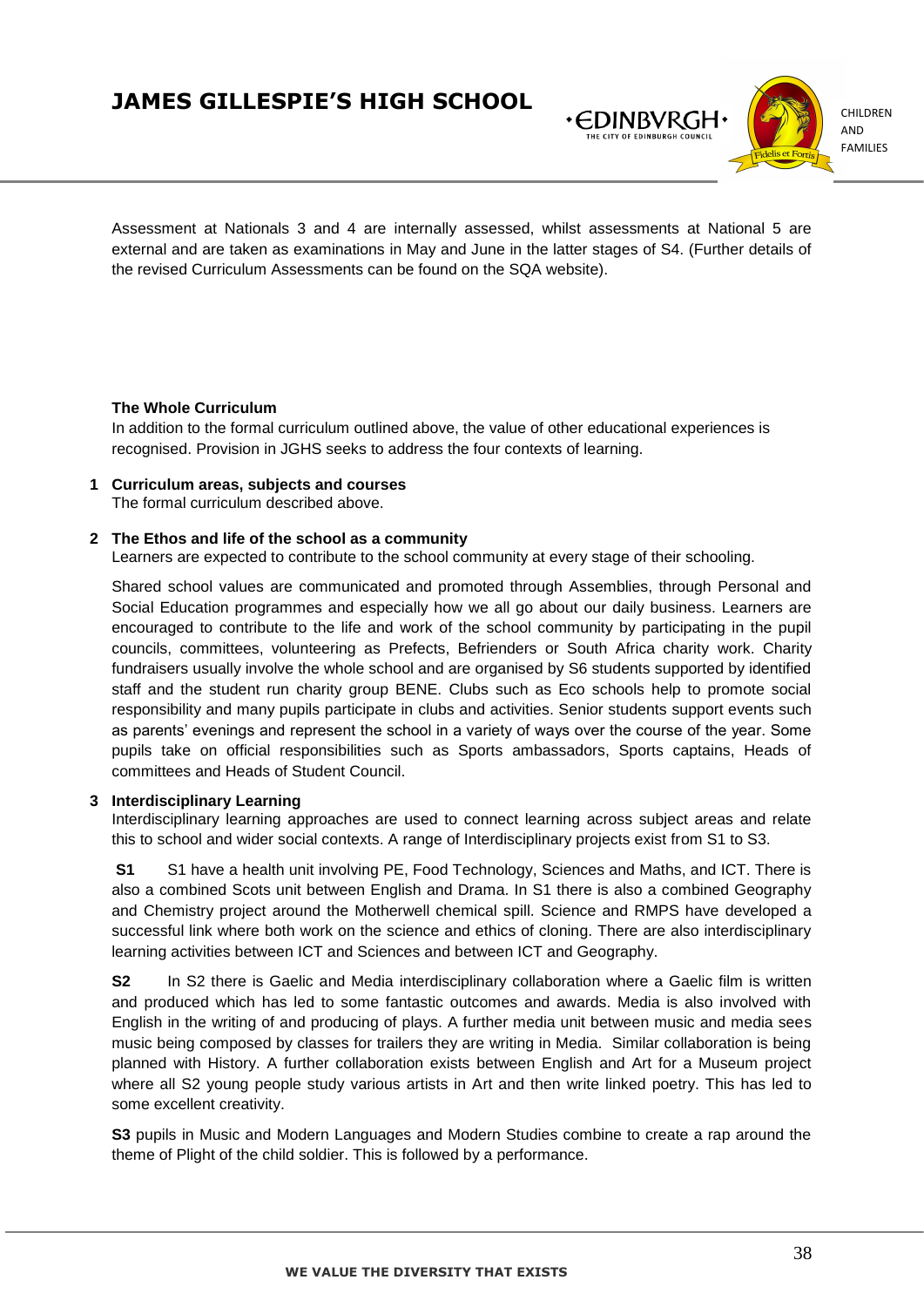Assessment at Nationals 3 and 4 are internally assessed, whilst assessments at National 5 are external and are taken as examinations in May and June in the latter stages of S4. (Further details of the revised Curriculum Assessments can be found on the SQA website).

### The Whole Curriculum

In addition to the formal curriculum outlined above, the value of other educational experiences is recognised. Provision in JGHS seeks to address the four contexts of learning.

**1 Curriculum areas, subjects and courses**

The formal curriculum described above.

**2 The Ethos and life of the school as a community**

Learners are expected to contribute to the school community at every stage of their schooling.

Shared school values are communicated and promoted through Assemblies, through Personal and Social Education programmes and especially how we all go about our daily business. Learners are encouraged to contribute to the life and work of the school community by participating in the pupil councils, committees, volunteering as Prefects, Befrienders or South Africa charity work. Charity fundraisers usually involve the whole school and are organised by S6 students supported by identified staff and the student run charity group BENE. Clubs such as Eco schools help to promote social responsibility and many pupils participate in clubs and activities. Senior students support events such as parents' evenings and represent the school in a variety of ways over the course of the year. Some pupils take on official responsibilities such as Sports ambassadors, Sports captains, Heads of committees and Heads of Student Council.

**3 Interdisciplinary Learning**

Interdisciplinary learning approaches are used to connect learning across subject areas and relate this to school and wider social contexts. A range of Interdisciplinary projects exist from S1 to S3.

**S1** S1 have a health unit involving PE, Food Technology, Sciences and Maths, and ICT. There is also a combined Scots unit between English and Drama. In S1 there is also a combined Geography and Chemistry project around the Motherwell chemical spill. Science and RMPS have developed a successful link where both work on the science and ethics of cloning. There are also interdisciplinary learning activities between ICT and Sciences and between ICT and Geography.

**S2** In S2 there is Gaelic and Media interdisciplinary collaboration where a Gaelic film is written and produced which has led to some fantastic outcomes and awards. Media is also involved with English in the writing of and producing of plays. A further media unit between music and media sees music being composed by classes for trailers they are writing in Media. Similar collaboration is being planned with History. A further collaboration exists between English and Art for a Museum project where all S2 young people study various artists in Art and then write linked poetry. This has led to some excellent creativity.

**S3** pupils in Music and Modern Languages and Modern Studies combine to create a rap around the theme of Plight of the child soldier. This is followed by a performance.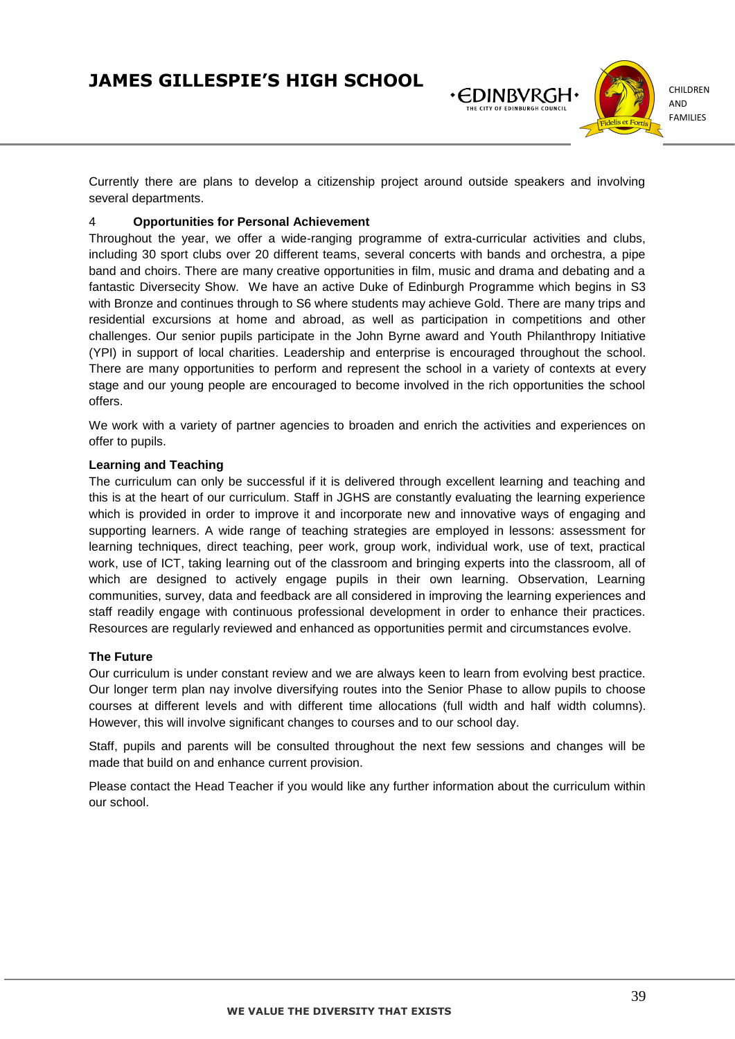Currently there are plans to develop a citizenship project around outside speakers and involving several departments.

## 4 Opportunities for Personal Achievement

Throughout the year, we offer a wide-ranging programme of extra-curricular activities and clubs, including 30 sport clubs over 20 different teams, several concerts with bands and orchestra, a pipe band and choirs. There are many creative opportunities in film, music and drama and debating and a fantastic Diversecity Show. We have an active Duke of Edinburgh Programme which begins in S3 with Bronze and continues through to S6 where students may achieve Gold. There are many trips and residential excursions at home and abroad, as well as participation in competitions and other challenges. Our senior pupils participate in the John Byrne award and Youth Philanthropy Initiative (YPI) in support of local charities. Leadership and enterprise is encouraged throughout the school. There are many opportunities to perform and represent the school in a variety of contexts at every stage and our young people are encouraged to become involved in the rich opportunities the school offers.

We work with a variety of partner agencies to broaden and enrich the activities and experiences on offer to pupils.

### Learning and Teaching

The curriculum can only be successful if it is delivered through excellent learning and teaching and this is at the heart of our curriculum. Staff in JGHS are constantly evaluating the learning experience which is provided in order to improve it and incorporate new and innovative ways of engaging and supporting learners. A wide range of teaching strategies are employed in lessons: assessment for learning techniques, direct teaching, peer work, group work, individual work, use of text, practical work, use of ICT, taking learning out of the classroom and bringing experts into the classroom, all of which are designed to actively engage pupils in their own learning. Observation, Learning communities, survey, data and feedback are all considered in improving the learning experiences and staff readily engage with continuous professional development in order to enhance their practices. Resources are regularly reviewed and enhanced as opportunities permit and circumstances evolve.

### The Future

Our curriculum is under constant review and we are always keen to learn from evolving best practice. Our longer term plan nay involve diversifying routes into the Senior Phase to allow pupils to choose courses at different levels and with different time allocations (full width and half width columns). However, this will involve significant changes to courses and to our school day.

Staff, pupils and parents will be consulted throughout the next few sessions and changes will be made that build on and enhance current provision.

Please contact the Head Teacher if you would like any further information about the curriculum within our school.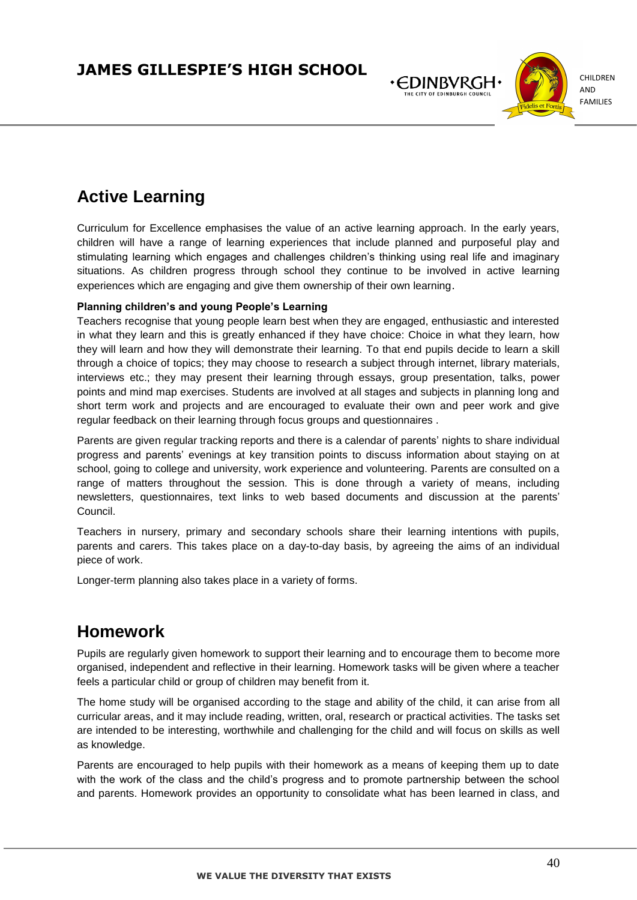## Active Learning

Curriculum for Excellence emphasises the value of an active learning approach. In the early years, children will have a range of learning experiences that include planned and purposeful play and stimulating learning which engages and challenges children's thinking using real life and imaginary situations. As children progress through school they continue to be involved in active learning experiences which are engaging and give them ownership of their own learning.

**Planning children's and young People's Learning**

Teachers recognise that young people learn best when they are engaged, enthusiastic and interested in what they learn and this is greatly enhanced if they have choice: Choice in what they learn, how they will learn and how they will demonstrate their learning. To that end pupils decide to learn a skill through a choice of topics; they may choose to research a subject through internet, library materials, interviews etc.; they may present their learning through essays, group presentation, talks, power points and mind map exercises. Students are involved at all stages and subjects in planning long and short term work and projects and are encouraged to evaluate their own and peer work and give regular feedback on their learning through focus groups and questionnaires .

Parents are given regular tracking reports and there is a calendar of parents' nights to share individual progress and parents' evenings at key transition points to discuss information about staying on at school, going to college and university, work experience and volunteering. Parents are consulted on a range of matters throughout the session. This is done through a variety of means, including newsletters, questionnaires, text links to web based documents and discussion at the parents' Council.

Teachers in nursery, primary and secondary schools share their learning intentions with pupils, parents and carers. This takes place on a day-to-day basis, by agreeing the aims of an individual piece of work.

Longer-term planning also takes place in a variety of forms.

## Homework

Pupils are regularly given homework to support their learning and to encourage them to become more organised, independent and reflective in their learning. Homework tasks will be given where a teacher feels a particular child or group of children may benefit from it.

The home study will be organised according to the stage and ability of the child, it can arise from all curricular areas, and it may include reading, written, oral, research or practical activities. The tasks set are intended to be interesting, worthwhile and challenging for the child and will focus on skills as well as knowledge.

Parents are encouraged to help pupils with their homework as a means of keeping them up to date with the work of the class and the child's progress and to promote partnership between the school and parents. Homework provides an opportunity to consolidate what has been learned in class, and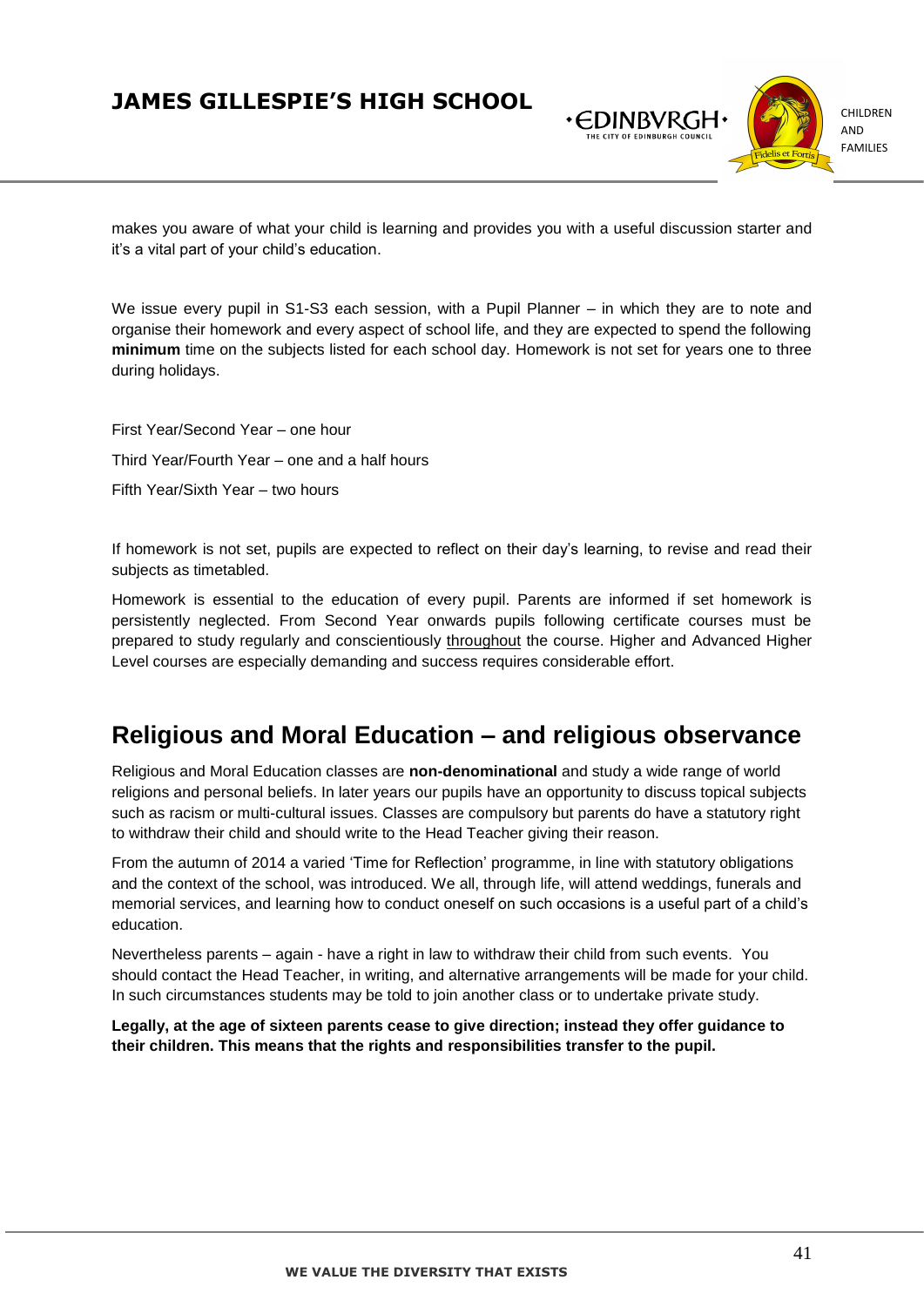makes you aware of what your child is learning and provides you with a useful discussion starter and it's a vital part of your child's education.

We issue every pupil in S1-S3 each session, with a Pupil Planner – in which they are to note and organise their homework and every aspect of school life, and they are expected to spend the following **minimum** time on the subjects listed for each school day. Homework is not set for years one to three during holidays.

First Year/Second Year – one hour

Third Year/Fourth Year – one and a half hours

Fifth Year/Sixth Year – two hours

If homework is not set, pupils are expected to reflect on their day's learning, to revise and read their subjects as timetabled.

Homework is essential to the education of every pupil. Parents are informed if set homework is persistently neglected. From Second Year onwards pupils following certificate courses must be prepared to study regularly and conscientiously <u>throughout</u> the course. Higher and Advanced Higher Level courses are especially demanding and success requires considerable effort.

## Religious and Moral Education – and religious observance

Religious and Moral Education classes are **non-denominational** and study a wide range of world religions and personal beliefs. In later years our pupils have an opportunity to discuss topical subjects such as racism or multi-cultural issues. Classes are compulsory but parents do have a statutory right to withdraw their child and should write to the Head Teacher giving their reason.

From the autumn of 2014 a varied 'Time for Reflection' programme, in line with statutory obligations and the context of the school, was introduced. We all, through life, will attend weddings, funerals and memorial services, and learning how to conduct oneself on such occasions is a useful part of a child's education.

Nevertheless parents – again - have a right in law to withdraw their child from such events. You should contact the Head Teacher, in writing, and alternative arrangements will be made for your child. In such circumstances students may be told to join another class or to undertake private study.

**Legally, at the age of sixteen parents cease to give direction; instead they offer guidance to their children. This means that the rights and responsibilities transfer to the pupil.**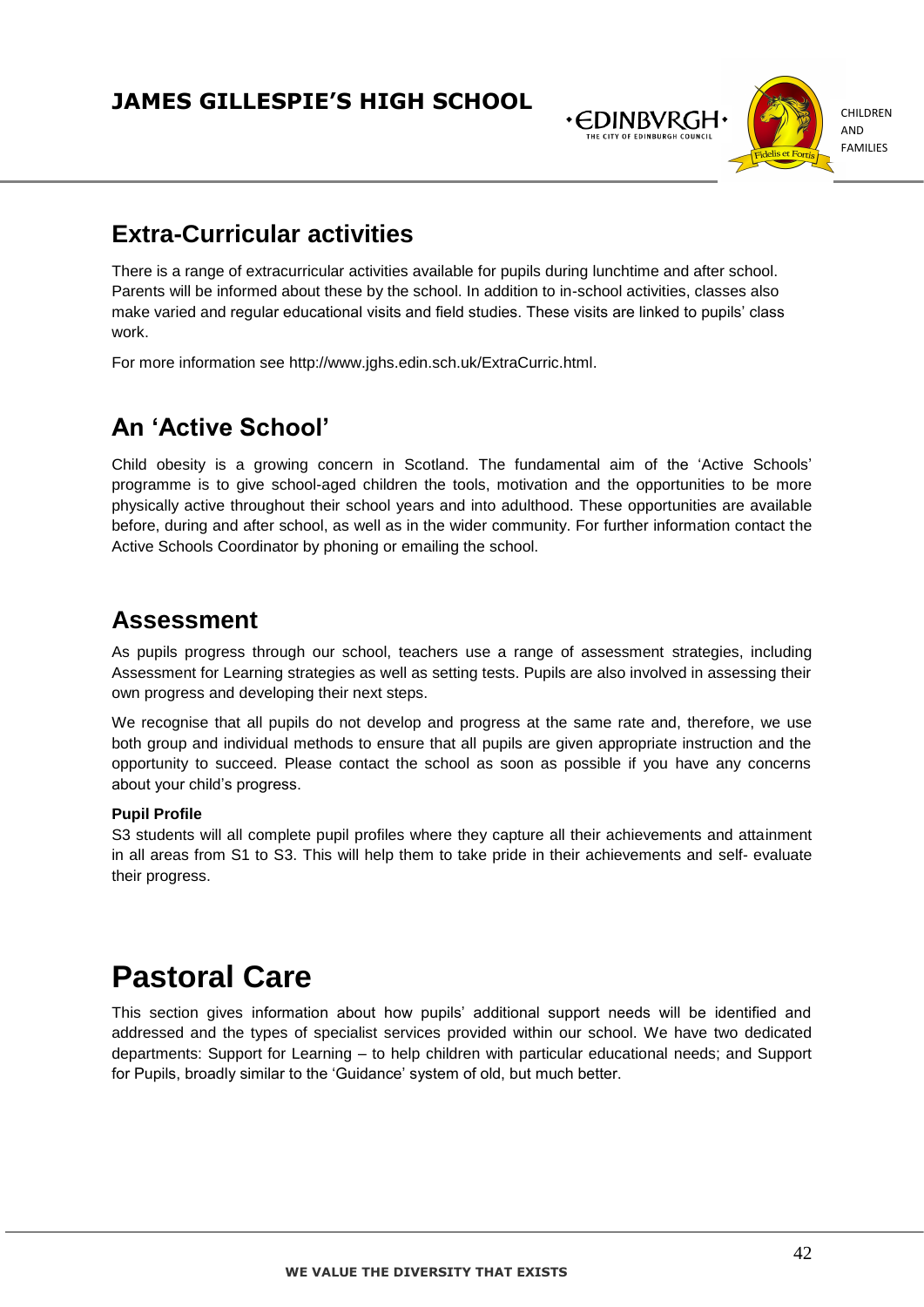## Extra-Curricular activities

There is a range of extracurricular activities available for pupils during lunchtime and after school. Parents will be informed about these by the school. In addition to in-school activities, classes also make varied and regular educational visits and field studies. These visits are linked to pupils' class work.

For more information see http://www.jghs.edin.sch.uk/ExtraCurric.html.

## An 'Active School'

Child obesity is a growing concern in Scotland. The fundamental aim of the 'Active Schools' programme is to give school-aged children the tools, motivation and the opportunities to be more physically active throughout their school years and into adulthood. These opportunities are available before, during and after school, as well as in the wider community. For further information contact the Active Schools Coordinator by phoning or emailing the school.

## Assessment

As pupils progress through our school, teachers use a range of assessment strategies, including Assessment for Learning strategies as well as setting tests. Pupils are also involved in assessing their own progress and developing their next steps.

We recognise that all pupils do not develop and progress at the same rate and, therefore, we use both group and individual methods to ensure that all pupils are given appropriate instruction and the opportunity to succeed. Please contact the school as soon as possible if you have any concerns about your child's progress.

**Pupil Profile**

S3 students will all complete pupil profiles where they capture all their achievements and attainment in all areas from S1 to S3. This will help them to take pride in their achievements and self- evaluate their progress.

# Pastoral Care

This section gives information about how pupils' additional support needs will be identified and addressed and the types of specialist services provided within our school. We have two dedicated departments: Support for Learning – to help children with particular educational needs; and Support for Pupils, broadly similar to the 'Guidance' system of old, but much better.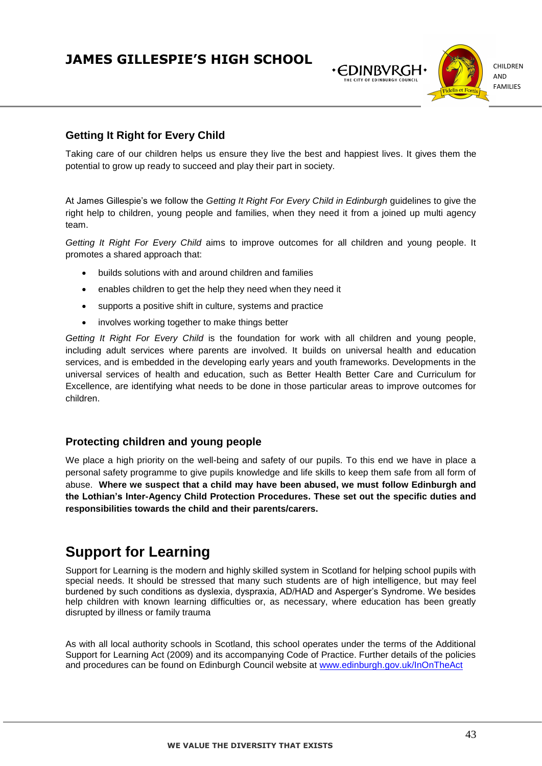## Getting It Right for Every Child

Taking care of our children helps us ensure they live the best and happiest lives. It gives them the potential to grow up ready to succeed and play their part in society.

At James Gillespie's we follow the *Getting It Right For Every Child in Edinburgh* guidelines to give the right help to children, young people and families, when they need it from a joined up multi agency team.

*Getting It Right For Every Child* aims to improve outcomes for all children and young people. It promotes a shared approach that:

- builds solutions with and around children and families
- enables children to get the help they need when they need it
- supports a positive shift in culture, systems and practice
- involves working together to make things better

*Getting It Right For Every Child* is the foundation for work with all children and young people, including adult services where parents are involved. It builds on universal health and education services, and is embedded in the developing early years and youth frameworks. Developments in the universal services of health and education, such as Better Health Better Care and Curriculum for Excellence, are identifying what needs to be done in those particular areas to improve outcomes for children.

## Protecting children and young people

We place a high priority on the well-being and safety of our pupils. To this end we have in place a personal safety programme to give pupils knowledge and life skills to keep them safe from all form of abuse. **Where we suspect that a child may have been abused, we must follow Edinburgh and the Lothian's Inter-Agency Child Protection Procedures. These set out the specific duties and responsibilities towards the child and their parents/carers.**

# Support for Learning

Support for Learning is the modern and highly skilled system in Scotland for helping school pupils with special needs. It should be stressed that many such students are of high intelligence, but may feel burdened by such conditions as dyslexia, dyspraxia, AD/HAD and Asperger's Syndrome. We besides help children with known learning difficulties or, as necessary, where education has been greatly disrupted by illness or family trauma

As with all local authority schools in Scotland, this school operates under the terms of the Additional Support for Learning Act (2009) and its accompanying Code of Practice. Further details of the policies and procedures can be found on Edinburgh Council website at [www.edinburgh.gov.uk/InOnTheAct](http://www.edinburgh.gov.uk/InOnTheAct)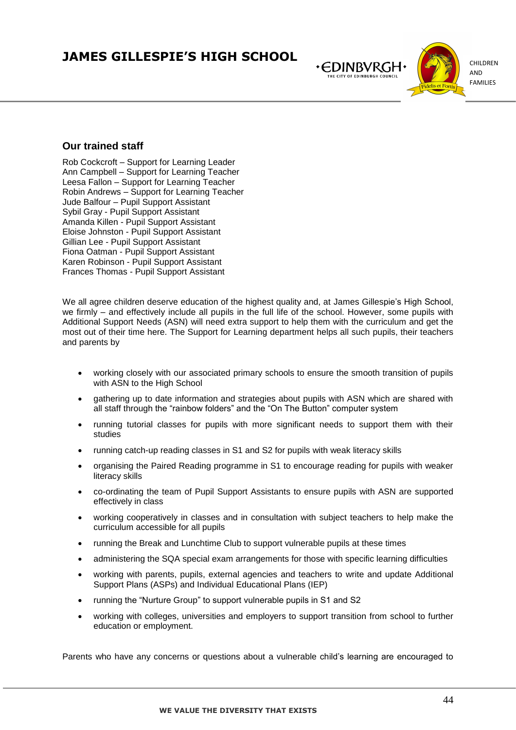## Our trained staff

Rob Cockcroft – Support for Learning Leader
Ann Campbell – Support for Learning Teacher
Leesa Fallon – Support for Learning Teacher
Robin Andrews – Support for Learning Teacher
Jude Balfour – Pupil Support Assistant
Sybil Gray - Pupil Support Assistant
Amanda Killen - Pupil Support Assistant
Eloise Johnston - Pupil Support Assistant
Gillian Lee - Pupil Support Assistant
Fiona Oatman - Pupil Support Assistant
Karen Robinson - Pupil Support Assistant
Frances Thomas - Pupil Support Assistant

We all agree children deserve education of the highest quality and, at James Gillespie's High School, we firmly – and effectively include all pupils in the full life of the school. However, some pupils with Additional Support Needs (ASN) will need extra support to help them with the curriculum and get the most out of their time here. The Support for Learning department helps all such pupils, their teachers and parents by

- working closely with our associated primary schools to ensure the smooth transition of pupils with ASN to the High School
- gathering up to date information and strategies about pupils with ASN which are shared with all staff through the "rainbow folders" and the "On The Button" computer system
- running tutorial classes for pupils with more significant needs to support them with their studies
- running catch-up reading classes in S1 and S2 for pupils with weak literacy skills
- organising the Paired Reading programme in S1 to encourage reading for pupils with weaker literacy skills
- co-ordinating the team of Pupil Support Assistants to ensure pupils with ASN are supported effectively in class
- working cooperatively in classes and in consultation with subject teachers to help make the curriculum accessible for all pupils
- running the Break and Lunchtime Club to support vulnerable pupils at these times
- administering the SQA special exam arrangements for those with specific learning difficulties
- working with parents, pupils, external agencies and teachers to write and update Additional Support Plans (ASPs) and Individual Educational Plans (IEP)
- running the "Nurture Group" to support vulnerable pupils in S1 and S2
- working with colleges, universities and employers to support transition from school to further education or employment.

Parents who have any concerns or questions about a vulnerable child's learning are encouraged to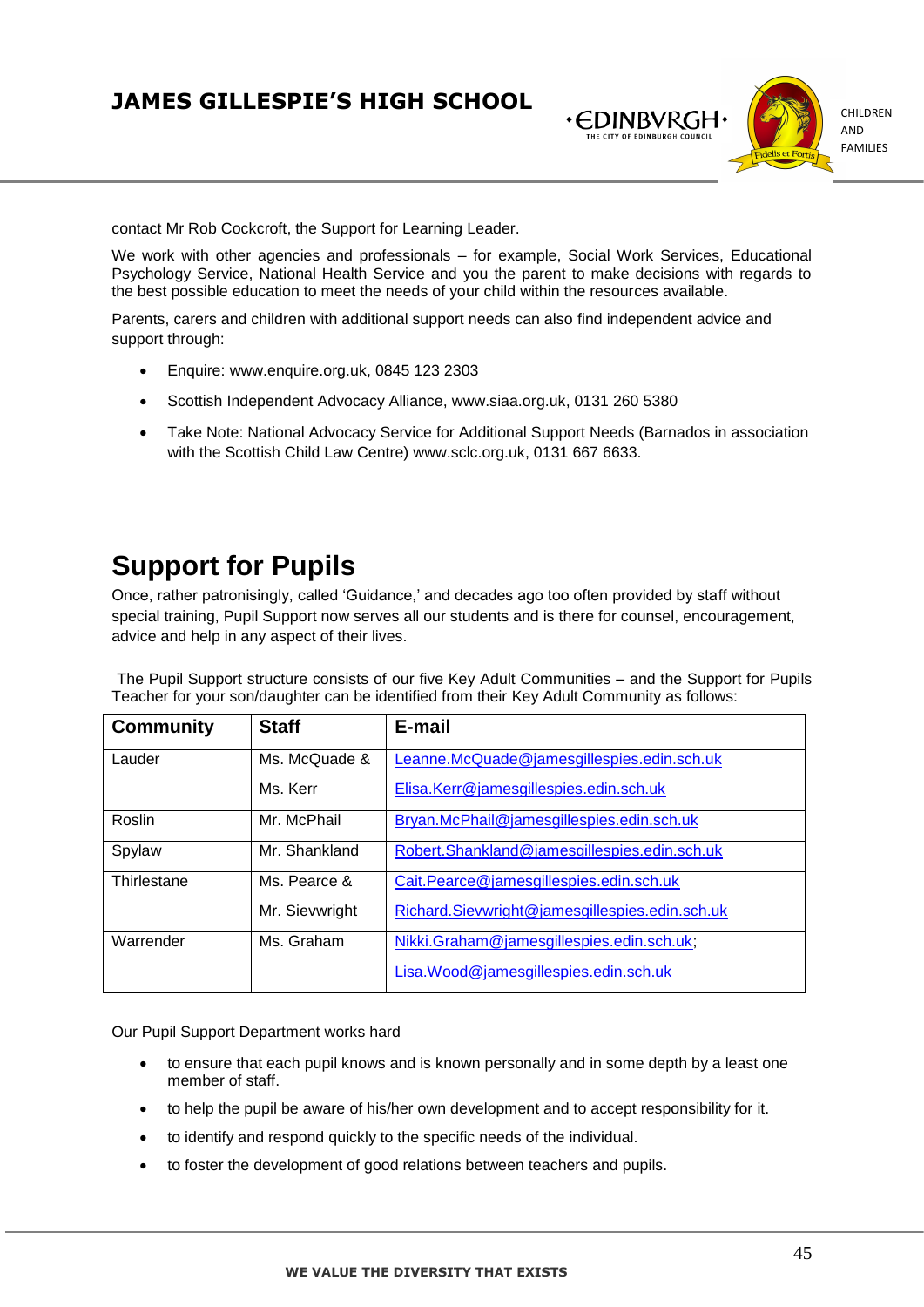contact Mr Rob Cockcroft, the Support for Learning Leader.

We work with other agencies and professionals – for example, Social Work Services, Educational Psychology Service, National Health Service and you the parent to make decisions with regards to the best possible education to meet the needs of your child within the resources available.

Parents, carers and children with additional support needs can also find independent advice and support through:

- Enquire: www.enquire.org.uk, 0845 123 2303
- Scottish Independent Advocacy Alliance, www.siaa.org.uk, 0131 260 5380
- Take Note: National Advocacy Service for Additional Support Needs (Barnados in association with the Scottish Child Law Centre) www.sclc.org.uk, 0131 667 6633.

# Support for Pupils

Once, rather patronisingly, called 'Guidance,' and decades ago too often provided by staff without special training, Pupil Support now serves all our students and is there for counsel, encouragement, advice and help in any aspect of their lives.

The Pupil Support structure consists of our five Key Adult Communities – and the Support for Pupils Teacher for your son/daughter can be identified from their Key Adult Community as follows:

| Community | Staff | E-mail |
|---|---|---|
| Lauder | Ms. McQuade & Ms. Kerr | Leanne.McQuade@jamesgillespies.edin.sch.uk Elisa.Kerr@jamesgillespies.edin.sch.uk |
| Roslin | Mr. McPhail | Bryan.McPhail@jamesgillespies.edin.sch.uk |
| Spylaw | Mr. Shankland | Robert.Shankland@jamesgillespies.edin.sch.uk |
| Thirlestane | Ms. Pearce & Mr. Sievwright | Cait.Pearce@jamesgillespies.edin.sch.uk Richard.Sievwright@jamesgillespies.edin.sch.uk |
| Warrender | Ms. Graham | Nikki.Graham@jamesgillespies.edin.sch.uk; Lisa.Wood@jamesgillespies.edin.sch.uk |

Our Pupil Support Department works hard

- to ensure that each pupil knows and is known personally and in some depth by a least one member of staff.
- to help the pupil be aware of his/her own development and to accept responsibility for it.
- to identify and respond quickly to the specific needs of the individual.
- to foster the development of good relations between teachers and pupils.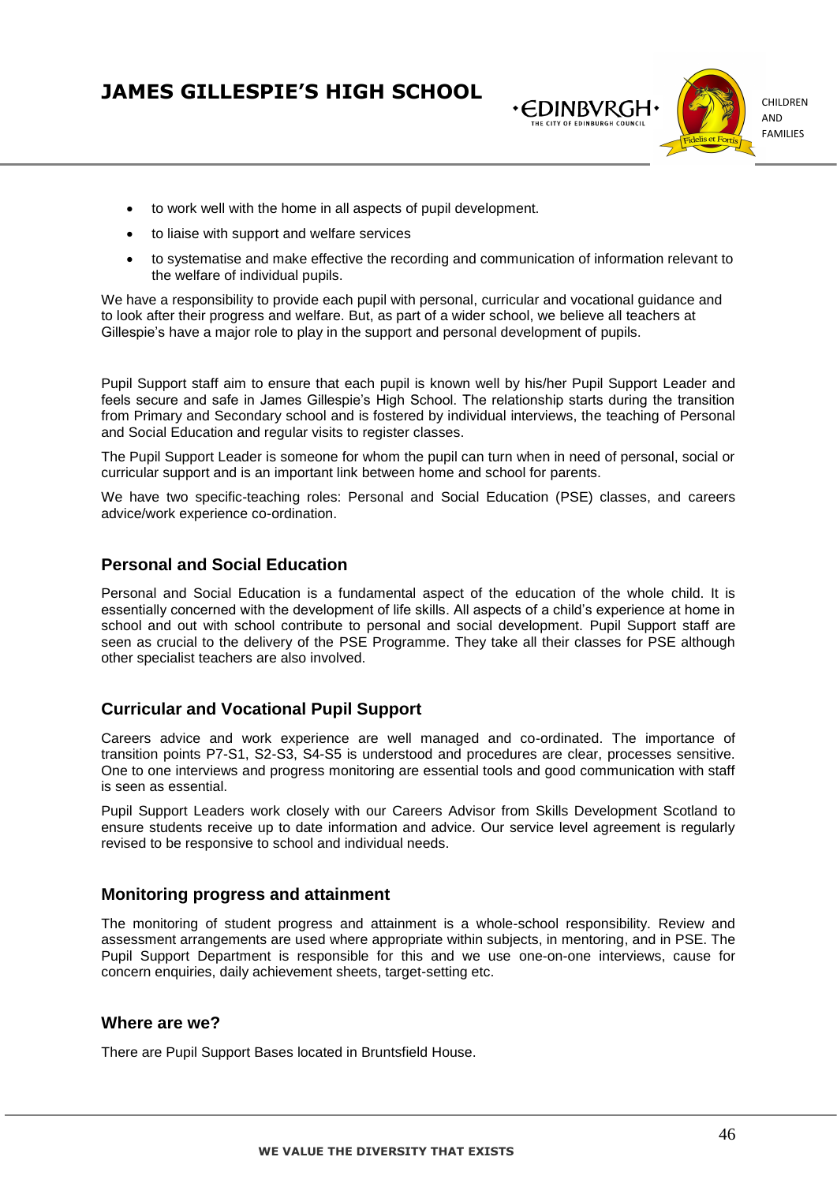- to work well with the home in all aspects of pupil development.
- to liaise with support and welfare services
- to systematise and make effective the recording and communication of information relevant to the welfare of individual pupils.

We have a responsibility to provide each pupil with personal, curricular and vocational guidance and to look after their progress and welfare. But, as part of a wider school, we believe all teachers at Gillespie's have a major role to play in the support and personal development of pupils.

Pupil Support staff aim to ensure that each pupil is known well by his/her Pupil Support Leader and feels secure and safe in James Gillespie's High School. The relationship starts during the transition from Primary and Secondary school and is fostered by individual interviews, the teaching of Personal and Social Education and regular visits to register classes.

The Pupil Support Leader is someone for whom the pupil can turn when in need of personal, social or curricular support and is an important link between home and school for parents.

We have two specific-teaching roles: Personal and Social Education (PSE) classes, and careers advice/work experience co-ordination.

## Personal and Social Education

Personal and Social Education is a fundamental aspect of the education of the whole child. It is essentially concerned with the development of life skills. All aspects of a child's experience at home in school and out with school contribute to personal and social development. Pupil Support staff are seen as crucial to the delivery of the PSE Programme. They take all their classes for PSE although other specialist teachers are also involved.

## Curricular and Vocational Pupil Support

Careers advice and work experience are well managed and co-ordinated. The importance of transition points P7-S1, S2-S3, S4-S5 is understood and procedures are clear, processes sensitive. One to one interviews and progress monitoring are essential tools and good communication with staff is seen as essential.

Pupil Support Leaders work closely with our Careers Advisor from Skills Development Scotland to ensure students receive up to date information and advice. Our service level agreement is regularly revised to be responsive to school and individual needs.

## Monitoring progress and attainment

The monitoring of student progress and attainment is a whole-school responsibility. Review and assessment arrangements are used where appropriate within subjects, in mentoring, and in PSE. The Pupil Support Department is responsible for this and we use one-on-one interviews, cause for concern enquiries, daily achievement sheets, target-setting etc.

## Where are we?

There are Pupil Support Bases located in Bruntsfield House.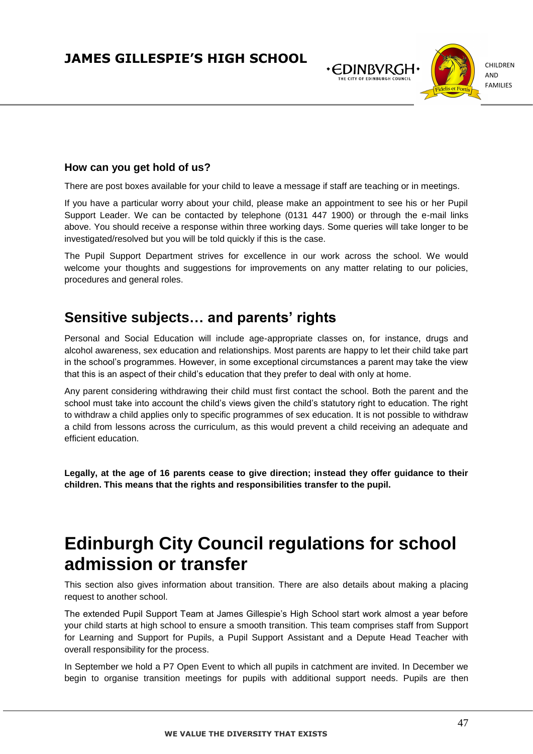### How can you get hold of us?

There are post boxes available for your child to leave a message if staff are teaching or in meetings.

If you have a particular worry about your child, please make an appointment to see his or her Pupil Support Leader. We can be contacted by telephone (0131 447 1900) or through the e-mail links above. You should receive a response within three working days. Some queries will take longer to be investigated/resolved but you will be told quickly if this is the case.

The Pupil Support Department strives for excellence in our work across the school. We would welcome your thoughts and suggestions for improvements on any matter relating to our policies, procedures and general roles.

## Sensitive subjects… and parents' rights

Personal and Social Education will include age-appropriate classes on, for instance, drugs and alcohol awareness, sex education and relationships. Most parents are happy to let their child take part in the school's programmes. However, in some exceptional circumstances a parent may take the view that this is an aspect of their child's education that they prefer to deal with only at home.

Any parent considering withdrawing their child must first contact the school. Both the parent and the school must take into account the child's views given the child's statutory right to education. The right to withdraw a child applies only to specific programmes of sex education. It is not possible to withdraw a child from lessons across the curriculum, as this would prevent a child receiving an adequate and efficient education.

**Legally, at the age of 16 parents cease to give direction; instead they offer guidance to their children. This means that the rights and responsibilities transfer to the pupil.**

# Edinburgh City Council regulations for school admission or transfer

This section also gives information about transition. There are also details about making a placing request to another school.

The extended Pupil Support Team at James Gillespie's High School start work almost a year before your child starts at high school to ensure a smooth transition. This team comprises staff from Support for Learning and Support for Pupils, a Pupil Support Assistant and a Depute Head Teacher with overall responsibility for the process.

In September we hold a P7 Open Event to which all pupils in catchment are invited. In December we begin to organise transition meetings for pupils with additional support needs. Pupils are then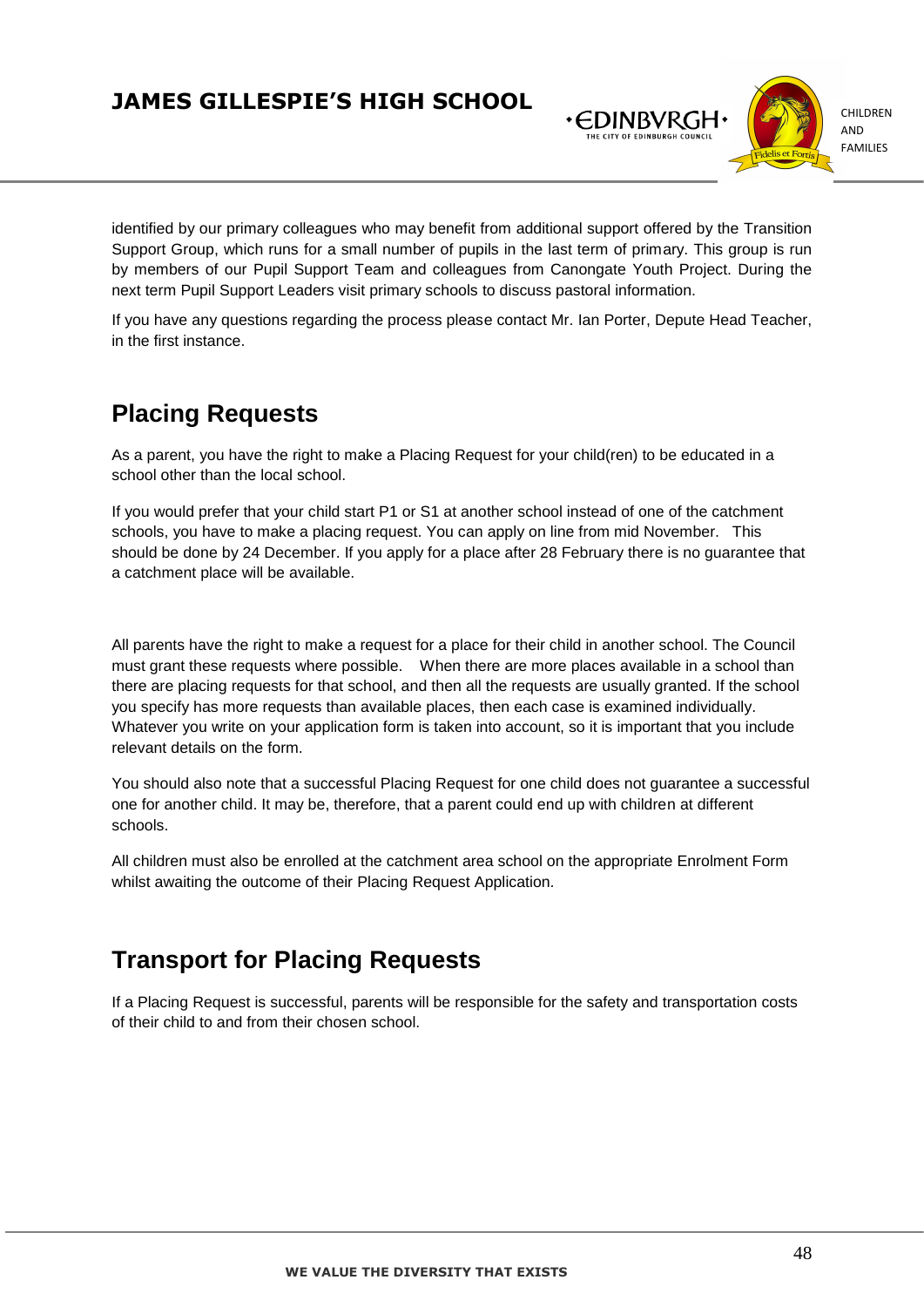identified by our primary colleagues who may benefit from additional support offered by the Transition Support Group, which runs for a small number of pupils in the last term of primary. This group is run by members of our Pupil Support Team and colleagues from Canongate Youth Project. During the next term Pupil Support Leaders visit primary schools to discuss pastoral information.

If you have any questions regarding the process please contact Mr. Ian Porter, Depute Head Teacher, in the first instance.

## Placing Requests

As a parent, you have the right to make a Placing Request for your child(ren) to be educated in a school other than the local school.

If you would prefer that your child start P1 or S1 at another school instead of one of the catchment schools, you have to make a placing request. You can apply on line from mid November. This should be done by 24 December. If you apply for a place after 28 February there is no guarantee that a catchment place will be available.

All parents have the right to make a request for a place for their child in another school. The Council must grant these requests where possible. When there are more places available in a school than there are placing requests for that school, and then all the requests are usually granted. If the school you specify has more requests than available places, then each case is examined individually. Whatever you write on your application form is taken into account, so it is important that you include relevant details on the form.

You should also note that a successful Placing Request for one child does not guarantee a successful one for another child. It may be, therefore, that a parent could end up with children at different schools.

All children must also be enrolled at the catchment area school on the appropriate Enrolment Form whilst awaiting the outcome of their Placing Request Application.

## Transport for Placing Requests

If a Placing Request is successful, parents will be responsible for the safety and transportation costs of their child to and from their chosen school.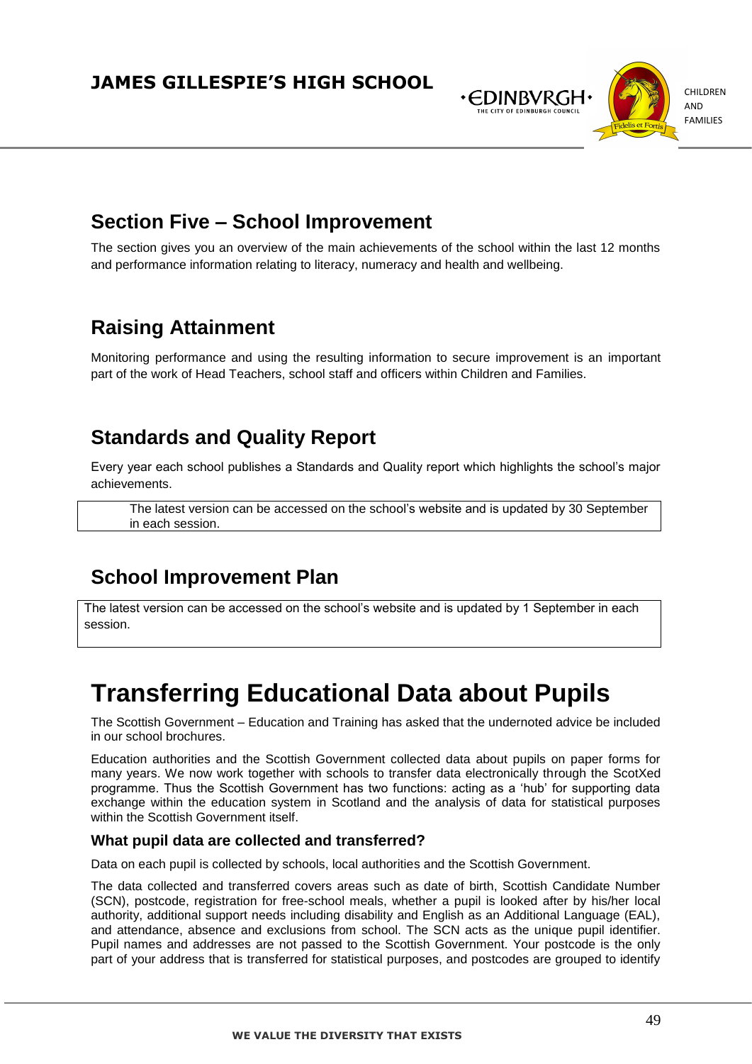## Section Five – School Improvement

The section gives you an overview of the main achievements of the school within the last 12 months and performance information relating to literacy, numeracy and health and wellbeing.

## Raising Attainment

Monitoring performance and using the resulting information to secure improvement is an important part of the work of Head Teachers, school staff and officers within Children and Families.

## Standards and Quality Report

Every year each school publishes a Standards and Quality report which highlights the school's major achievements.

The latest version can be accessed on the school's website and is updated by 30 September in each session.

## School Improvement Plan

The latest version can be accessed on the school's website and is updated by 1 September in each session.

# Transferring Educational Data about Pupils

The Scottish Government – Education and Training has asked that the undernoted advice be included in our school brochures.

Education authorities and the Scottish Government collected data about pupils on paper forms for many years. We now work together with schools to transfer data electronically through the ScotXed programme. Thus the Scottish Government has two functions: acting as a 'hub' for supporting data exchange within the education system in Scotland and the analysis of data for statistical purposes within the Scottish Government itself.

### What pupil data are collected and transferred?

Data on each pupil is collected by schools, local authorities and the Scottish Government.

The data collected and transferred covers areas such as date of birth, Scottish Candidate Number (SCN), postcode, registration for free-school meals, whether a pupil is looked after by his/her local authority, additional support needs including disability and English as an Additional Language (EAL), and attendance, absence and exclusions from school. The SCN acts as the unique pupil identifier. Pupil names and addresses are not passed to the Scottish Government. Your postcode is the only part of your address that is transferred for statistical purposes, and postcodes are grouped to identify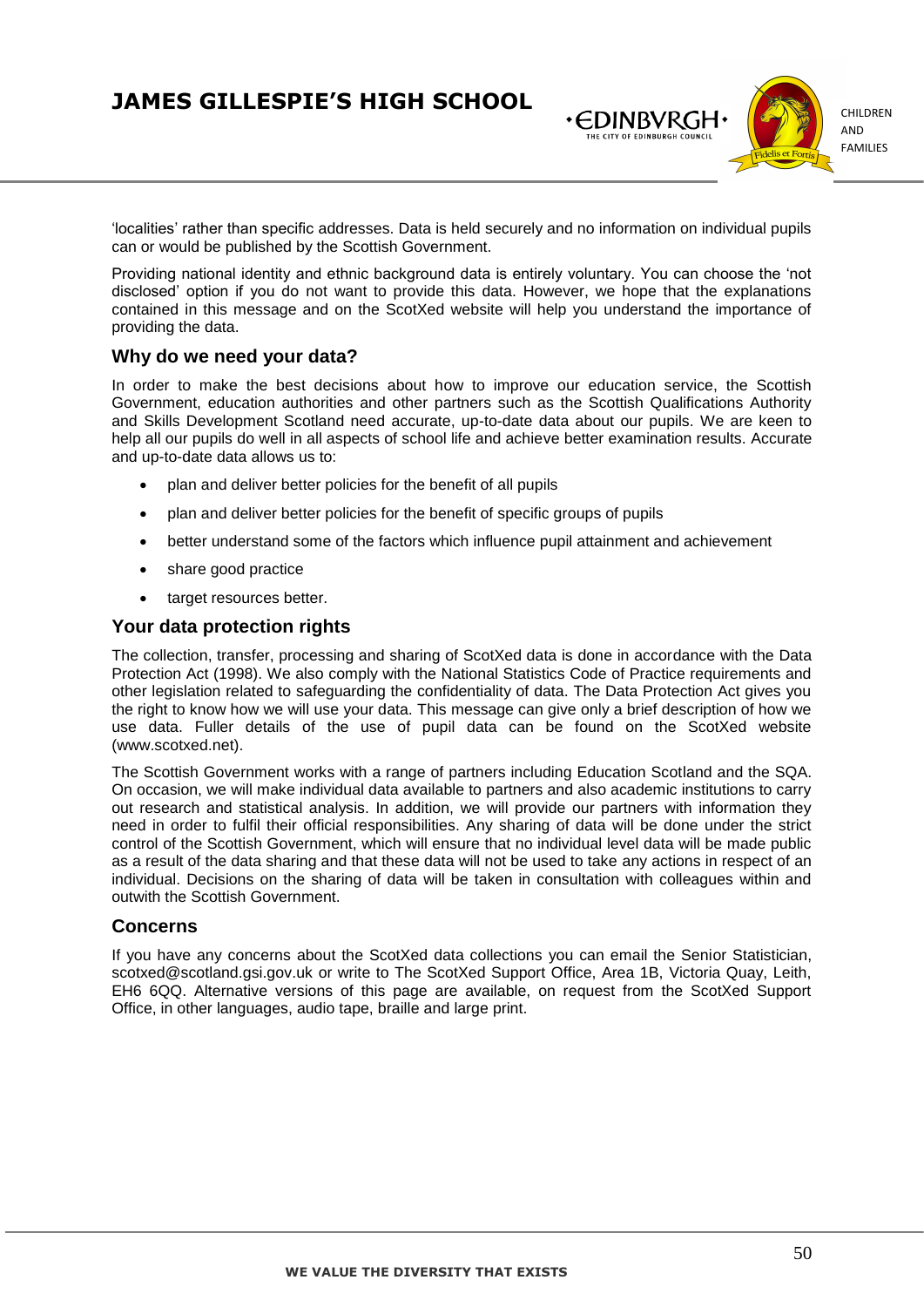'localities' rather than specific addresses. Data is held securely and no information on individual pupils can or would be published by the Scottish Government.

Providing national identity and ethnic background data is entirely voluntary. You can choose the 'not disclosed' option if you do not want to provide this data. However, we hope that the explanations contained in this message and on the ScotXed website will help you understand the importance of providing the data.

### Why do we need your data?

In order to make the best decisions about how to improve our education service, the Scottish Government, education authorities and other partners such as the Scottish Qualifications Authority and Skills Development Scotland need accurate, up-to-date data about our pupils. We are keen to help all our pupils do well in all aspects of school life and achieve better examination results. Accurate and up-to-date data allows us to:

- plan and deliver better policies for the benefit of all pupils
- plan and deliver better policies for the benefit of specific groups of pupils
- better understand some of the factors which influence pupil attainment and achievement
- share good practice
- target resources better.

### Your data protection rights

The collection, transfer, processing and sharing of ScotXed data is done in accordance with the Data Protection Act (1998). We also comply with the National Statistics Code of Practice requirements and other legislation related to safeguarding the confidentiality of data. The Data Protection Act gives you the right to know how we will use your data. This message can give only a brief description of how we use data. Fuller details of the use of pupil data can be found on the ScotXed website (www.scotxed.net).

The Scottish Government works with a range of partners including Education Scotland and the SQA. On occasion, we will make individual data available to partners and also academic institutions to carry out research and statistical analysis. In addition, we will provide our partners with information they need in order to fulfil their official responsibilities. Any sharing of data will be done under the strict control of the Scottish Government, which will ensure that no individual level data will be made public as a result of the data sharing and that these data will not be used to take any actions in respect of an individual. Decisions on the sharing of data will be taken in consultation with colleagues within and outwith the Scottish Government.

### Concerns

If you have any concerns about the ScotXed data collections you can email the Senior Statistician, scotxed@scotland.gsi.gov.uk or write to The ScotXed Support Office, Area 1B, Victoria Quay, Leith, EH6 6QQ. Alternative versions of this page are available, on request from the ScotXed Support Office, in other languages, audio tape, braille and large print.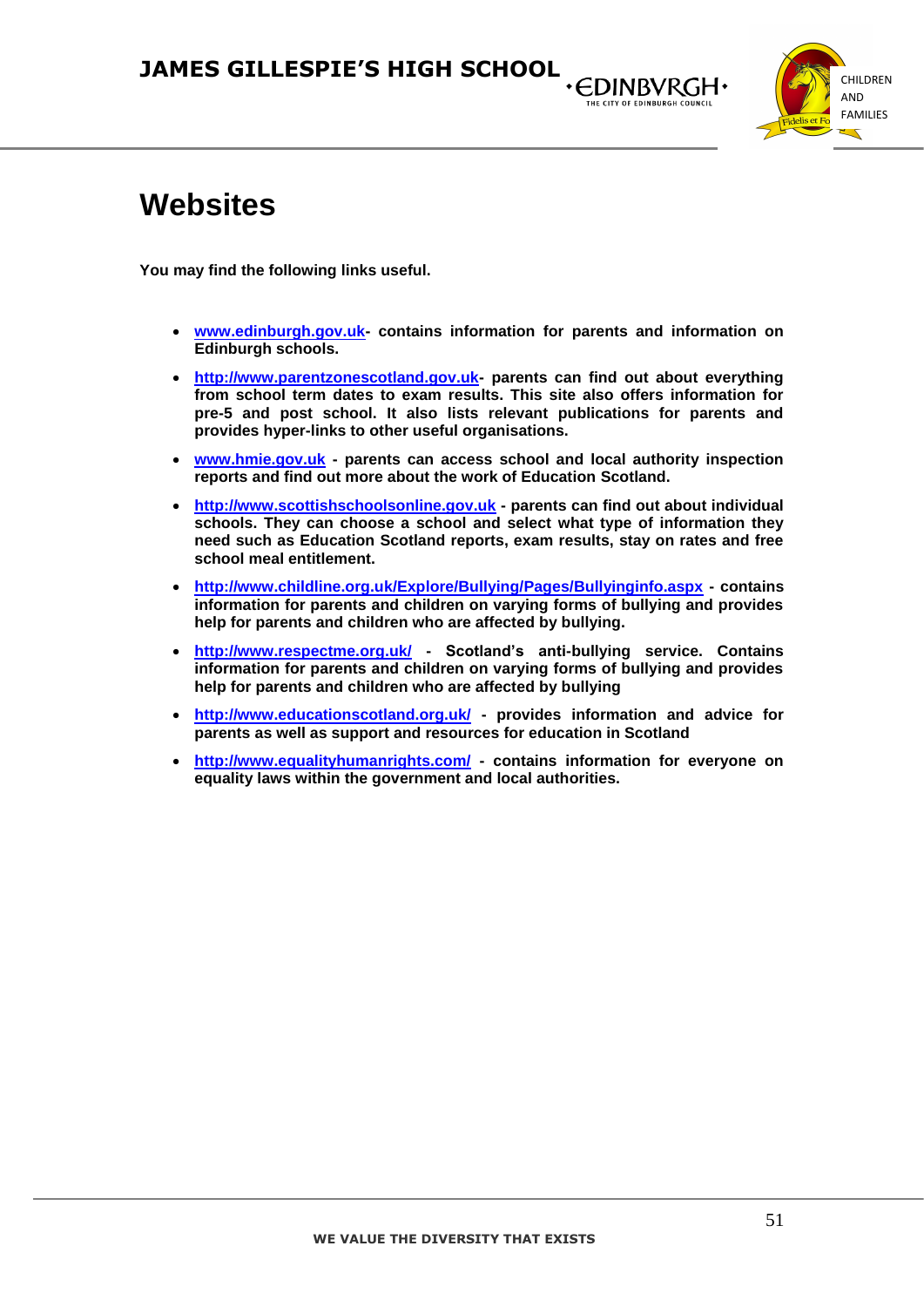# Websites

**You may find the following links useful.**

- **[www.edinburgh.gov.uk](www.edinburgh.gov.uk)- contains information for parents and information on Edinburgh schools.**
- **[http://www.parentzonescotland.gov.uk](http://www.parentzonescotland.gov.uk)- parents can find out about everything from school term dates to exam results. This site also offers information for pre-5 and post school. It also lists relevant publications for parents and provides hyper-links to other useful organisations.**
- **[www.hmie.gov.uk](www.hmie.gov.uk) - parents can access school and local authority inspection reports and find out more about the work of Education Scotland.**
- **[http://www.scottishschoolsonline.gov.uk](http://www.scottishschoolsonline.gov.uk) - parents can find out about individual schools. They can choose a school and select what type of information they need such as Education Scotland reports, exam results, stay on rates and free school meal entitlement.**
- **[http://www.childline.org.uk/Explore/Bullying/Pages/Bullyinginfo.aspx](http://www.childline.org.uk/Explore/Bullying/Pages/Bullyinginfo.aspx) - contains information for parents and children on varying forms of bullying and provides help for parents and children who are affected by bullying.**
- **[http://www.respectme.org.uk/](http://www.respectme.org.uk/) - Scotland's anti-bullying service. Contains information for parents and children on varying forms of bullying and provides help for parents and children who are affected by bullying**
- **[http://www.educationscotland.org.uk/](http://www.educationscotland.org.uk/) - provides information and advice for parents as well as support and resources for education in Scotland**
- **[http://www.equalityhumanrights.com/](http://www.equalityhumanrights.com/) - contains information for everyone on equality laws within the government and local authorities.**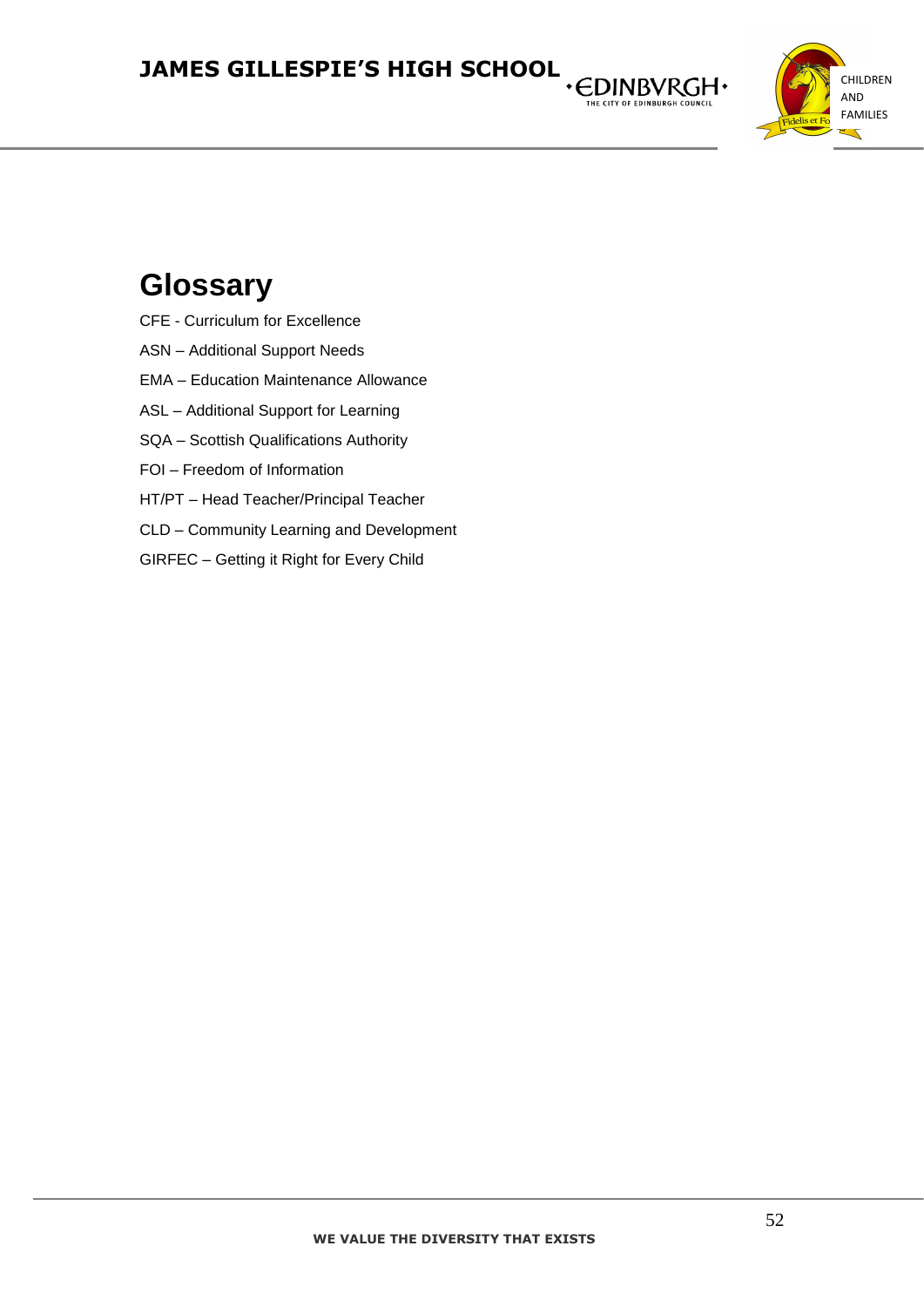# Glossary

CFE - Curriculum for Excellence

ASN – Additional Support Needs

EMA – Education Maintenance Allowance

ASL – Additional Support for Learning

SQA – Scottish Qualifications Authority

FOI – Freedom of Information

HT/PT – Head Teacher/Principal Teacher

CLD – Community Learning and Development

GIRFEC – Getting it Right for Every Child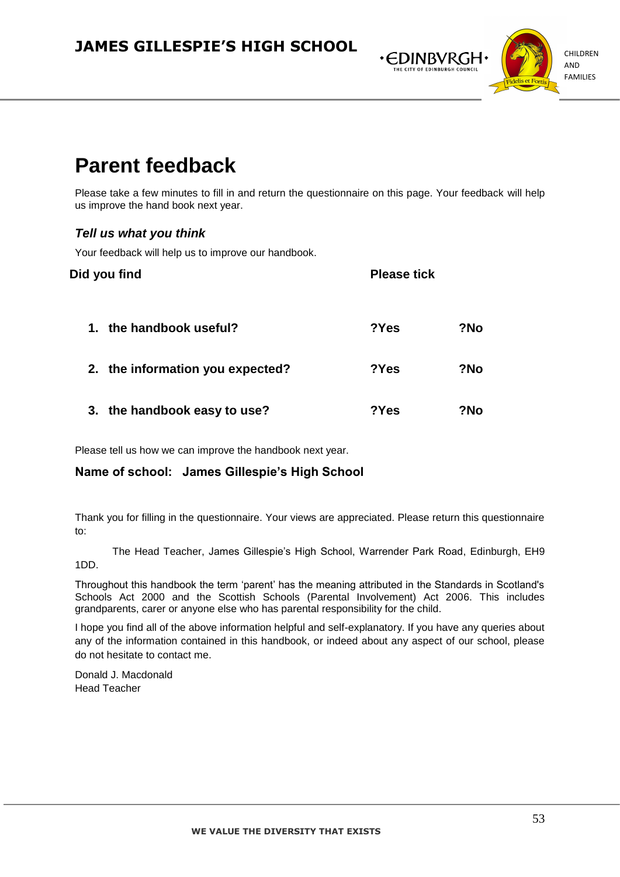# Parent feedback

Please take a few minutes to fill in and return the questionnaire on this page. Your feedback will help us improve the hand book next year.

### *Tell us what you think*

Your feedback will help us to improve our handbook.

| **Did you find** | **Please tick** | |
|---|---|---|
| **1. the handbook useful?** | **?Yes** | **?No** |
| **2. the information you expected?** | **?Yes** | **?No** |
| **3. the handbook easy to use?** | **?Yes** | **?No** |

Please tell us how we can improve the handbook next year.

**Name of school: James Gillespie's High School**

Thank you for filling in the questionnaire. Your views are appreciated. Please return this questionnaire to:

The Head Teacher, James Gillespie's High School, Warrender Park Road, Edinburgh, EH9 1DD.

Throughout this handbook the term 'parent' has the meaning attributed in the Standards in Scotland's Schools Act 2000 and the Scottish Schools (Parental Involvement) Act 2006. This includes grandparents, carer or anyone else who has parental responsibility for the child.

I hope you find all of the above information helpful and self-explanatory. If you have any queries about any of the information contained in this handbook, or indeed about any aspect of our school, please do not hesitate to contact me.

Donald J. Macdonald
Head Teacher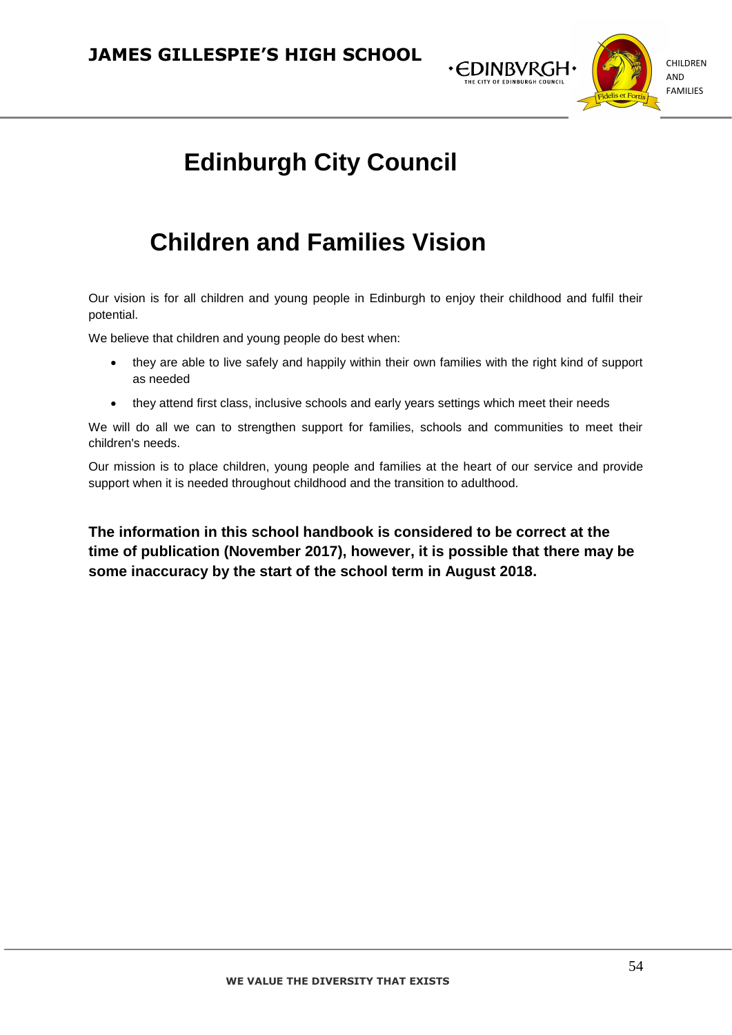# Edinburgh City Council

# Children and Families Vision

Our vision is for all children and young people in Edinburgh to enjoy their childhood and fulfil their potential.

We believe that children and young people do best when:

- they are able to live safely and happily within their own families with the right kind of support as needed
- they attend first class, inclusive schools and early years settings which meet their needs

We will do all we can to strengthen support for families, schools and communities to meet their children's needs.

Our mission is to place children, young people and families at the heart of our service and provide support when it is needed throughout childhood and the transition to adulthood.

**The information in this school handbook is considered to be correct at the time of publication (November 2017), however, it is possible that there may be some inaccuracy by the start of the school term in August 2018.**